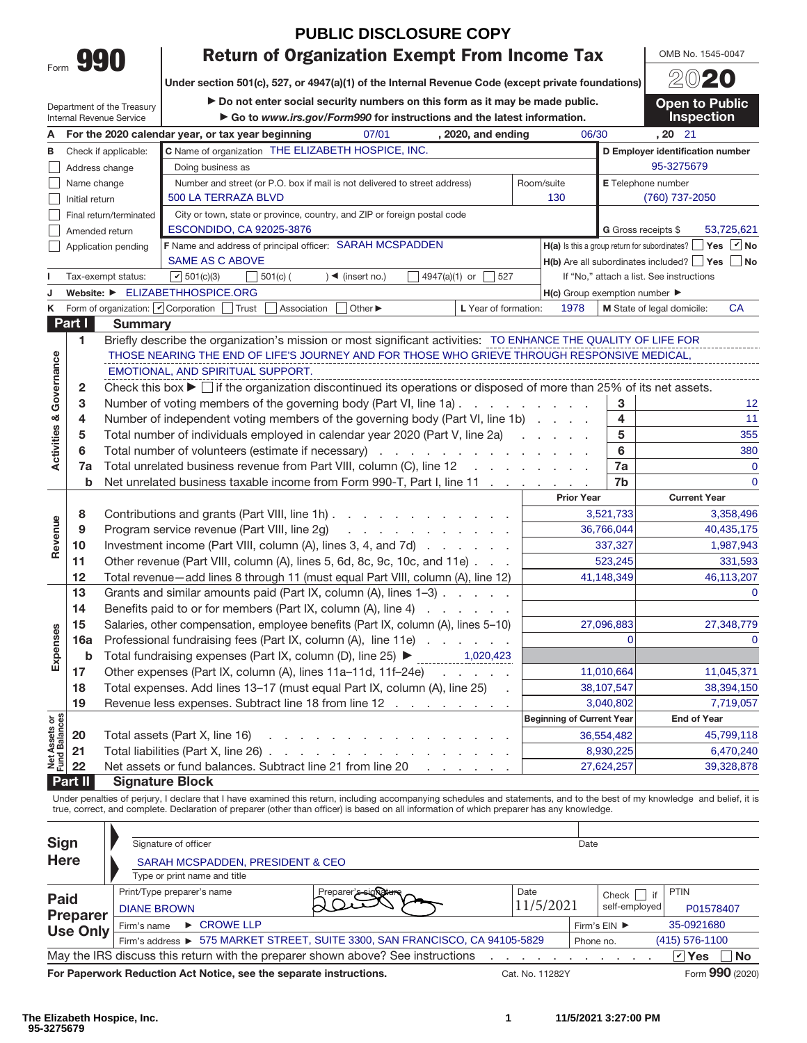# PUBLIC DISCLOSURE COPY

Form **990**

## Return of Organization Exempt From Income Tax

**Under section 501(c), 527, or 4947(a)(1) of the Internal Revenue Code (except private foundations)**

▶ Do not enter social security numbers on this form as it may be made public.

▶ Go to *www.irs.gov/Form990* for instructions and the latest information.

Department of the Treasury
Internal Revenue Service

OMB No. 1545-0047

**2020**

**Open to Public Inspection**

**A** For the 2020 calendar year, or tax year beginning 07/01, 2020, and ending 06/30, 20 21

**B** Check if applicable:
- ☐ Address change
- ☐ Name change
- ☐ Initial return
- ☐ Final return/terminated
- ☐ Amended return
- ☐ Application pending

**C** Name of organization: THE ELIZABETH HOSPICE, INC.

Doing business as

Number and street (or P.O. box if mail is not delivered to street address): 500 LA TERRAZA BLVD — Room/suite: 130

City or town, state or province, country, and ZIP or foreign postal code: ESCONDIDO, CA 92025-3876

**D** Employer identification number: 95-3275679

**E** Telephone number: (760) 737-2050

**G** Gross receipts $ 53,725,621

**F** Name and address of principal officer: SARAH MCSPADDEN
SAME AS C ABOVE

**H(a)** Is this a group return for subordinates? ☐ Yes ☑ No

**H(b)** Are all subordinates included? ☐ Yes ☐ No
If "No," attach a list. See instructions

**I** Tax-exempt status: ☑ 501(c)(3) ☐ 501(c) ( ) ◄ (insert no.) ☐ 4947(a)(1) or ☐ 527

**J** Website: ▶ ELIZABETHHOSPICE.ORG

**H(c)** Group exemption number ▶

**K** Form of organization: ☑ Corporation ☐ Trust ☐ Association ☐ Other ▶

**L** Year of formation: 1978

**M** State of legal domicile: CA

## Part I Summary

**Activities & Governance**

1. Briefly describe the organization's mission or most significant activities: TO ENHANCE THE QUALITY OF LIFE FOR THOSE NEARING THE END OF LIFE'S JOURNEY AND FOR THOSE WHO GRIEVE THROUGH RESPONSIVE MEDICAL, EMOTIONAL, AND SPIRITUAL SUPPORT.
2. Check this box ▶ ☐ if the organization discontinued its operations or disposed of more than 25% of its net assets.

| Line | Description | No. | Value |
|---|---|---|---|
| 3 | Number of voting members of the governing body (Part VI, line 1a) | 3 | 12 |
| 4 | Number of independent voting members of the governing body (Part VI, line 1b) | 4 | 11 |
| 5 | Total number of individuals employed in calendar year 2020 (Part V, line 2a) | 5 | 355 |
| 6 | Total number of volunteers (estimate if necessary) | 6 | 380 |
| 7a | Total unrelated business revenue from Part VIII, column (C), line 12 | 7a | 0 |
| b | Net unrelated business taxable income from Form 990-T, Part I, line 11 | 7b | 0 |

| Section | Line | Description | Prior Year | Current Year |
|---|---|---|---|---|
| Revenue | 8 | Contributions and grants (Part VIII, line 1h) | 3,521,733 | 3,358,496 |
| | 9 | Program service revenue (Part VIII, line 2g) | 36,766,044 | 40,435,175 |
| | 10 | Investment income (Part VIII, column (A), lines 3, 4, and 7d) | 337,327 | 1,987,943 |
| | 11 | Other revenue (Part VIII, column (A), lines 5, 6d, 8c, 9c, 10c, and 11e) | 523,245 | 331,593 |
| | 12 | Total revenue—add lines 8 through 11 (must equal Part VIII, column (A), line 12) | 41,148,349 | 46,113,207 |
| Expenses | 13 | Grants and similar amounts paid (Part IX, column (A), lines 1–3) | | 0 |
| | 14 | Benefits paid to or for members (Part IX, column (A), line 4) | | |
| | 15 | Salaries, other compensation, employee benefits (Part IX, column (A), lines 5–10) | 27,096,883 | 27,348,779 |
| | 16a | Professional fundraising fees (Part IX, column (A), line 11e) | 0 | 0 |
| | b | Total fundraising expenses (Part IX, column (D), line 25) ▶ 1,020,423 | | |
| | 17 | Other expenses (Part IX, column (A), lines 11a–11d, 11f–24e) | 11,010,664 | 11,045,371 |
| | 18 | Total expenses. Add lines 13–17 (must equal Part IX, column (A), line 25) | 38,107,547 | 38,394,150 |
| | 19 | Revenue less expenses. Subtract line 18 from line 12 | 3,040,802 | 7,719,057 |

| Section | Line | Description | Beginning of Current Year | End of Year |
|---|---|---|---|---|
| Net Assets or Fund Balances | 20 | Total assets (Part X, line 16) | 36,554,482 | 45,799,118 |
| | 21 | Total liabilities (Part X, line 26) | 8,930,225 | 6,470,240 |
| | 22 | Net assets or fund balances. Subtract line 21 from line 20 | 27,624,257 | 39,328,878 |

## Part II Signature Block

Under penalties of perjury, I declare that I have examined this return, including accompanying schedules and statements, and to the best of my knowledge and belief, it is true, correct, and complete. Declaration of preparer (other than officer) is based on all information of which preparer has any knowledge.

**Sign Here**

Signature of officer — Date

SARAH MCSPADDEN, PRESIDENT & CEO
Type or print name and title

**Paid Preparer Use Only**

| Print/Type preparer's name | Preparer's signature | Date | Check ☐ if self-employed | PTIN |
|---|---|---|---|---|
| DIANE BROWN | [signature] | 11/5/2021 | | P01578407 |

Firm's name ▶ CROWE LLP — Firm's EIN ▶ 35-0921680

Firm's address ▶ 575 MARKET STREET, SUITE 3300, SAN FRANCISCO, CA 94105-5829 — Phone no. (415) 576-1100

May the IRS discuss this return with the preparer shown above? See instructions ☑ Yes ☐ No

For Paperwork Reduction Act Notice, see the separate instructions. Cat. No. 11282Y Form **990** (2020)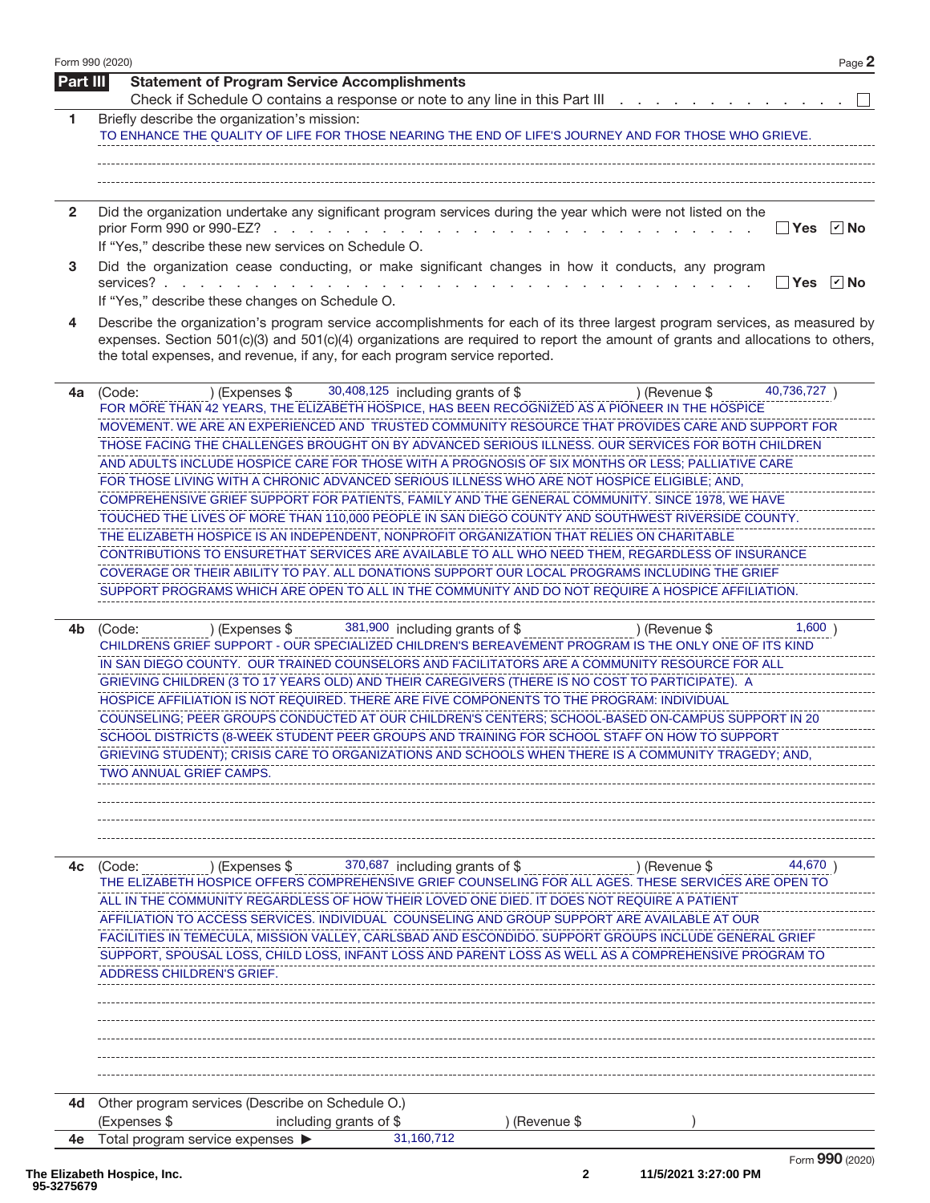## Part III Statement of Program Service Accomplishments

Check if Schedule O contains a response or note to any line in this Part III . . . . . . . . . . . . . ☐

**1** Briefly describe the organization's mission:

TO ENHANCE THE QUALITY OF LIFE FOR THOSE NEARING THE END OF LIFE'S JOURNEY AND FOR THOSE WHO GRIEVE.

**2** Did the organization undertake any significant program services during the year which were not listed on the prior Form 990 or 990-EZ? . . . . . . . ☐ Yes ☑ No

If "Yes," describe these new services on Schedule O.

**3** Did the organization cease conducting, or make significant changes in how it conducts, any program services? . . . . . . . ☐ Yes ☑ No

If "Yes," describe these changes on Schedule O.

**4** Describe the organization's program service accomplishments for each of its three largest program services, as measured by expenses. Section 501(c)(3) and 501(c)(4) organizations are required to report the amount of grants and allocations to others, the total expenses, and revenue, if any, for each program service reported.

**4a** (Code: ) (Expenses $ 30,408,125 including grants of $ ) (Revenue $ 40,736,727 )

FOR MORE THAN 42 YEARS, THE ELIZABETH HOSPICE, HAS BEEN RECOGNIZED AS A PIONEER IN THE HOSPICE MOVEMENT. WE ARE AN EXPERIENCED AND TRUSTED COMMUNITY RESOURCE THAT PROVIDES CARE AND SUPPORT FOR THOSE FACING THE CHALLENGES BROUGHT ON BY ADVANCED SERIOUS ILLNESS. OUR SERVICES FOR BOTH CHILDREN AND ADULTS INCLUDE HOSPICE CARE FOR THOSE WITH A PROGNOSIS OF SIX MONTHS OR LESS; PALLIATIVE CARE FOR THOSE LIVING WITH A CHRONIC ADVANCED SERIOUS ILLNESS WHO ARE NOT HOSPICE ELIGIBLE; AND, COMPREHENSIVE GRIEF SUPPORT FOR PATIENTS, FAMILY AND THE GENERAL COMMUNITY. SINCE 1978, WE HAVE TOUCHED THE LIVES OF MORE THAN 110,000 PEOPLE IN SAN DIEGO COUNTY AND SOUTHWEST RIVERSIDE COUNTY. THE ELIZABETH HOSPICE IS AN INDEPENDENT, NONPROFIT ORGANIZATION THAT RELIES ON CHARITABLE CONTRIBUTIONS TO ENSURETHAT SERVICES ARE AVAILABLE TO ALL WHO NEED THEM, REGARDLESS OF INSURANCE COVERAGE OR THEIR ABILITY TO PAY. ALL DONATIONS SUPPORT OUR LOCAL PROGRAMS INCLUDING THE GRIEF SUPPORT PROGRAMS WHICH ARE OPEN TO ALL IN THE COMMUNITY AND DO NOT REQUIRE A HOSPICE AFFILIATION.

**4b** (Code: ) (Expenses $ 381,900 including grants of $ ) (Revenue $ 1,600 )

CHILDRENS GRIEF SUPPORT - OUR SPECIALIZED CHILDREN'S BEREAVEMENT PROGRAM IS THE ONLY ONE OF ITS KIND IN SAN DIEGO COUNTY. OUR TRAINED COUNSELORS AND FACILITATORS ARE A COMMUNITY RESOURCE FOR ALL GRIEVING CHILDREN (3 TO 17 YEARS OLD) AND THEIR CAREGIVERS (THERE IS NO COST TO PARTICIPATE). A HOSPICE AFFILIATION IS NOT REQUIRED. THERE ARE FIVE COMPONENTS TO THE PROGRAM: INDIVIDUAL COUNSELING; PEER GROUPS CONDUCTED AT OUR CHILDREN'S CENTERS; SCHOOL-BASED ON-CAMPUS SUPPORT IN 20 SCHOOL DISTRICTS (8-WEEK STUDENT PEER GROUPS AND TRAINING FOR SCHOOL STAFF ON HOW TO SUPPORT GRIEVING STUDENT); CRISIS CARE TO ORGANIZATIONS AND SCHOOLS WHEN THERE IS A COMMUNITY TRAGEDY; AND, TWO ANNUAL GRIEF CAMPS.

**4c** (Code: ) (Expenses $ 370,687 including grants of $ ) (Revenue $ 44,670 )

THE ELIZABETH HOSPICE OFFERS COMPREHENSIVE GRIEF COUNSELING FOR ALL AGES. THESE SERVICES ARE OPEN TO ALL IN THE COMMUNITY REGARDLESS OF HOW THEIR LOVED ONE DIED. IT DOES NOT REQUIRE A PATIENT AFFILIATION TO ACCESS SERVICES. INDIVIDUAL COUNSELING AND GROUP SUPPORT ARE AVAILABLE AT OUR FACILITIES IN TEMECULA, MISSION VALLEY, CARLSBAD AND ESCONDIDO. SUPPORT GROUPS INCLUDE GENERAL GRIEF SUPPORT, SPOUSAL LOSS, CHILD LOSS, INFANT LOSS AND PARENT LOSS AS WELL AS A COMPREHENSIVE PROGRAM TO ADDRESS CHILDREN'S GRIEF.

**4d** Other program services (Describe on Schedule O.)

(Expenses $ including grants of $ ) (Revenue $ )

**4e** Total program service expenses ▶ 31,160,712

Form **990** (2020)

The Elizabeth Hospice, Inc.
95-3275679

11/5/2021 3:27:00 PM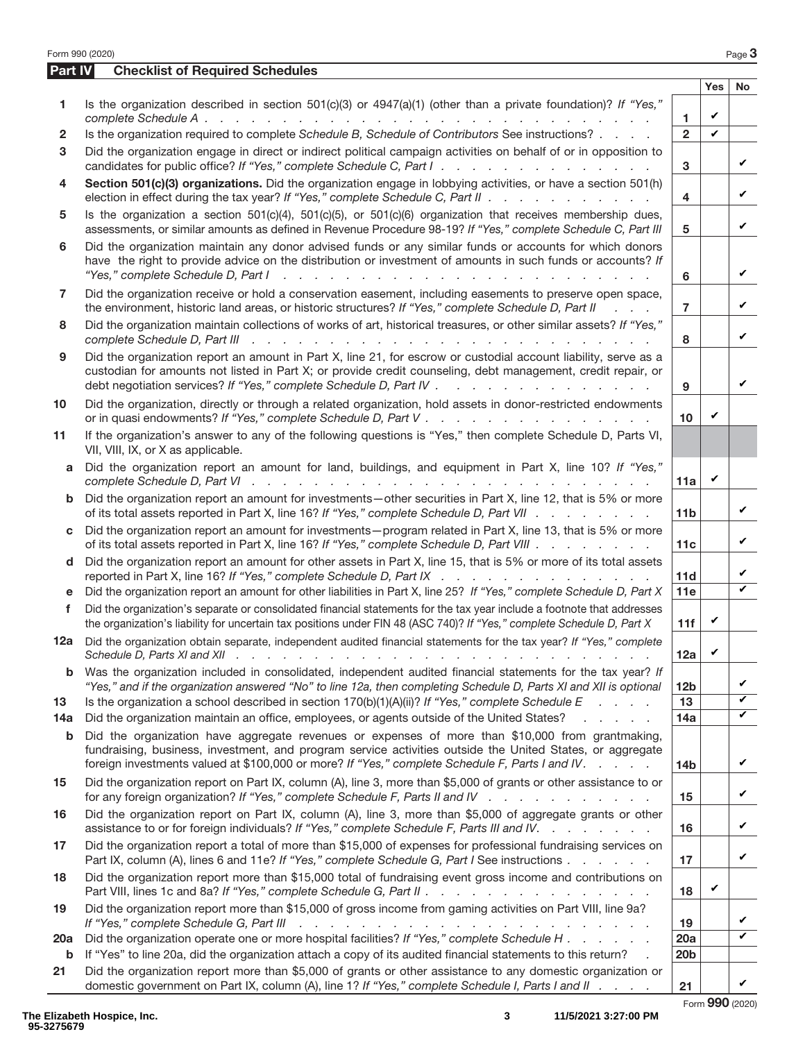## Part IV Checklist of Required Schedules

| | | | Yes | No |
|---|---|---|---|---|
| 1 | Is the organization described in section 501(c)(3) or 4947(a)(1) (other than a private foundation)? *If "Yes," complete Schedule A* | 1 | ✔ | |
| 2 | Is the organization required to complete *Schedule B, Schedule of Contributors* See instructions? | 2 | ✔ | |
| 3 | Did the organization engage in direct or indirect political campaign activities on behalf of or in opposition to candidates for public office? *If "Yes," complete Schedule C, Part I* | 3 | | ✔ |
| 4 | **Section 501(c)(3) organizations.** Did the organization engage in lobbying activities, or have a section 501(h) election in effect during the tax year? *If "Yes," complete Schedule C, Part II* | 4 | | ✔ |
| 5 | Is the organization a section 501(c)(4), 501(c)(5), or 501(c)(6) organization that receives membership dues, assessments, or similar amounts as defined in Revenue Procedure 98-19? *If "Yes," complete Schedule C, Part III* | 5 | | ✔ |
| 6 | Did the organization maintain any donor advised funds or any similar funds or accounts for which donors have the right to provide advice on the distribution or investment of amounts in such funds or accounts? *If "Yes," complete Schedule D, Part I* | 6 | | ✔ |
| 7 | Did the organization receive or hold a conservation easement, including easements to preserve open space, the environment, historic land areas, or historic structures? *If "Yes," complete Schedule D, Part II* | 7 | | ✔ |
| 8 | Did the organization maintain collections of works of art, historical treasures, or other similar assets? *If "Yes," complete Schedule D, Part III* | 8 | | ✔ |
| 9 | Did the organization report an amount in Part X, line 21, for escrow or custodial account liability, serve as a custodian for amounts not listed in Part X; or provide credit counseling, debt management, credit repair, or debt negotiation services? *If "Yes," complete Schedule D, Part IV* | 9 | | ✔ |
| 10 | Did the organization, directly or through a related organization, hold assets in donor-restricted endowments or in quasi endowments? *If "Yes," complete Schedule D, Part V* | 10 | ✔ | |
| 11 | If the organization's answer to any of the following questions is "Yes," then complete Schedule D, Parts VI, VII, VIII, IX, or X as applicable. | | | |
| a | Did the organization report an amount for land, buildings, and equipment in Part X, line 10? *If "Yes," complete Schedule D, Part VI* | 11a | ✔ | |
| b | Did the organization report an amount for investments—other securities in Part X, line 12, that is 5% or more of its total assets reported in Part X, line 16? *If "Yes," complete Schedule D, Part VII* | 11b | | ✔ |
| c | Did the organization report an amount for investments—program related in Part X, line 13, that is 5% or more of its total assets reported in Part X, line 16? *If "Yes," complete Schedule D, Part VIII* | 11c | | ✔ |
| d | Did the organization report an amount for other assets in Part X, line 15, that is 5% or more of its total assets reported in Part X, line 16? *If "Yes," complete Schedule D, Part IX* | 11d | | ✔ |
| e | Did the organization report an amount for other liabilities in Part X, line 25? *If "Yes," complete Schedule D, Part X* | 11e | | ✔ |
| f | Did the organization's separate or consolidated financial statements for the tax year include a footnote that addresses the organization's liability for uncertain tax positions under FIN 48 (ASC 740)? *If "Yes," complete Schedule D, Part X* | 11f | ✔ | |
| 12a | Did the organization obtain separate, independent audited financial statements for the tax year? *If "Yes," complete Schedule D, Parts XI and XII* | 12a | ✔ | |
| b | Was the organization included in consolidated, independent audited financial statements for the tax year? *If "Yes," and if the organization answered "No" to line 12a, then completing Schedule D, Parts XI and XII is optional* | 12b | | ✔ |
| 13 | Is the organization a school described in section 170(b)(1)(A)(ii)? *If "Yes," complete Schedule E* | 13 | | ✔ |
| 14a | Did the organization maintain an office, employees, or agents outside of the United States? | 14a | | ✔ |
| b | Did the organization have aggregate revenues or expenses of more than $10,000 from grantmaking, fundraising, business, investment, and program service activities outside the United States, or aggregate foreign investments valued at $100,000 or more? *If "Yes," complete Schedule F, Parts I and IV* | 14b | | ✔ |
| 15 | Did the organization report on Part IX, column (A), line 3, more than $5,000 of grants or other assistance to or for any foreign organization? *If "Yes," complete Schedule F, Parts II and IV* | 15 | | ✔ |
| 16 | Did the organization report on Part IX, column (A), line 3, more than $5,000 of aggregate grants or other assistance to or for foreign individuals? *If "Yes," complete Schedule F, Parts III and IV.* | 16 | | ✔ |
| 17 | Did the organization report a total of more than $15,000 of expenses for professional fundraising services on Part IX, column (A), lines 6 and 11e? *If "Yes," complete Schedule G, Part I* See instructions | 17 | | ✔ |
| 18 | Did the organization report more than $15,000 total of fundraising event gross income and contributions on Part VIII, lines 1c and 8a? *If "Yes," complete Schedule G, Part II* | 18 | ✔ | |
| 19 | Did the organization report more than $15,000 of gross income from gaming activities on Part VIII, line 9a? *If "Yes," complete Schedule G, Part III* | 19 | | ✔ |
| 20a | Did the organization operate one or more hospital facilities? *If "Yes," complete Schedule H* | 20a | | ✔ |
| b | If "Yes" to line 20a, did the organization attach a copy of its audited financial statements to this return? | 20b | | |
| 21 | Did the organization report more than $5,000 of grants or other assistance to any domestic organization or domestic government on Part IX, column (A), line 1? *If "Yes," complete Schedule I, Parts I and II* | 21 | | ✔ |

The Elizabeth Hospice, Inc.
95-3275679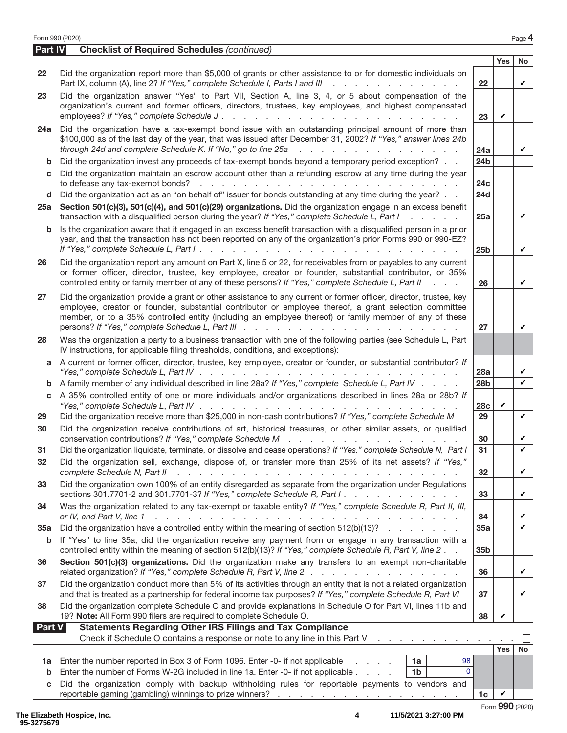Form 990 (2020) Page 4

## Part IV Checklist of Required Schedules *(continued)*

| | | | Yes | No |
|---|---|---|---|---|
| 22 | Did the organization report more than $5,000 of grants or other assistance to or for domestic individuals on Part IX, column (A), line 2? *If "Yes," complete Schedule I, Parts I and III* | 22 | | ✔ |
| 23 | Did the organization answer "Yes" to Part VII, Section A, line 3, 4, or 5 about compensation of the organization's current and former officers, directors, trustees, key employees, and highest compensated employees? *If "Yes," complete Schedule J* | 23 | ✔ | |
| 24a | Did the organization have a tax-exempt bond issue with an outstanding principal amount of more than $100,000 as of the last day of the year, that was issued after December 31, 2002? *If "Yes," answer lines 24b through 24d and complete Schedule K. If "No," go to line 25a* | 24a | | ✔ |
| b | Did the organization invest any proceeds of tax-exempt bonds beyond a temporary period exception? | 24b | | |
| c | Did the organization maintain an escrow account other than a refunding escrow at any time during the year to defease any tax-exempt bonds? | 24c | | |
| d | Did the organization act as an "on behalf of" issuer for bonds outstanding at any time during the year? | 24d | | |
| 25a | **Section 501(c)(3), 501(c)(4), and 501(c)(29) organizations.** Did the organization engage in an excess benefit transaction with a disqualified person during the year? *If "Yes," complete Schedule L, Part I* | 25a | | ✔ |
| b | Is the organization aware that it engaged in an excess benefit transaction with a disqualified person in a prior year, and that the transaction has not been reported on any of the organization's prior Forms 990 or 990-EZ? *If "Yes," complete Schedule L, Part I* | 25b | | ✔ |
| 26 | Did the organization report any amount on Part X, line 5 or 22, for receivables from or payables to any current or former officer, director, trustee, key employee, creator or founder, substantial contributor, or 35% controlled entity or family member of any of these persons? *If "Yes," complete Schedule L, Part II* | 26 | | ✔ |
| 27 | Did the organization provide a grant or other assistance to any current or former officer, director, trustee, key employee, creator or founder, substantial contributor or employee thereof, a grant selection committee member, or to a 35% controlled entity (including an employee thereof) or family member of any of these persons? *If "Yes," complete Schedule L, Part III* | 27 | | ✔ |
| 28 | Was the organization a party to a business transaction with one of the following parties (see Schedule L, Part IV instructions, for applicable filing thresholds, conditions, and exceptions): | | | |
| a | A current or former officer, director, trustee, key employee, creator or founder, or substantial contributor? *If "Yes," complete Schedule L, Part IV* | 28a | | ✔ |
| b | A family member of any individual described in line 28a? *If "Yes," complete Schedule L, Part IV* | 28b | | ✔ |
| c | A 35% controlled entity of one or more individuals and/or organizations described in lines 28a or 28b? *If "Yes," complete Schedule L, Part IV* | 28c | ✔ | |
| 29 | Did the organization receive more than $25,000 in non-cash contributions? *If "Yes," complete Schedule M* | 29 | | ✔ |
| 30 | Did the organization receive contributions of art, historical treasures, or other similar assets, or qualified conservation contributions? *If "Yes," complete Schedule M* | 30 | | ✔ |
| 31 | Did the organization liquidate, terminate, or dissolve and cease operations? *If "Yes," complete Schedule N, Part I* | 31 | | ✔ |
| 32 | Did the organization sell, exchange, dispose of, or transfer more than 25% of its net assets? *If "Yes," complete Schedule N, Part II* | 32 | | ✔ |
| 33 | Did the organization own 100% of an entity disregarded as separate from the organization under Regulations sections 301.7701-2 and 301.7701-3? *If "Yes," complete Schedule R, Part I* | 33 | | ✔ |
| 34 | Was the organization related to any tax-exempt or taxable entity? *If "Yes," complete Schedule R, Part II, III, or IV, and Part V, line 1* | 34 | | ✔ |
| 35a | Did the organization have a controlled entity within the meaning of section 512(b)(13)? | 35a | | ✔ |
| b | If "Yes" to line 35a, did the organization receive any payment from or engage in any transaction with a controlled entity within the meaning of section 512(b)(13)? *If "Yes," complete Schedule R, Part V, line 2* | 35b | | |
| 36 | **Section 501(c)(3) organizations.** Did the organization make any transfers to an exempt non-charitable related organization? *If "Yes," complete Schedule R, Part V, line 2* | 36 | | ✔ |
| 37 | Did the organization conduct more than 5% of its activities through an entity that is not a related organization and that is treated as a partnership for federal income tax purposes? *If "Yes," complete Schedule R, Part VI* | 37 | | ✔ |
| 38 | Did the organization complete Schedule O and provide explanations in Schedule O for Part VI, lines 11b and 19? **Note:** All Form 990 filers are required to complete Schedule O. | 38 | ✔ | |

## Part V Statements Regarding Other IRS Filings and Tax Compliance

Check if Schedule O contains a response or note to any line in this Part V ☐

| | | | | | Yes | No |
|---|---|---|---|---|---|---|
| 1a | Enter the number reported in Box 3 of Form 1096. Enter -0- if not applicable | 1a | 98 | | | |
| b | Enter the number of Forms W-2G included in line 1a. Enter -0- if not applicable | 1b | 0 | | | |
| c | Did the organization comply with backup withholding rules for reportable payments to vendors and reportable gaming (gambling) winnings to prize winners? | | | 1c | ✔ | |

Form **990** (2020)

The Elizabeth Hospice, Inc.
95-3275679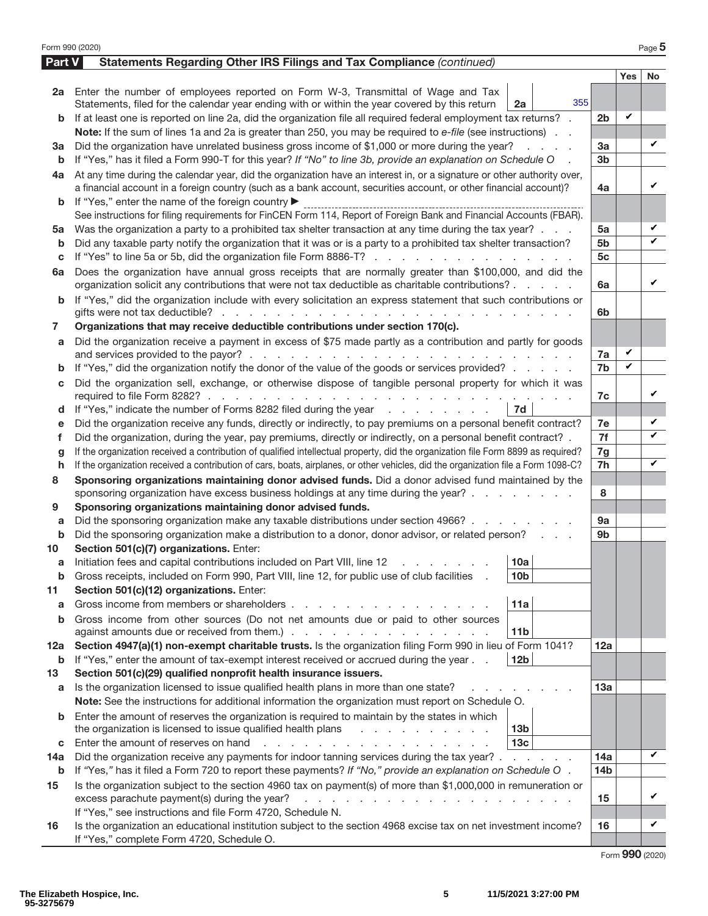Form 990 (2020) Page **5**

## Part V Statements Regarding Other IRS Filings and Tax Compliance *(continued)*

| | | | | Yes | No |
|---|---|---|---|---|---|
| **2a** | Enter the number of employees reported on Form W-3, Transmittal of Wage and Tax Statements, filed for the calendar year ending with or within the year covered by this return | 2a 355 | | | |
| **b** | If at least one is reported on line 2a, did the organization file all required federal employment tax returns? | | 2b | ✔ | |
| | **Note:** If the sum of lines 1a and 2a is greater than 250, you may be required to *e-file* (see instructions) | | | | |
| **3a** | Did the organization have unrelated business gross income of $1,000 or more during the year? | | 3a | | ✔ |
| **b** | If "Yes," has it filed a Form 990-T for this year? *If "No" to line 3b, provide an explanation on Schedule O* | | 3b | | |
| **4a** | At any time during the calendar year, did the organization have an interest in, or a signature or other authority over, a financial account in a foreign country (such as a bank account, securities account, or other financial account)? | | 4a | | ✔ |
| **b** | If "Yes," enter the name of the foreign country ▶ | | | | |
| | See instructions for filing requirements for FinCEN Form 114, Report of Foreign Bank and Financial Accounts (FBAR). | | | | |
| **5a** | Was the organization a party to a prohibited tax shelter transaction at any time during the tax year? | | 5a | | ✔ |
| **b** | Did any taxable party notify the organization that it was or is a party to a prohibited tax shelter transaction? | | 5b | | ✔ |
| **c** | If "Yes" to line 5a or 5b, did the organization file Form 8886-T? | | 5c | | |
| **6a** | Does the organization have annual gross receipts that are normally greater than $100,000, and did the organization solicit any contributions that were not tax deductible as charitable contributions? | | 6a | | ✔ |
| **b** | If "Yes," did the organization include with every solicitation an express statement that such contributions or gifts were not tax deductible? | | 6b | | |
| **7** | **Organizations that may receive deductible contributions under section 170(c).** | | | | |
| **a** | Did the organization receive a payment in excess of $75 made partly as a contribution and partly for goods and services provided to the payor? | | 7a | ✔ | |
| **b** | If "Yes," did the organization notify the donor of the value of the goods or services provided? | | 7b | ✔ | |
| **c** | Did the organization sell, exchange, or otherwise dispose of tangible personal property for which it was required to file Form 8282? | | 7c | | ✔ |
| **d** | If "Yes," indicate the number of Forms 8282 filed during the year | 7d | | | |
| **e** | Did the organization receive any funds, directly or indirectly, to pay premiums on a personal benefit contract? | | 7e | | ✔ |
| **f** | Did the organization, during the year, pay premiums, directly or indirectly, on a personal benefit contract? | | 7f | | ✔ |
| **g** | If the organization received a contribution of qualified intellectual property, did the organization file Form 8899 as required? | | 7g | | |
| **h** | If the organization received a contribution of cars, boats, airplanes, or other vehicles, did the organization file a Form 1098-C? | | 7h | | ✔ |
| **8** | **Sponsoring organizations maintaining donor advised funds.** Did a donor advised fund maintained by the sponsoring organization have excess business holdings at any time during the year? | | 8 | | |
| **9** | **Sponsoring organizations maintaining donor advised funds.** | | | | |
| **a** | Did the sponsoring organization make any taxable distributions under section 4966? | | 9a | | |
| **b** | Did the sponsoring organization make a distribution to a donor, donor advisor, or related person? | | 9b | | |
| **10** | **Section 501(c)(7) organizations.** Enter: | | | | |
| **a** | Initiation fees and capital contributions included on Part VIII, line 12 | 10a | | | |
| **b** | Gross receipts, included on Form 990, Part VIII, line 12, for public use of club facilities | 10b | | | |
| **11** | **Section 501(c)(12) organizations.** Enter: | | | | |
| **a** | Gross income from members or shareholders | 11a | | | |
| **b** | Gross income from other sources (Do not net amounts due or paid to other sources against amounts due or received from them.) | 11b | | | |
| **12a** | **Section 4947(a)(1) non-exempt charitable trusts.** Is the organization filing Form 990 in lieu of Form 1041? | | 12a | | |
| **b** | If "Yes," enter the amount of tax-exempt interest received or accrued during the year | 12b | | | |
| **13** | **Section 501(c)(29) qualified nonprofit health insurance issuers.** | | | | |
| **a** | Is the organization licensed to issue qualified health plans in more than one state? | | 13a | | |
| | **Note:** See the instructions for additional information the organization must report on Schedule O. | | | | |
| **b** | Enter the amount of reserves the organization is required to maintain by the states in which the organization is licensed to issue qualified health plans | 13b | | | |
| **c** | Enter the amount of reserves on hand | 13c | | | |
| **14a** | Did the organization receive any payments for indoor tanning services during the tax year? | | 14a | | ✔ |
| **b** | If "Yes," has it filed a Form 720 to report these payments? *If "No," provide an explanation on Schedule O* | | 14b | | |
| **15** | Is the organization subject to the section 4960 tax on payment(s) of more than $1,000,000 in remuneration or excess parachute payment(s) during the year? | | 15 | | ✔ |
| | If "Yes," see instructions and file Form 4720, Schedule N. | | | | |
| **16** | Is the organization an educational institution subject to the section 4968 excise tax on net investment income? | | 16 | | ✔ |
| | If "Yes," complete Form 4720, Schedule O. | | | | |

Form **990** (2020)

The Elizabeth Hospice, Inc.
95-3275679 5 11/5/2021 3:27:00 PM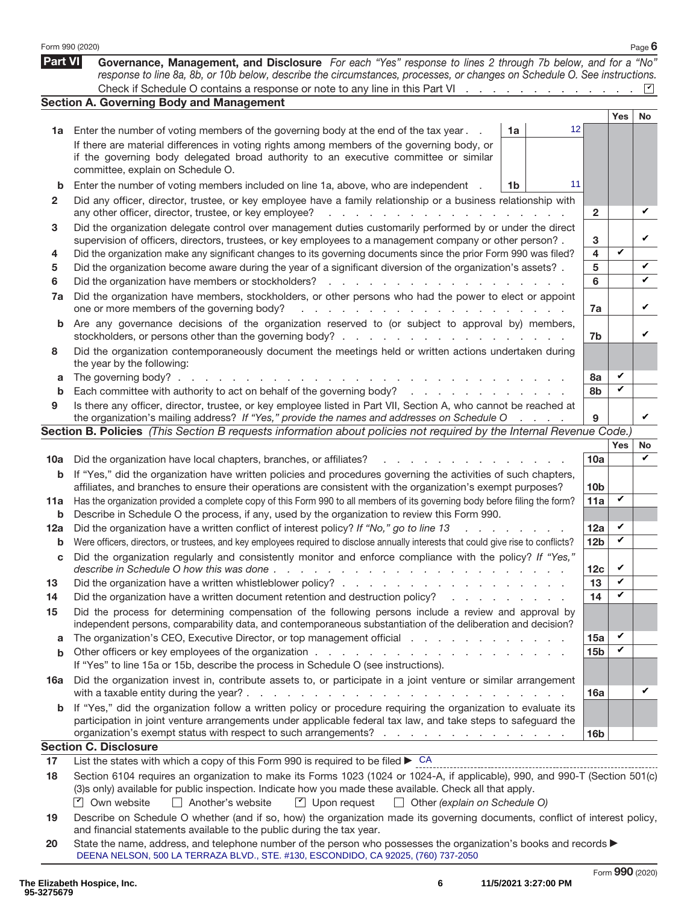Form 990 (2020) Page **6**

## Part VI Governance, Management, and Disclosure

*For each "Yes" response to lines 2 through 7b below, and for a "No" response to line 8a, 8b, or 10b below, describe the circumstances, processes, or changes on Schedule O. See instructions.*

Check if Schedule O contains a response or note to any line in this Part VI . . . . . . . . . . . . . . ☑

### Section A. Governing Body and Management

| | | | | | Yes | No |
|---|---|---|---|---|---|---|
| **1a** | Enter the number of voting members of the governing body at the end of the tax year . . If there are material differences in voting rights among members of the governing body, or if the governing body delegated broad authority to an executive committee or similar committee, explain on Schedule O. | 1a | 12 | | | |
| **b** | Enter the number of voting members included on line 1a, above, who are independent . | 1b | 11 | | | |
| **2** | Did any officer, director, trustee, or key employee have a family relationship or a business relationship with any other officer, director, trustee, or key employee? | | | 2 | | ✔ |
| **3** | Did the organization delegate control over management duties customarily performed by or under the direct supervision of officers, directors, trustees, or key employees to a management company or other person? . | | | 3 | | ✔ |
| **4** | Did the organization make any significant changes to its governing documents since the prior Form 990 was filed? | | | 4 | ✔ | |
| **5** | Did the organization become aware during the year of a significant diversion of the organization's assets? . | | | 5 | | ✔ |
| **6** | Did the organization have members or stockholders? | | | 6 | | ✔ |
| **7a** | Did the organization have members, stockholders, or other persons who had the power to elect or appoint one or more members of the governing body? | | | 7a | | ✔ |
| **b** | Are any governance decisions of the organization reserved to (or subject to approval by) members, stockholders, or persons other than the governing body? | | | 7b | | ✔ |
| **8** | Did the organization contemporaneously document the meetings held or written actions undertaken during the year by the following: | | | | | |
| **a** | The governing body? | | | 8a | ✔ | |
| **b** | Each committee with authority to act on behalf of the governing body? | | | 8b | ✔ | |
| **9** | Is there any officer, director, trustee, or key employee listed in Part VII, Section A, who cannot be reached at the organization's mailing address? *If "Yes," provide the names and addresses on Schedule O* | | | 9 | | ✔ |

### Section B. Policies *(This Section B requests information about policies not required by the Internal Revenue Code.)*

| | | | Yes | No |
|---|---|---|---|---|
| **10a** | Did the organization have local chapters, branches, or affiliates? | 10a | | ✔ |
| **b** | If "Yes," did the organization have written policies and procedures governing the activities of such chapters, affiliates, and branches to ensure their operations are consistent with the organization's exempt purposes? | 10b | | |
| **11a** | Has the organization provided a complete copy of this Form 990 to all members of its governing body before filing the form? | 11a | ✔ | |
| **b** | Describe in Schedule O the process, if any, used by the organization to review this Form 990. | | | |
| **12a** | Did the organization have a written conflict of interest policy? *If "No," go to line 13* | 12a | ✔ | |
| **b** | Were officers, directors, or trustees, and key employees required to disclose annually interests that could give rise to conflicts? | 12b | ✔ | |
| **c** | Did the organization regularly and consistently monitor and enforce compliance with the policy? *If "Yes," describe in Schedule O how this was done* | 12c | ✔ | |
| **13** | Did the organization have a written whistleblower policy? | 13 | ✔ | |
| **14** | Did the organization have a written document retention and destruction policy? | 14 | ✔ | |
| **15** | Did the process for determining compensation of the following persons include a review and approval by independent persons, comparability data, and contemporaneous substantiation of the deliberation and decision? | | | |
| **a** | The organization's CEO, Executive Director, or top management official | 15a | ✔ | |
| **b** | Other officers or key employees of the organization. If "Yes" to line 15a or 15b, describe the process in Schedule O (see instructions). | 15b | ✔ | |
| **16a** | Did the organization invest in, contribute assets to, or participate in a joint venture or similar arrangement with a taxable entity during the year? | 16a | | ✔ |
| **b** | If "Yes," did the organization follow a written policy or procedure requiring the organization to evaluate its participation in joint venture arrangements under applicable federal tax law, and take steps to safeguard the organization's exempt status with respect to such arrangements? | 16b | | |

### Section C. Disclosure

**17** List the states with which a copy of this Form 990 is required to be filed ▶ CA

**18** Section 6104 requires an organization to make its Forms 1023 (1024 or 1024-A, if applicable), 990, and 990-T (Section 501(c)(3)s only) available for public inspection. Indicate how you made these available. Check all that apply.

☑ Own website ☐ Another's website ☑ Upon request ☐ Other *(explain on Schedule O)*

**19** Describe on Schedule O whether (and if so, how) the organization made its governing documents, conflict of interest policy, and financial statements available to the public during the tax year.

**20** State the name, address, and telephone number of the person who possesses the organization's books and records ▶
DEENA NELSON, 500 LA TERRAZA BLVD., STE. #130, ESCONDIDO, CA 92025, (760) 737-2050

Form **990** (2020)

The Elizabeth Hospice, Inc.
95-3275679
11/5/2021 3:27:00 PM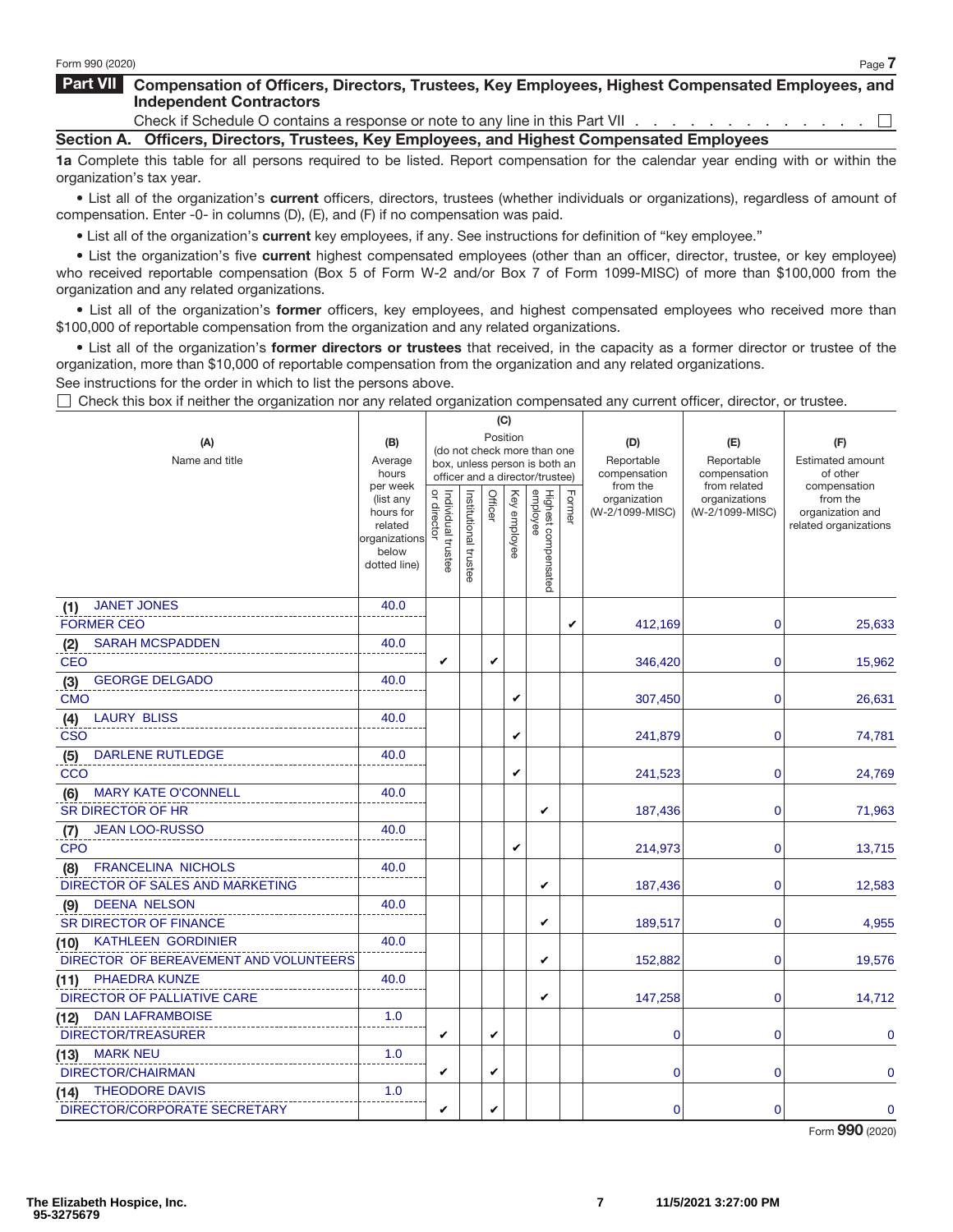Form 990 (2020)

# Part VII Compensation of Officers, Directors, Trustees, Key Employees, Highest Compensated Employees, and Independent Contractors

Check if Schedule O contains a response or note to any line in this Part VII . . . . . . . . . . . . . . . ☐

## Section A. Officers, Directors, Trustees, Key Employees, and Highest Compensated Employees

**1a** Complete this table for all persons required to be listed. Report compensation for the calendar year ending with or within the organization's tax year.

- List all of the organization's **current** officers, directors, trustees (whether individuals or organizations), regardless of amount of compensation. Enter -0- in columns (D), (E), and (F) if no compensation was paid.
- List all of the organization's **current** key employees, if any. See instructions for definition of "key employee."
- List the organization's five **current** highest compensated employees (other than an officer, director, trustee, or key employee) who received reportable compensation (Box 5 of Form W-2 and/or Box 7 of Form 1099-MISC) of more than $100,000 from the organization and any related organizations.
- List all of the organization's **former** officers, key employees, and highest compensated employees who received more than $100,000 of reportable compensation from the organization and any related organizations.
- List all of the organization's **former directors or trustees** that received, in the capacity as a former director or trustee of the organization, more than $10,000 of reportable compensation from the organization and any related organizations.

See instructions for the order in which to list the persons above.

☐ Check this box if neither the organization nor any related organization compensated any current officer, director, or trustee.

| (A) Name and title | (B) Average hours per week (list any hours for related organizations below dotted line) | (C) Position (do not check more than one box, unless person is both an officer and a director/trustee) | | | | | | (D) Reportable compensation from the organization (W-2/1099-MISC) | (E) Reportable compensation from related organizations (W-2/1099-MISC) | (F) Estimated amount of other compensation from the organization and related organizations |
|---|---|---|---|---|---|---|---|---|---|---|
| | | Individual trustee or director | Institutional trustee | Officer | Key employee | Highest compensated employee | Former | | | |
| (1) JANET JONES<br>FORMER CEO | 40.0 | | | | | | ✔ | 412,169 | 0 | 25,633 |
| (2) SARAH MCSPADDEN<br>CEO | 40.0 | ✔ | | ✔ | | | | 346,420 | 0 | 15,962 |
| (3) GEORGE DELGADO<br>CMO | 40.0 | | | | ✔ | | | 307,450 | 0 | 26,631 |
| (4) LAURY BLISS<br>CSO | 40.0 | | | | ✔ | | | 241,879 | 0 | 74,781 |
| (5) DARLENE RUTLEDGE<br>CCO | 40.0 | | | | ✔ | | | 241,523 | 0 | 24,769 |
| (6) MARY KATE O'CONNELL<br>SR DIRECTOR OF HR | 40.0 | | | | | ✔ | | 187,436 | 0 | 71,963 |
| (7) JEAN LOO-RUSSO<br>CPO | 40.0 | | | | ✔ | | | 214,973 | 0 | 13,715 |
| (8) FRANCELINA NICHOLS<br>DIRECTOR OF SALES AND MARKETING | 40.0 | | | | | ✔ | | 187,436 | 0 | 12,583 |
| (9) DEENA NELSON<br>SR DIRECTOR OF FINANCE | 40.0 | | | | | ✔ | | 189,517 | 0 | 4,955 |
| (10) KATHLEEN GORDINIER<br>DIRECTOR OF BEREAVEMENT AND VOLUNTEERS | 40.0 | | | | | ✔ | | 152,882 | 0 | 19,576 |
| (11) PHAEDRA KUNZE<br>DIRECTOR OF PALLIATIVE CARE | 40.0 | | | | | ✔ | | 147,258 | 0 | 14,712 |
| (12) DAN LAFRAMBOISE<br>DIRECTOR/TREASURER | 1.0 | ✔ | | ✔ | | | | 0 | 0 | 0 |
| (13) MARK NEU<br>DIRECTOR/CHAIRMAN | 1.0 | ✔ | | ✔ | | | | 0 | 0 | 0 |
| (14) THEODORE DAVIS<br>DIRECTOR/CORPORATE SECRETARY | 1.0 | ✔ | | ✔ | | | | 0 | 0 | 0 |

Form **990** (2020)

The Elizabeth Hospice, Inc.
95-3275679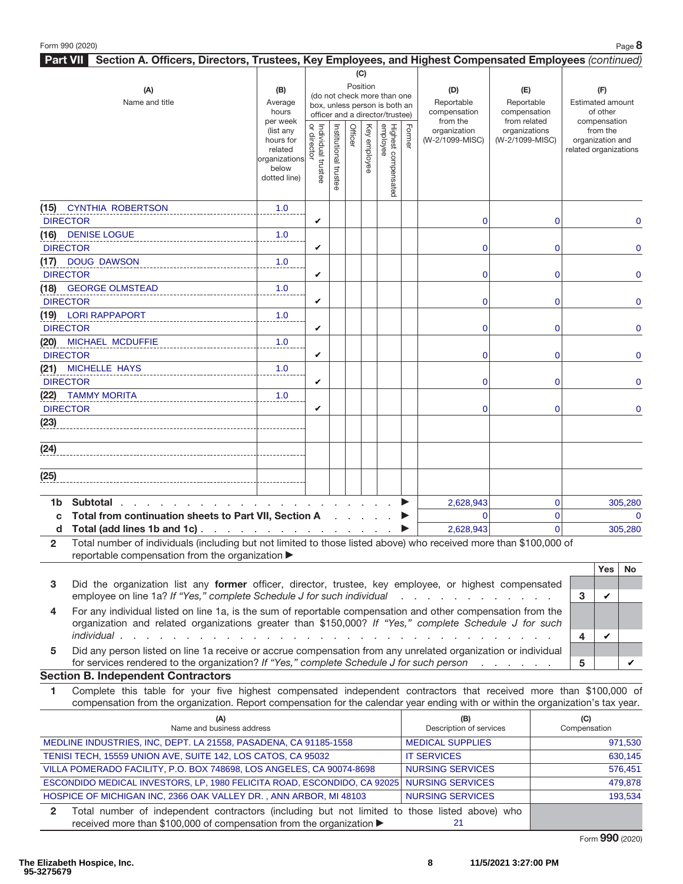## Part VII Section A. Officers, Directors, Trustees, Key Employees, and Highest Compensated Employees *(continued)*

| (A) Name and title | (B) Average hours per week (list any hours for related organizations below dotted line) | (C) Position: Individual trustee or director | Institutional trustee | Officer | Key employee | Highest compensated employee | Former | (D) Reportable compensation from the organization (W-2/1099-MISC) | (E) Reportable compensation from related organizations (W-2/1099-MISC) | (F) Estimated amount of other compensation from the organization and related organizations |
|---|---|---|---|---|---|---|---|---|---|---|
| (15) CYNTHIA ROBERTSON<br>DIRECTOR | 1.0 | ✔ | | | | | | 0 | 0 | 0 |
| (16) DENISE LOGUE<br>DIRECTOR | 1.0 | ✔ | | | | | | 0 | 0 | 0 |
| (17) DOUG DAWSON<br>DIRECTOR | 1.0 | ✔ | | | | | | 0 | 0 | 0 |
| (18) GEORGE OLMSTEAD<br>DIRECTOR | 1.0 | ✔ | | | | | | 0 | 0 | 0 |
| (19) LORI RAPPAPORT<br>DIRECTOR | 1.0 | ✔ | | | | | | 0 | 0 | 0 |
| (20) MICHAEL MCDUFFIE<br>DIRECTOR | 1.0 | ✔ | | | | | | 0 | 0 | 0 |
| (21) MICHELLE HAYS<br>DIRECTOR | 1.0 | ✔ | | | | | | 0 | 0 | 0 |
| (22) TAMMY MORITA<br>DIRECTOR | 1.0 | ✔ | | | | | | 0 | 0 | 0 |
| (23) | | | | | | | | | | |
| (24) | | | | | | | | | | |
| (25) | | | | | | | | | | |
| **1b Subtotal** | | | | | | | ▶ | 2,628,943 | 0 | 305,280 |
| **c Total from continuation sheets to Part VII, Section A** | | | | | | | ▶ | 0 | 0 | 0 |
| **d Total (add lines 1b and 1c)** | | | | | | | ▶ | 2,628,943 | 0 | 305,280 |

2 Total number of individuals (including but not limited to those listed above) who received more than $100,000 of reportable compensation from the organization ▶

| | | | Yes | No |
|---|---|---|---|---|
| 3 | Did the organization list any **former** officer, director, trustee, key employee, or highest compensated employee on line 1a? *If "Yes," complete Schedule J for such individual* | 3 | ✔ | |
| 4 | For any individual listed on line 1a, is the sum of reportable compensation and other compensation from the organization and related organizations greater than $150,000? *If "Yes," complete Schedule J for such individual* | 4 | ✔ | |
| 5 | Did any person listed on line 1a receive or accrue compensation from any unrelated organization or individual for services rendered to the organization? *If "Yes," complete Schedule J for such person* | 5 | | ✔ |

### Section B. Independent Contractors

1 Complete this table for your five highest compensated independent contractors that received more than $100,000 of compensation from the organization. Report compensation for the calendar year ending with or within the organization's tax year.

| (A) Name and business address | (B) Description of services | (C) Compensation |
|---|---|---|
| MEDLINE INDUSTRIES, INC, DEPT. LA 21558, PASADENA, CA 91185-1558 | MEDICAL SUPPLIES | 971,530 |
| TENISI TECH, 15559 UNION AVE, SUITE 142, LOS CATOS, CA 95032 | IT SERVICES | 630,145 |
| VILLA POMERADO FACILITY, P.O. BOX 748698, LOS ANGELES, CA 90074-8698 | NURSING SERVICES | 576,451 |
| ESCONDIDO MEDICAL INVESTORS, LP, 1980 FELICITA ROAD, ESCONDIDO, CA 92025 | NURSING SERVICES | 479,878 |
| HOSPICE OF MICHIGAN INC, 2366 OAK VALLEY DR. , ANN ARBOR, MI 48103 | NURSING SERVICES | 193,534 |

2 Total number of independent contractors (including but not limited to those listed above) who received more than $100,000 of compensation from the organization ▶ 21

Form **990** (2020)

The Elizabeth Hospice, Inc.
95-3275679 | 11/5/2021 3:27:00 PM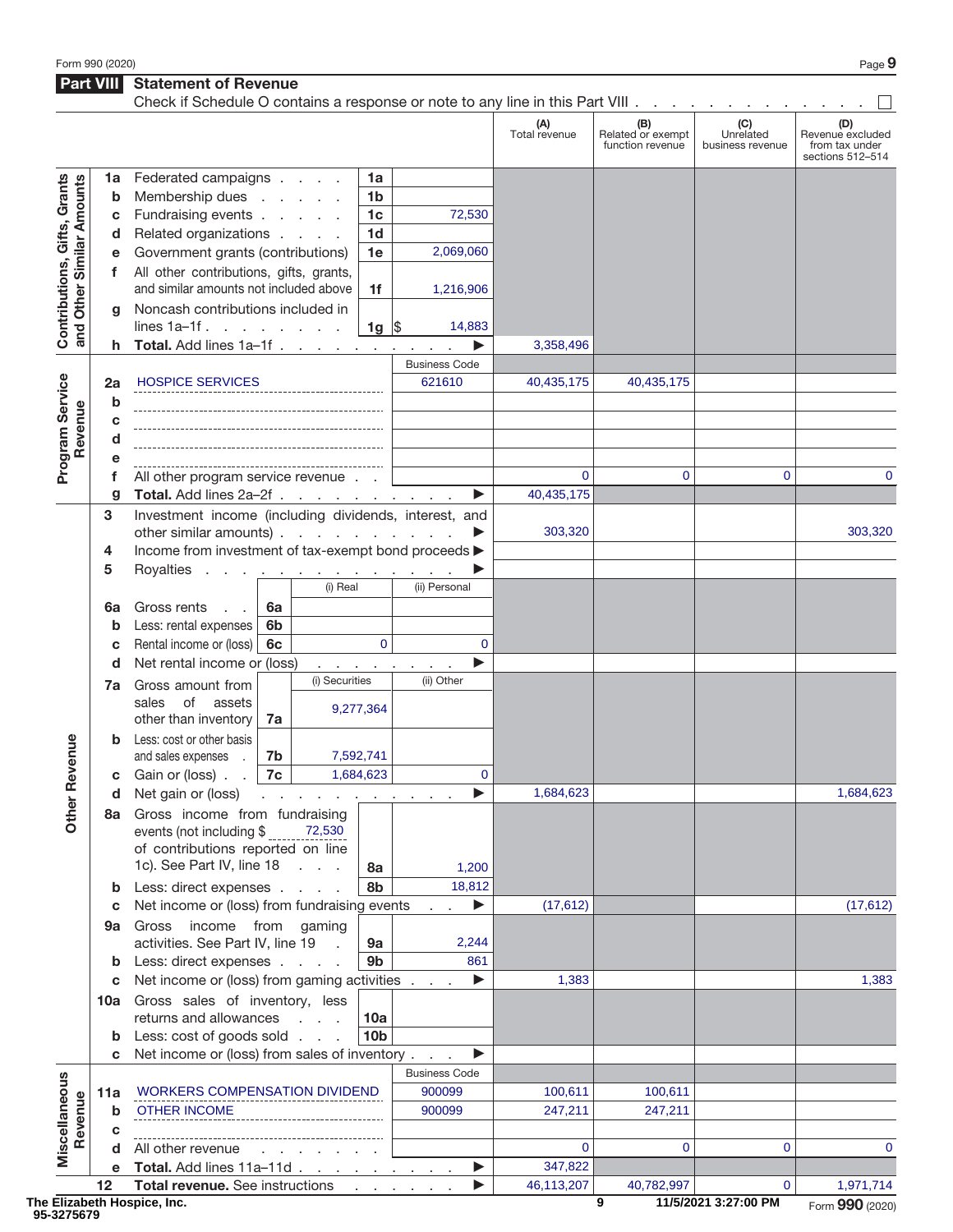Form 990 (2020) Page **9**

## Part VIII Statement of Revenue

Check if Schedule O contains a response or note to any line in this Part VIII . . . . . . . . . . . . . ☐

| | | | | | (A) Total revenue | (B) Related or exempt function revenue | (C) Unrelated business revenue | (D) Revenue excluded from tax under sections 512–514 |
|---|---|---|---|---|---|---|---|---|
| **Contributions, Gifts, Grants and Other Similar Amounts** | 1a | Federated campaigns | 1a | | | | | |
| | b | Membership dues | 1b | | | | | |
| | c | Fundraising events | 1c | 72,530 | | | | |
| | d | Related organizations | 1d | | | | | |
| | e | Government grants (contributions) | 1e | 2,069,060 | | | | |
| | f | All other contributions, gifts, grants, and similar amounts not included above | 1f | 1,216,906 | | | | |
| | g | Noncash contributions included in lines 1a–1f | 1g | $ 14,883 | | | | |
| | h | **Total.** Add lines 1a–1f ▶ | | | 3,358,496 | | | |
| **Program Service Revenue** | | | | Business Code | | | | |
| | 2a | HOSPICE SERVICES | | 621610 | 40,435,175 | 40,435,175 | | |
| | b | | | | | | | |
| | c | | | | | | | |
| | d | | | | | | | |
| | e | | | | | | | |
| | f | All other program service revenue | | | 0 | 0 | 0 | 0 |
| | g | **Total.** Add lines 2a–2f ▶ | | | 40,435,175 | | | |
| **Other Revenue** | 3 | Investment income (including dividends, interest, and other similar amounts) ▶ | | | 303,320 | | | 303,320 |
| | 4 | Income from investment of tax-exempt bond proceeds ▶ | | | | | | |
| | 5 | Royalties ▶ | | | | | | |
| | | | (i) Real | (ii) Personal | | | | |
| | 6a | Gross rents (6a) | | | | | | |
| | b | Less: rental expenses (6b) | | | | | | |
| | c | Rental income or (loss) (6c) | 0 | 0 | | | | |
| | d | Net rental income or (loss) ▶ | | | | | | |
| | | | (i) Securities | (ii) Other | | | | |
| | 7a | Gross amount from sales of assets other than inventory (7a) | 9,277,364 | | | | | |
| | b | Less: cost or other basis and sales expenses (7b) | 7,592,741 | | | | | |
| | c | Gain or (loss) (7c) | 1,684,623 | 0 | | | | |
| | d | Net gain or (loss) ▶ | | | 1,684,623 | | | 1,684,623 |
| | 8a | Gross income from fundraising events (not including $ 72,530 of contributions reported on line 1c). See Part IV, line 18 | 8a | 1,200 | | | | |
| | b | Less: direct expenses | 8b | 18,812 | | | | |
| | c | Net income or (loss) from fundraising events ▶ | | | (17,612) | | | (17,612) |
| | 9a | Gross income from gaming activities. See Part IV, line 19 | 9a | 2,244 | | | | |
| | b | Less: direct expenses | 9b | 861 | | | | |
| | c | Net income or (loss) from gaming activities ▶ | | | 1,383 | | | 1,383 |
| | 10a | Gross sales of inventory, less returns and allowances | 10a | | | | | |
| | b | Less: cost of goods sold | 10b | | | | | |
| | c | Net income or (loss) from sales of inventory ▶ | | | | | | |
| **Miscellaneous Revenue** | | | | Business Code | | | | |
| | 11a | WORKERS COMPENSATION DIVIDEND | | 900099 | 100,611 | 100,611 | | |
| | b | OTHER INCOME | | 900099 | 247,211 | 247,211 | | |
| | c | | | | | | | |
| | d | All other revenue | | | 0 | 0 | 0 | 0 |
| | e | **Total.** Add lines 11a–11d ▶ | | | 347,822 | | | |
| | 12 | **Total revenue.** See instructions ▶ | | | 46,113,207 | 40,782,997 | 0 | 1,971,714 |

The Elizabeth Hospice, Inc.
95-3275679

11/5/2021 3:27:00 PM

Form **990** (2020)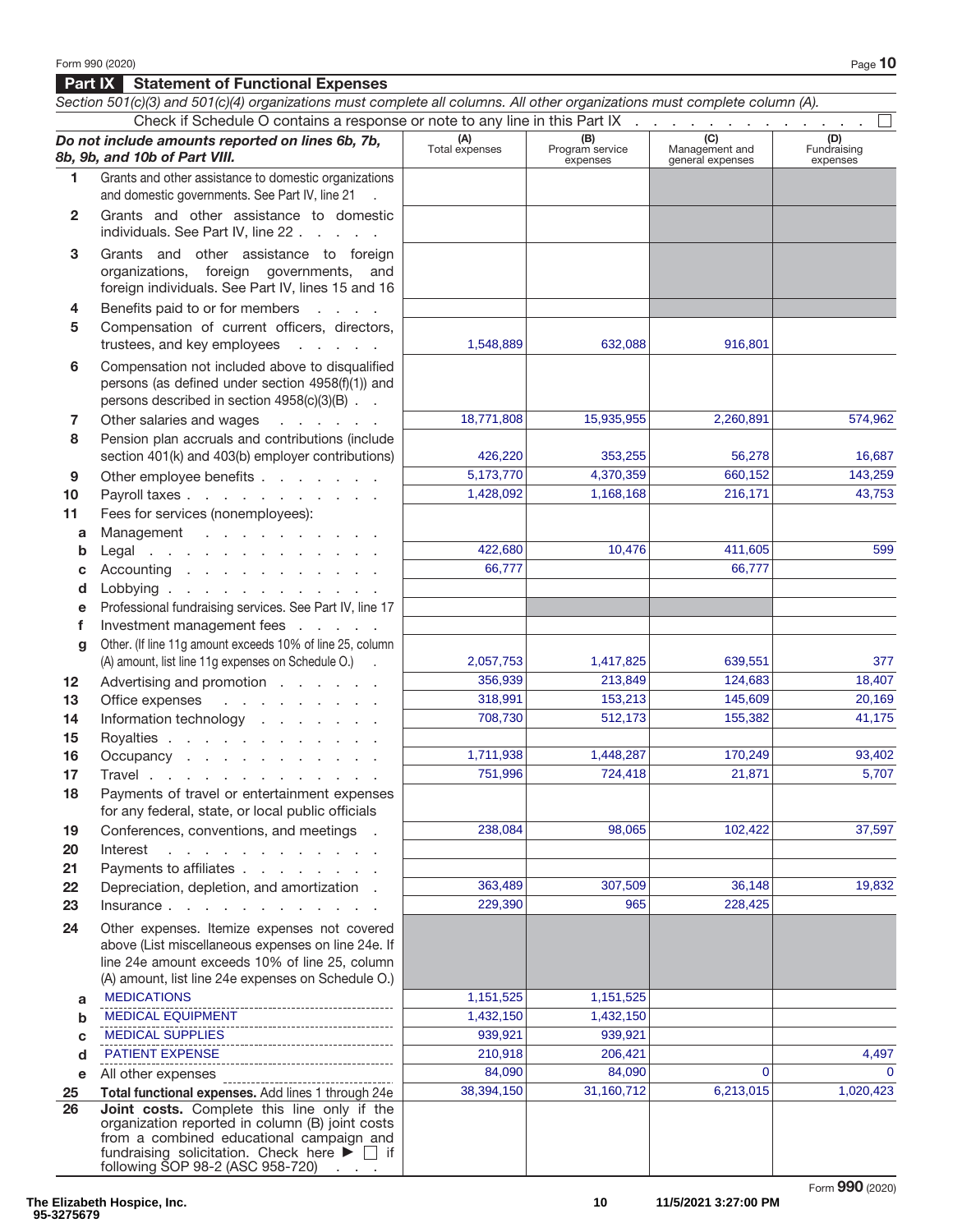## Part IX Statement of Functional Expenses

*Section 501(c)(3) and 501(c)(4) organizations must complete all columns. All other organizations must complete column (A).*

Check if Schedule O contains a response or note to any line in this Part IX . . . . . . . . . . . . . . ☐

| | ***Do not include amounts reported on lines 6b, 7b, 8b, 9b, and 10b of Part VIII.*** | (A) Total expenses | (B) Program service expenses | (C) Management and general expenses | (D) Fundraising expenses |
|---|---|---|---|---|---|
| 1 | Grants and other assistance to domestic organizations and domestic governments. See Part IV, line 21 | | | | |
| 2 | Grants and other assistance to domestic individuals. See Part IV, line 22 | | | | |
| 3 | Grants and other assistance to foreign organizations, foreign governments, and foreign individuals. See Part IV, lines 15 and 16 | | | | |
| 4 | Benefits paid to or for members | | | | |
| 5 | Compensation of current officers, directors, trustees, and key employees | 1,548,889 | 632,088 | 916,801 | |
| 6 | Compensation not included above to disqualified persons (as defined under section 4958(f)(1)) and persons described in section 4958(c)(3)(B) | | | | |
| 7 | Other salaries and wages | 18,771,808 | 15,935,955 | 2,260,891 | 574,962 |
| 8 | Pension plan accruals and contributions (include section 401(k) and 403(b) employer contributions) | 426,220 | 353,255 | 56,278 | 16,687 |
| 9 | Other employee benefits | 5,173,770 | 4,370,359 | 660,152 | 143,259 |
| 10 | Payroll taxes | 1,428,092 | 1,168,168 | 216,171 | 43,753 |
| 11 | Fees for services (nonemployees): | | | | |
| a | Management | | | | |
| b | Legal | 422,680 | 10,476 | 411,605 | 599 |
| c | Accounting | 66,777 | | 66,777 | |
| d | Lobbying | | | | |
| e | Professional fundraising services. See Part IV, line 17 | | | | |
| f | Investment management fees | | | | |
| g | Other. (If line 11g amount exceeds 10% of line 25, column (A) amount, list line 11g expenses on Schedule O.) | 2,057,753 | 1,417,825 | 639,551 | 377 |
| 12 | Advertising and promotion | 356,939 | 213,849 | 124,683 | 18,407 |
| 13 | Office expenses | 318,991 | 153,213 | 145,609 | 20,169 |
| 14 | Information technology | 708,730 | 512,173 | 155,382 | 41,175 |
| 15 | Royalties | | | | |
| 16 | Occupancy | 1,711,938 | 1,448,287 | 170,249 | 93,402 |
| 17 | Travel | 751,996 | 724,418 | 21,871 | 5,707 |
| 18 | Payments of travel or entertainment expenses for any federal, state, or local public officials | | | | |
| 19 | Conferences, conventions, and meetings | 238,084 | 98,065 | 102,422 | 37,597 |
| 20 | Interest | | | | |
| 21 | Payments to affiliates | | | | |
| 22 | Depreciation, depletion, and amortization | 363,489 | 307,509 | 36,148 | 19,832 |
| 23 | Insurance | 229,390 | 965 | 228,425 | |
| 24 | Other expenses. Itemize expenses not covered above (List miscellaneous expenses on line 24e. If line 24e amount exceeds 10% of line 25, column (A) amount, list line 24e expenses on Schedule O.) | | | | |
| a | MEDICATIONS | 1,151,525 | 1,151,525 | | |
| b | MEDICAL EQUIPMENT | 1,432,150 | 1,432,150 | | |
| c | MEDICAL SUPPLIES | 939,921 | 939,921 | | |
| d | PATIENT EXPENSE | 210,918 | 206,421 | | 4,497 |
| e | All other expenses | 84,090 | 84,090 | 0 | 0 |
| 25 | **Total functional expenses.** Add lines 1 through 24e | 38,394,150 | 31,160,712 | 6,213,015 | 1,020,423 |
| 26 | **Joint costs.** Complete this line only if the organization reported in column (B) joint costs from a combined educational campaign and fundraising solicitation. Check here ▶ ☐ if following SOP 98-2 (ASC 958-720) | | | | |

Form **990** (2020)

The Elizabeth Hospice, Inc.
95-3275679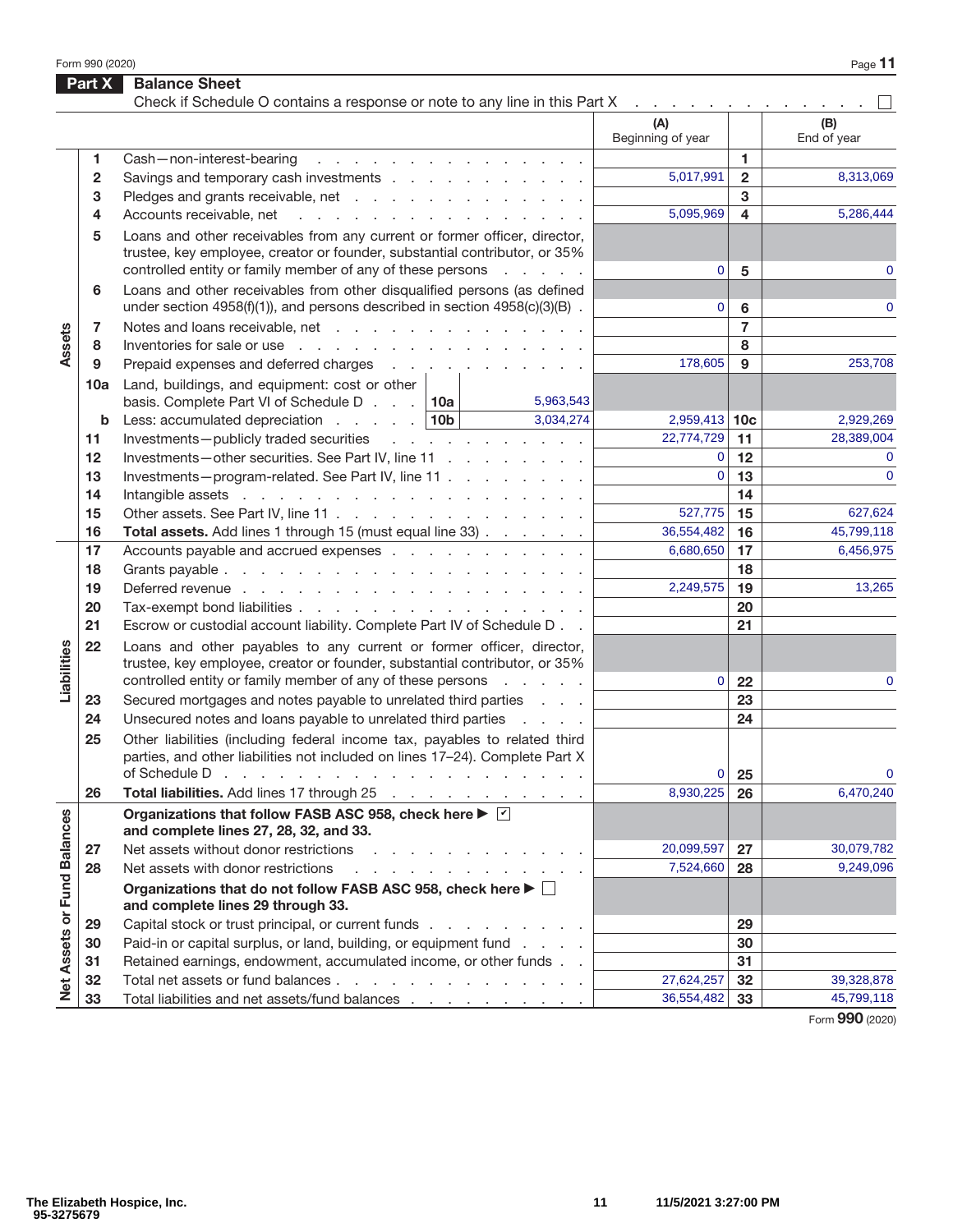Form 990 (2020)

## Part X Balance Sheet

Check if Schedule O contains a response or note to any line in this Part X . . . . . . . . . . . . . . ☐

| | | | (A) Beginning of year | | (B) End of year |
|---|---|---|---|---|---|
| **Assets** | 1 | Cash—non-interest-bearing | | 1 | |
| | 2 | Savings and temporary cash investments | 5,017,991 | 2 | 8,313,069 |
| | 3 | Pledges and grants receivable, net | | 3 | |
| | 4 | Accounts receivable, net | 5,095,969 | 4 | 5,286,444 |
| | 5 | Loans and other receivables from any current or former officer, director, trustee, key employee, creator or founder, substantial contributor, or 35% controlled entity or family member of any of these persons | 0 | 5 | 0 |
| | 6 | Loans and other receivables from other disqualified persons (as defined under section 4958(f)(1)), and persons described in section 4958(c)(3)(B) | 0 | 6 | 0 |
| | 7 | Notes and loans receivable, net | | 7 | |
| | 8 | Inventories for sale or use | | 8 | |
| | 9 | Prepaid expenses and deferred charges | 178,605 | 9 | 253,708 |
| | 10a | Land, buildings, and equipment: cost or other basis. Complete Part VI of Schedule D . . . 10a 5,963,543 | | | |
| | b | Less: accumulated depreciation . . . . . 10b 3,034,274 | 2,959,413 | 10c | 2,929,269 |
| | 11 | Investments—publicly traded securities | 22,774,729 | 11 | 28,389,004 |
| | 12 | Investments—other securities. See Part IV, line 11 | 0 | 12 | 0 |
| | 13 | Investments—program-related. See Part IV, line 11 | 0 | 13 | 0 |
| | 14 | Intangible assets | | 14 | |
| | 15 | Other assets. See Part IV, line 11 | 527,775 | 15 | 627,624 |
| | 16 | **Total assets.** Add lines 1 through 15 (must equal line 33) | 36,554,482 | 16 | 45,799,118 |
| **Liabilities** | 17 | Accounts payable and accrued expenses | 6,680,650 | 17 | 6,456,975 |
| | 18 | Grants payable | | 18 | |
| | 19 | Deferred revenue | 2,249,575 | 19 | 13,265 |
| | 20 | Tax-exempt bond liabilities | | 20 | |
| | 21 | Escrow or custodial account liability. Complete Part IV of Schedule D | | 21 | |
| | 22 | Loans and other payables to any current or former officer, director, trustee, key employee, creator or founder, substantial contributor, or 35% controlled entity or family member of any of these persons | 0 | 22 | 0 |
| | 23 | Secured mortgages and notes payable to unrelated third parties | | 23 | |
| | 24 | Unsecured notes and loans payable to unrelated third parties | | 24 | |
| | 25 | Other liabilities (including federal income tax, payables to related third parties, and other liabilities not included on lines 17–24). Complete Part X of Schedule D | 0 | 25 | 0 |
| | 26 | **Total liabilities.** Add lines 17 through 25 | 8,930,225 | 26 | 6,470,240 |
| **Net Assets or Fund Balances** | | **Organizations that follow FASB ASC 958, check here ▶ ☑ and complete lines 27, 28, 32, and 33.** | | | |
| | 27 | Net assets without donor restrictions | 20,099,597 | 27 | 30,079,782 |
| | 28 | Net assets with donor restrictions | 7,524,660 | 28 | 9,249,096 |
| | | **Organizations that do not follow FASB ASC 958, check here ▶ ☐ and complete lines 29 through 33.** | | | |
| | 29 | Capital stock or trust principal, or current funds | | 29 | |
| | 30 | Paid-in or capital surplus, or land, building, or equipment fund | | 30 | |
| | 31 | Retained earnings, endowment, accumulated income, or other funds | | 31 | |
| | 32 | Total net assets or fund balances | 27,624,257 | 32 | 39,328,878 |
| | 33 | Total liabilities and net assets/fund balances | 36,554,482 | 33 | 45,799,118 |

Form **990** (2020)

The Elizabeth Hospice, Inc.
95-3275679 11/5/2021 3:27:00 PM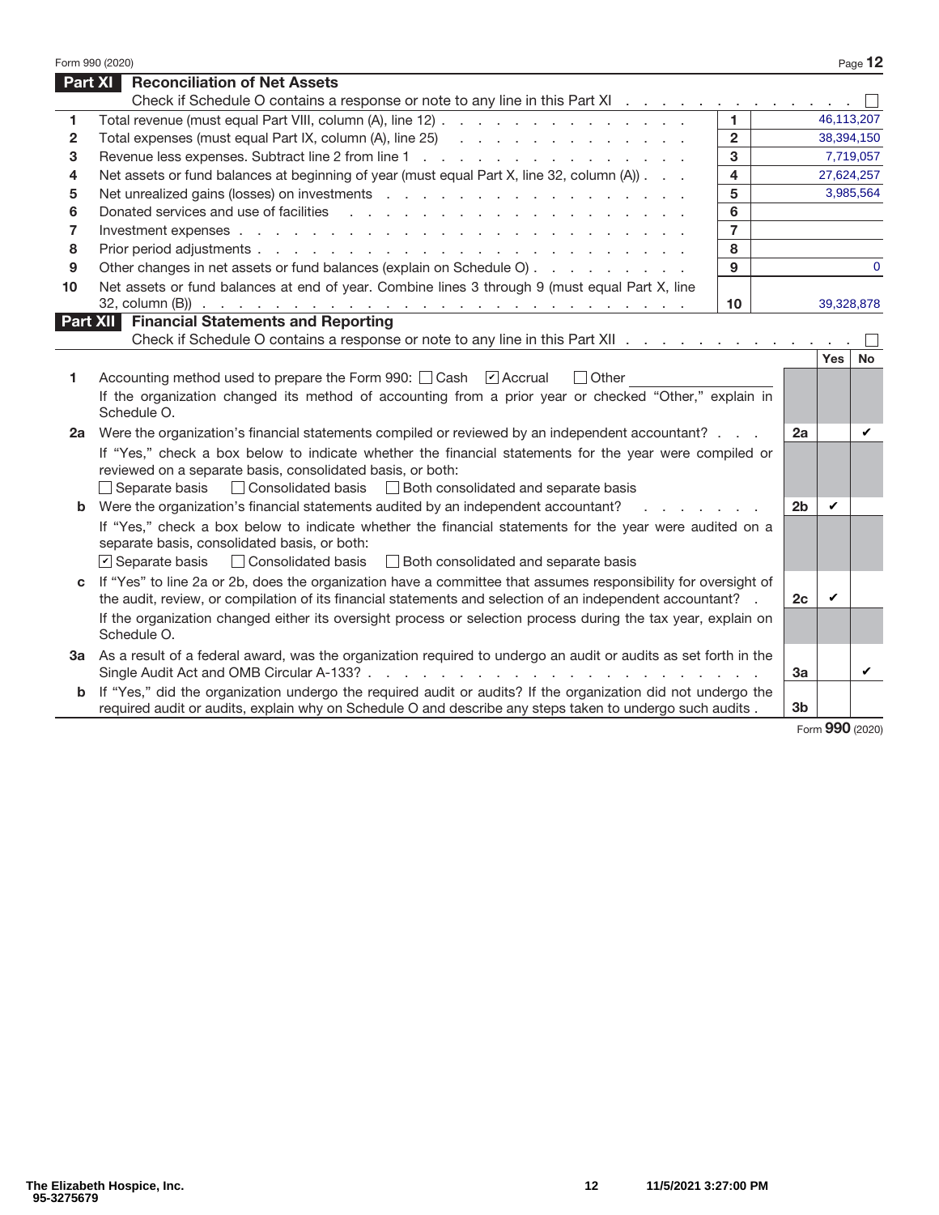## Part XI Reconciliation of Net Assets

Check if Schedule O contains a response or note to any line in this Part XI . . . . . . . . . . . . . ☐

| | | | |
|---|---|---|---|
| 1 | Total revenue (must equal Part VIII, column (A), line 12) | 1 | 46,113,207 |
| 2 | Total expenses (must equal Part IX, column (A), line 25) | 2 | 38,394,150 |
| 3 | Revenue less expenses. Subtract line 2 from line 1 | 3 | 7,719,057 |
| 4 | Net assets or fund balances at beginning of year (must equal Part X, line 32, column (A)) | 4 | 27,624,257 |
| 5 | Net unrealized gains (losses) on investments | 5 | 3,985,564 |
| 6 | Donated services and use of facilities | 6 | |
| 7 | Investment expenses | 7 | |
| 8 | Prior period adjustments | 8 | |
| 9 | Other changes in net assets or fund balances (explain on Schedule O) | 9 | 0 |
| 10 | Net assets or fund balances at end of year. Combine lines 3 through 9 (must equal Part X, line 32, column (B)) | 10 | 39,328,878 |

## Part XII Financial Statements and Reporting

Check if Schedule O contains a response or note to any line in this Part XII . . . . . . . . . . . . . ☐

| | | | Yes | No |
|---|---|---|---|---|
| 1 | Accounting method used to prepare the Form 990: ☐ Cash ☑ Accrual ☐ Other<br>If the organization changed its method of accounting from a prior year or checked "Other," explain in Schedule O. | | | |
| 2a | Were the organization's financial statements compiled or reviewed by an independent accountant?<br>If "Yes," check a box below to indicate whether the financial statements for the year were compiled or reviewed on a separate basis, consolidated basis, or both:<br>☐ Separate basis ☐ Consolidated basis ☐ Both consolidated and separate basis | 2a | | ✔ |
| b | Were the organization's financial statements audited by an independent accountant?<br>If "Yes," check a box below to indicate whether the financial statements for the year were audited on a separate basis, consolidated basis, or both:<br>☑ Separate basis ☐ Consolidated basis ☐ Both consolidated and separate basis | 2b | ✔ | |
| c | If "Yes" to line 2a or 2b, does the organization have a committee that assumes responsibility for oversight of the audit, review, or compilation of its financial statements and selection of an independent accountant?<br>If the organization changed either its oversight process or selection process during the tax year, explain on Schedule O. | 2c | ✔ | |
| 3a | As a result of a federal award, was the organization required to undergo an audit or audits as set forth in the Single Audit Act and OMB Circular A-133? | 3a | | ✔ |
| b | If "Yes," did the organization undergo the required audit or audits? If the organization did not undergo the required audit or audits, explain why on Schedule O and describe any steps taken to undergo such audits | 3b | | |

Form **990** (2020)

The Elizabeth Hospice, Inc.
95-3275679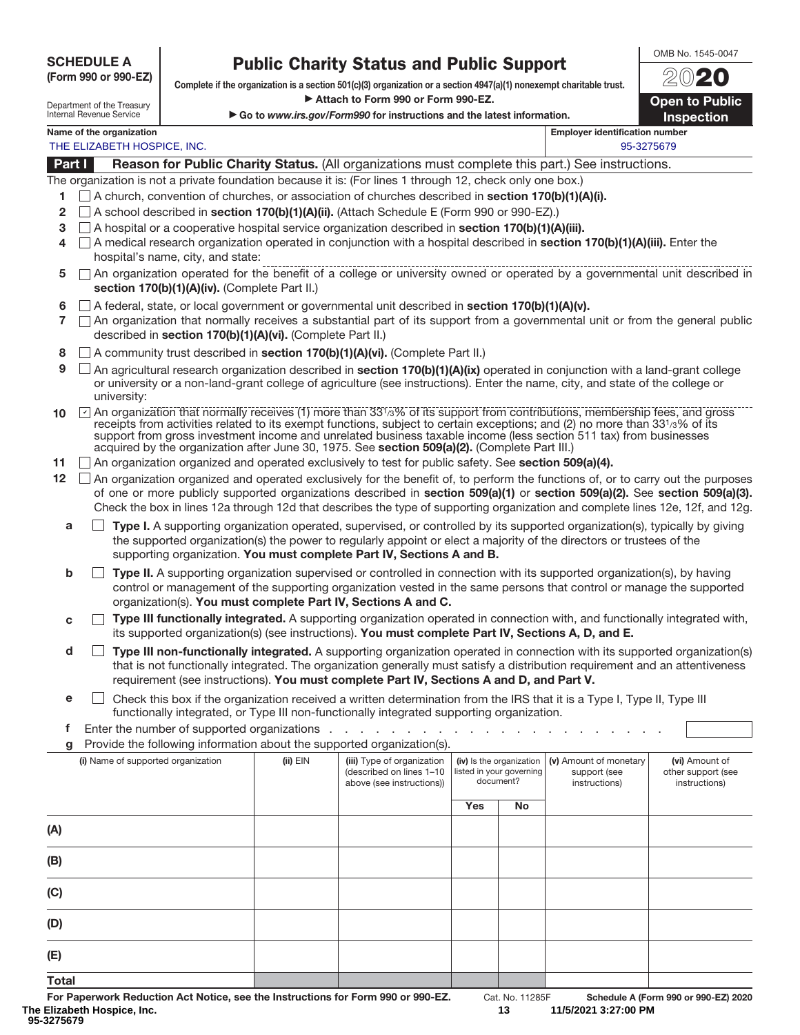**SCHEDULE A**
**(Form 990 or 990-EZ)**

Department of the Treasury
Internal Revenue Service

# Public Charity Status and Public Support

**Complete if the organization is a section 501(c)(3) organization or a section 4947(a)(1) nonexempt charitable trust.**
▶ **Attach to Form 990 or Form 990-EZ.**
▶ **Go to *www.irs.gov/Form990* for instructions and the latest information.**

OMB No. 1545-0047
**2020**
**Open to Public Inspection**

**Name of the organization**
THE ELIZABETH HOSPICE, INC.

**Employer identification number**
95-3275679

## Part I Reason for Public Charity Status. (All organizations must complete this part.) See instructions.

The organization is not a private foundation because it is: (For lines 1 through 12, check only one box.)

1 ☐ A church, convention of churches, or association of churches described in **section 170(b)(1)(A)(i).**

2 ☐ A school described in **section 170(b)(1)(A)(ii).** (Attach Schedule E (Form 990 or 990-EZ).)

3 ☐ A hospital or a cooperative hospital service organization described in **section 170(b)(1)(A)(iii).**

4 ☐ A medical research organization operated in conjunction with a hospital described in **section 170(b)(1)(A)(iii).** Enter the hospital's name, city, and state:

5 ☐ An organization operated for the benefit of a college or university owned or operated by a governmental unit described in **section 170(b)(1)(A)(iv).** (Complete Part II.)

6 ☐ A federal, state, or local government or governmental unit described in **section 170(b)(1)(A)(v).**

7 ☐ An organization that normally receives a substantial part of its support from a governmental unit or from the general public described in **section 170(b)(1)(A)(vi).** (Complete Part II.)

8 ☐ A community trust described in **section 170(b)(1)(A)(vi).** (Complete Part II.)

9 ☐ An agricultural research organization described in **section 170(b)(1)(A)(ix)** operated in conjunction with a land-grant college or university or a non-land-grant college of agriculture (see instructions). Enter the name, city, and state of the college or university:

10 ☑ An organization that normally receives (1) more than 33 1/3% of its support from contributions, membership fees, and gross receipts from activities related to its exempt functions, subject to certain exceptions; and (2) no more than 33 1/3% of its support from gross investment income and unrelated business taxable income (less section 511 tax) from businesses acquired by the organization after June 30, 1975. See **section 509(a)(2).** (Complete Part III.)

11 ☐ An organization organized and operated exclusively to test for public safety. See **section 509(a)(4).**

12 ☐ An organization organized and operated exclusively for the benefit of, to perform the functions of, or to carry out the purposes of one or more publicly supported organizations described in **section 509(a)(1)** or **section 509(a)(2).** See **section 509(a)(3).** Check the box in lines 12a through 12d that describes the type of supporting organization and complete lines 12e, 12f, and 12g.

- **a** ☐ **Type I.** A supporting organization operated, supervised, or controlled by its supported organization(s), typically by giving the supported organization(s) the power to regularly appoint or elect a majority of the directors or trustees of the supporting organization. **You must complete Part IV, Sections A and B.**
- **b** ☐ **Type II.** A supporting organization supervised or controlled in connection with its supported organization(s), by having control or management of the supporting organization vested in the same persons that control or manage the supported organization(s). **You must complete Part IV, Sections A and C.**
- **c** ☐ **Type III functionally integrated.** A supporting organization operated in connection with, and functionally integrated with, its supported organization(s) (see instructions). **You must complete Part IV, Sections A, D, and E.**
- **d** ☐ **Type III non-functionally integrated.** A supporting organization operated in connection with its supported organization(s) that is not functionally integrated. The organization generally must satisfy a distribution requirement and an attentiveness requirement (see instructions). **You must complete Part IV, Sections A and D, and Part V.**
- **e** ☐ Check this box if the organization received a written determination from the IRS that it is a Type I, Type II, Type III functionally integrated, or Type III non-functionally integrated supporting organization.
- **f** Enter the number of supported organizations
- **g** Provide the following information about the supported organization(s).

| | (i) Name of supported organization | (ii) EIN | (iii) Type of organization (described on lines 1–10 above (see instructions)) | (iv) Is the organization listed in your governing document? Yes | No | (v) Amount of monetary support (see instructions) | (vi) Amount of other support (see instructions) |
|---|---|---|---|---|---|---|---|
| (A) | | | | | | | |
| (B) | | | | | | | |
| (C) | | | | | | | |
| (D) | | | | | | | |
| (E) | | | | | | | |
| **Total** | | | | | | | |

**For Paperwork Reduction Act Notice, see the Instructions for Form 990 or 990-EZ.** Cat. No. 11285F **Schedule A (Form 990 or 990-EZ) 2020**

The Elizabeth Hospice, Inc.
95-3275679
11/5/2021 3:27:00 PM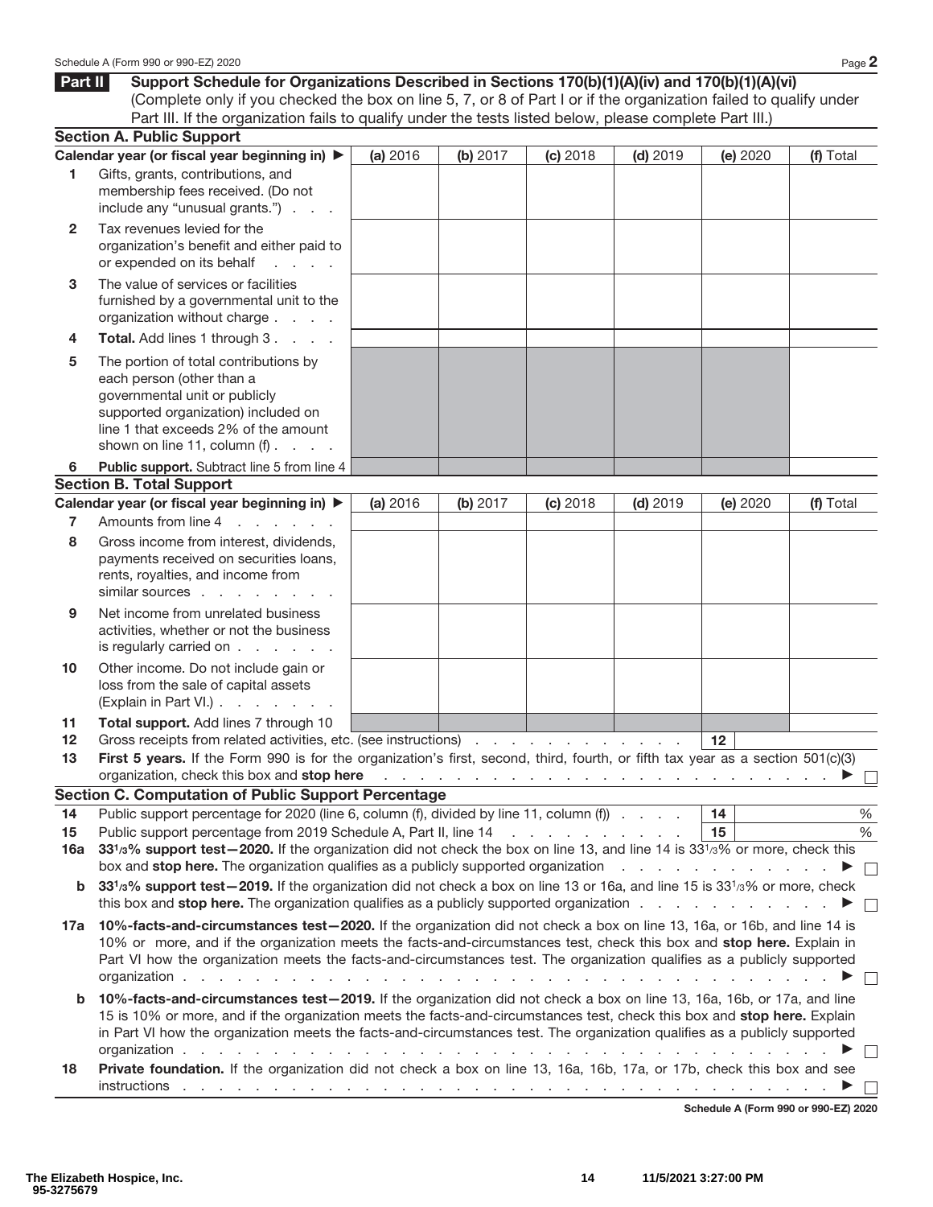Schedule A (Form 990 or 990-EZ) 2020 Page **2**

## Part II Support Schedule for Organizations Described in Sections 170(b)(1)(A)(iv) and 170(b)(1)(A)(vi)

(Complete only if you checked the box on line 5, 7, or 8 of Part I or if the organization failed to qualify under Part III. If the organization fails to qualify under the tests listed below, please complete Part III.)

### Section A. Public Support

| Calendar year (or fiscal year beginning in) ▶ | (a) 2016 | (b) 2017 | (c) 2018 | (d) 2019 | (e) 2020 | (f) Total |
|---|---|---|---|---|---|---|
| **1** Gifts, grants, contributions, and membership fees received. (Do not include any "unusual grants.") | | | | | | |
| **2** Tax revenues levied for the organization's benefit and either paid to or expended on its behalf | | | | | | |
| **3** The value of services or facilities furnished by a governmental unit to the organization without charge | | | | | | |
| **4** **Total.** Add lines 1 through 3 | | | | | | |
| **5** The portion of total contributions by each person (other than a governmental unit or publicly supported organization) included on line 1 that exceeds 2% of the amount shown on line 11, column (f) | | | | | | |
| **6** **Public support.** Subtract line 5 from line 4 | | | | | | |

### Section B. Total Support

| Calendar year (or fiscal year beginning in) ▶ | (a) 2016 | (b) 2017 | (c) 2018 | (d) 2019 | (e) 2020 | (f) Total |
|---|---|---|---|---|---|---|
| **7** Amounts from line 4 | | | | | | |
| **8** Gross income from interest, dividends, payments received on securities loans, rents, royalties, and income from similar sources | | | | | | |
| **9** Net income from unrelated business activities, whether or not the business is regularly carried on | | | | | | |
| **10** Other income. Do not include gain or loss from the sale of capital assets (Explain in Part VI.) | | | | | | |
| **11** **Total support.** Add lines 7 through 10 | | | | | | |

**12** Gross receipts from related activities, etc. (see instructions) **12**

**13** **First 5 years.** If the Form 990 is for the organization's first, second, third, fourth, or fifth tax year as a section 501(c)(3) organization, check this box and **stop here** ▶ ☐

### Section C. Computation of Public Support Percentage

**14** Public support percentage for 2020 (line 6, column (f), divided by line 11, column (f)) **14** %

**15** Public support percentage from 2019 Schedule A, Part II, line 14 **15** %

**16a** **33 1/3% support test—2020.** If the organization did not check the box on line 13, and line 14 is 33 1/3% or more, check this box and **stop here.** The organization qualifies as a publicly supported organization ▶ ☐

**b** **33 1/3% support test—2019.** If the organization did not check a box on line 13 or 16a, and line 15 is 33 1/3% or more, check this box and **stop here.** The organization qualifies as a publicly supported organization ▶ ☐

**17a** **10%-facts-and-circumstances test—2020.** If the organization did not check a box on line 13, 16a, or 16b, and line 14 is 10% or more, and if the organization meets the facts-and-circumstances test, check this box and **stop here.** Explain in Part VI how the organization meets the facts-and-circumstances test. The organization qualifies as a publicly supported organization ▶ ☐

**b** **10%-facts-and-circumstances test—2019.** If the organization did not check a box on line 13, 16a, 16b, or 17a, and line 15 is 10% or more, and if the organization meets the facts-and-circumstances test, check this box and **stop here.** Explain in Part VI how the organization meets the facts-and-circumstances test. The organization qualifies as a publicly supported organization ▶ ☐

**18** **Private foundation.** If the organization did not check a box on line 13, 16a, 16b, 17a, or 17b, check this box and see instructions ▶ ☐

**Schedule A (Form 990 or 990-EZ) 2020**

The Elizabeth Hospice, Inc.
95-3275679

11/5/2021 3:27:00 PM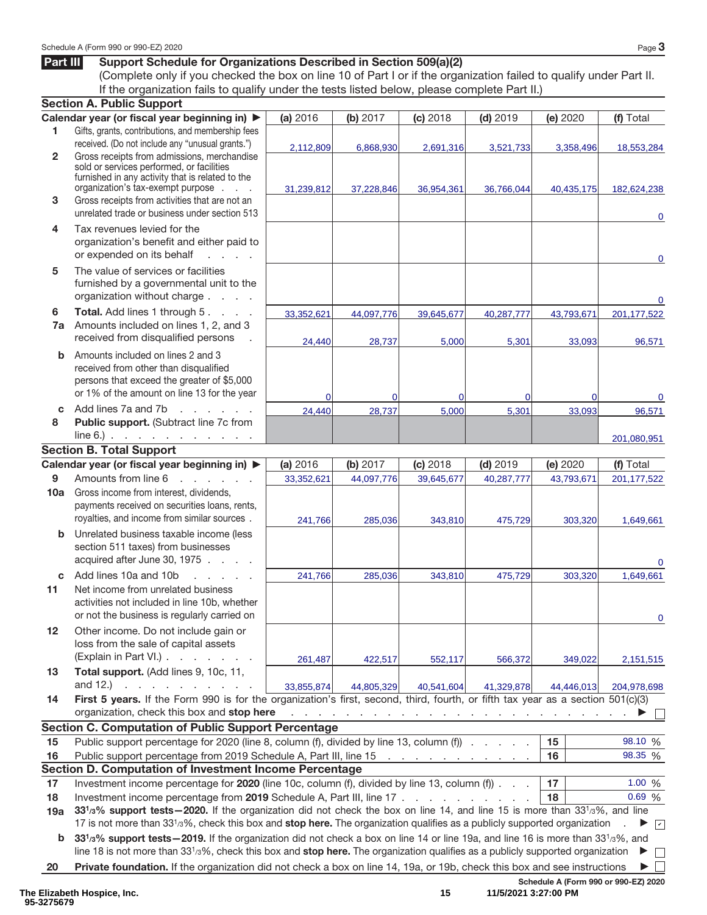## Part III Support Schedule for Organizations Described in Section 509(a)(2)

(Complete only if you checked the box on line 10 of Part I or if the organization failed to qualify under Part II. If the organization fails to qualify under the tests listed below, please complete Part II.)

### Section A. Public Support

| | Calendar year (or fiscal year beginning in) ▶ | (a) 2016 | (b) 2017 | (c) 2018 | (d) 2019 | (e) 2020 | (f) Total |
|---|---|---|---|---|---|---|---|
| 1 | Gifts, grants, contributions, and membership fees received. (Do not include any "unusual grants.") | 2,112,809 | 6,868,930 | 2,691,316 | 3,521,733 | 3,358,496 | 18,553,284 |
| 2 | Gross receipts from admissions, merchandise sold or services performed, or facilities furnished in any activity that is related to the organization's tax-exempt purpose | 31,239,812 | 37,228,846 | 36,954,361 | 36,766,044 | 40,435,175 | 182,624,238 |
| 3 | Gross receipts from activities that are not an unrelated trade or business under section 513 | | | | | | 0 |
| 4 | Tax revenues levied for the organization's benefit and either paid to or expended on its behalf | | | | | | 0 |
| 5 | The value of services or facilities furnished by a governmental unit to the organization without charge | | | | | | 0 |
| 6 | **Total.** Add lines 1 through 5 | 33,352,621 | 44,097,776 | 39,645,677 | 40,287,777 | 43,793,671 | 201,177,522 |
| 7a | Amounts included on lines 1, 2, and 3 received from disqualified persons | 24,440 | 28,737 | 5,000 | 5,301 | 33,093 | 96,571 |
| b | Amounts included on lines 2 and 3 received from other than disqualified persons that exceed the greater of $5,000 or 1% of the amount on line 13 for the year | 0 | 0 | 0 | 0 | 0 | 0 |
| c | Add lines 7a and 7b | 24,440 | 28,737 | 5,000 | 5,301 | 33,093 | 96,571 |
| 8 | **Public support.** (Subtract line 7c from line 6.) | | | | | | 201,080,951 |

### Section B. Total Support

| | Calendar year (or fiscal year beginning in) ▶ | (a) 2016 | (b) 2017 | (c) 2018 | (d) 2019 | (e) 2020 | (f) Total |
|---|---|---|---|---|---|---|---|
| 9 | Amounts from line 6 | 33,352,621 | 44,097,776 | 39,645,677 | 40,287,777 | 43,793,671 | 201,177,522 |
| 10a | Gross income from interest, dividends, payments received on securities loans, rents, royalties, and income from similar sources | 241,766 | 285,036 | 343,810 | 475,729 | 303,320 | 1,649,661 |
| b | Unrelated business taxable income (less section 511 taxes) from businesses acquired after June 30, 1975 | | | | | | 0 |
| c | Add lines 10a and 10b | 241,766 | 285,036 | 343,810 | 475,729 | 303,320 | 1,649,661 |
| 11 | Net income from unrelated business activities not included in line 10b, whether or not the business is regularly carried on | | | | | | 0 |
| 12 | Other income. Do not include gain or loss from the sale of capital assets (Explain in Part VI.) | 261,487 | 422,517 | 552,117 | 566,372 | 349,022 | 2,151,515 |
| 13 | **Total support.** (Add lines 9, 10c, 11, and 12.) | 33,855,874 | 44,805,329 | 40,541,604 | 41,329,878 | 44,446,013 | 204,978,698 |

14 **First 5 years.** If the Form 990 is for the organization's first, second, third, fourth, or fifth tax year as a section 501(c)(3) organization, check this box and **stop here** ▶ ☐

### Section C. Computation of Public Support Percentage

| | | | |
|---|---|---|---|
| 15 | Public support percentage for 2020 (line 8, column (f), divided by line 13, column (f)) | 15 | 98.10 % |
| 16 | Public support percentage from 2019 Schedule A, Part III, line 15 | 16 | 98.35 % |

### Section D. Computation of Investment Income Percentage

| | | | |
|---|---|---|---|
| 17 | Investment income percentage for **2020** (line 10c, column (f), divided by line 13, column (f)) | 17 | 1.00 % |
| 18 | Investment income percentage from **2019** Schedule A, Part III, line 17 | 18 | 0.69 % |

19a **33 1/3% support tests—2020.** If the organization did not check the box on line 14, and line 15 is more than 33 1/3%, and line 17 is not more than 33 1/3%, check this box and **stop here.** The organization qualifies as a publicly supported organization ▶ ☑

b **33 1/3% support tests—2019.** If the organization did not check a box on line 14 or line 19a, and line 16 is more than 33 1/3%, and line 18 is not more than 33 1/3%, check this box and **stop here.** The organization qualifies as a publicly supported organization ▶ ☐

20 **Private foundation.** If the organization did not check a box on line 14, 19a, or 19b, check this box and see instructions ▶ ☐

The Elizabeth Hospice, Inc.
95-3275679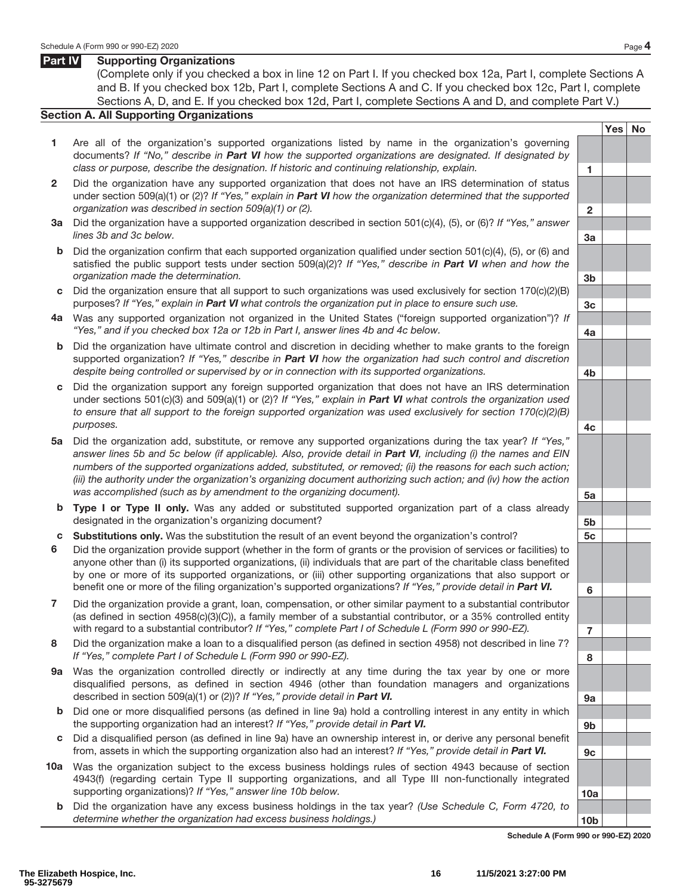## Part IV Supporting Organizations

(Complete only if you checked a box in line 12 on Part I. If you checked box 12a, Part I, complete Sections A and B. If you checked box 12b, Part I, complete Sections A and C. If you checked box 12c, Part I, complete Sections A, D, and E. If you checked box 12d, Part I, complete Sections A and D, and complete Part V.)

### Section A. All Supporting Organizations

| | | | Yes | No |
|---|---|---|---|---|
| 1 | Are all of the organization's supported organizations listed by name in the organization's governing documents? *If "No," describe in **Part VI** how the supported organizations are designated. If designated by class or purpose, describe the designation. If historic and continuing relationship, explain.* | 1 | | |
| 2 | Did the organization have any supported organization that does not have an IRS determination of status under section 509(a)(1) or (2)? *If "Yes," explain in **Part VI** how the organization determined that the supported organization was described in section 509(a)(1) or (2).* | 2 | | |
| 3a | Did the organization have a supported organization described in section 501(c)(4), (5), or (6)? *If "Yes," answer lines 3b and 3c below.* | 3a | | |
| b | Did the organization confirm that each supported organization qualified under section 501(c)(4), (5), or (6) and satisfied the public support tests under section 509(a)(2)? *If "Yes," describe in **Part VI** when and how the organization made the determination.* | 3b | | |
| c | Did the organization ensure that all support to such organizations was used exclusively for section 170(c)(2)(B) purposes? *If "Yes," explain in **Part VI** what controls the organization put in place to ensure such use.* | 3c | | |
| 4a | Was any supported organization not organized in the United States ("foreign supported organization")? *If "Yes," and if you checked box 12a or 12b in Part I, answer lines 4b and 4c below.* | 4a | | |
| b | Did the organization have ultimate control and discretion in deciding whether to make grants to the foreign supported organization? *If "Yes," describe in **Part VI** how the organization had such control and discretion despite being controlled or supervised by or in connection with its supported organizations.* | 4b | | |
| c | Did the organization support any foreign supported organization that does not have an IRS determination under sections 501(c)(3) and 509(a)(1) or (2)? *If "Yes," explain in **Part VI** what controls the organization used to ensure that all support to the foreign supported organization was used exclusively for section 170(c)(2)(B) purposes.* | 4c | | |
| 5a | Did the organization add, substitute, or remove any supported organizations during the tax year? *If "Yes," answer lines 5b and 5c below (if applicable). Also, provide detail in **Part VI**, including (i) the names and EIN numbers of the supported organizations added, substituted, or removed; (ii) the reasons for each such action; (iii) the authority under the organization's organizing document authorizing such action; and (iv) how the action was accomplished (such as by amendment to the organizing document).* | 5a | | |
| b | **Type I or Type II only.** Was any added or substituted supported organization part of a class already designated in the organization's organizing document? | 5b | | |
| c | **Substitutions only.** Was the substitution the result of an event beyond the organization's control? | 5c | | |
| 6 | Did the organization provide support (whether in the form of grants or the provision of services or facilities) to anyone other than (i) its supported organizations, (ii) individuals that are part of the charitable class benefited by one or more of its supported organizations, or (iii) other supporting organizations that also support or benefit one or more of the filing organization's supported organizations? *If "Yes," provide detail in **Part VI.*** | 6 | | |
| 7 | Did the organization provide a grant, loan, compensation, or other similar payment to a substantial contributor (as defined in section 4958(c)(3)(C)), a family member of a substantial contributor, or a 35% controlled entity with regard to a substantial contributor? *If "Yes," complete Part I of Schedule L (Form 990 or 990-EZ).* | 7 | | |
| 8 | Did the organization make a loan to a disqualified person (as defined in section 4958) not described in line 7? *If "Yes," complete Part I of Schedule L (Form 990 or 990-EZ).* | 8 | | |
| 9a | Was the organization controlled directly or indirectly at any time during the tax year by one or more disqualified persons, as defined in section 4946 (other than foundation managers and organizations described in section 509(a)(1) or (2))? *If "Yes," provide detail in **Part VI.*** | 9a | | |
| b | Did one or more disqualified persons (as defined in line 9a) hold a controlling interest in any entity in which the supporting organization had an interest? *If "Yes," provide detail in **Part VI.*** | 9b | | |
| c | Did a disqualified person (as defined in line 9a) have an ownership interest in, or derive any personal benefit from, assets in which the supporting organization also had an interest? *If "Yes," provide detail in **Part VI.*** | 9c | | |
| 10a | Was the organization subject to the excess business holdings rules of section 4943 because of section 4943(f) (regarding certain Type II supporting organizations, and all Type III non-functionally integrated supporting organizations)? *If "Yes," answer line 10b below.* | 10a | | |
| b | Did the organization have any excess business holdings in the tax year? *(Use Schedule C, Form 4720, to determine whether the organization had excess business holdings.)* | 10b | | |

Schedule A (Form 990 or 990-EZ) 2020

The Elizabeth Hospice, Inc.
95-3275679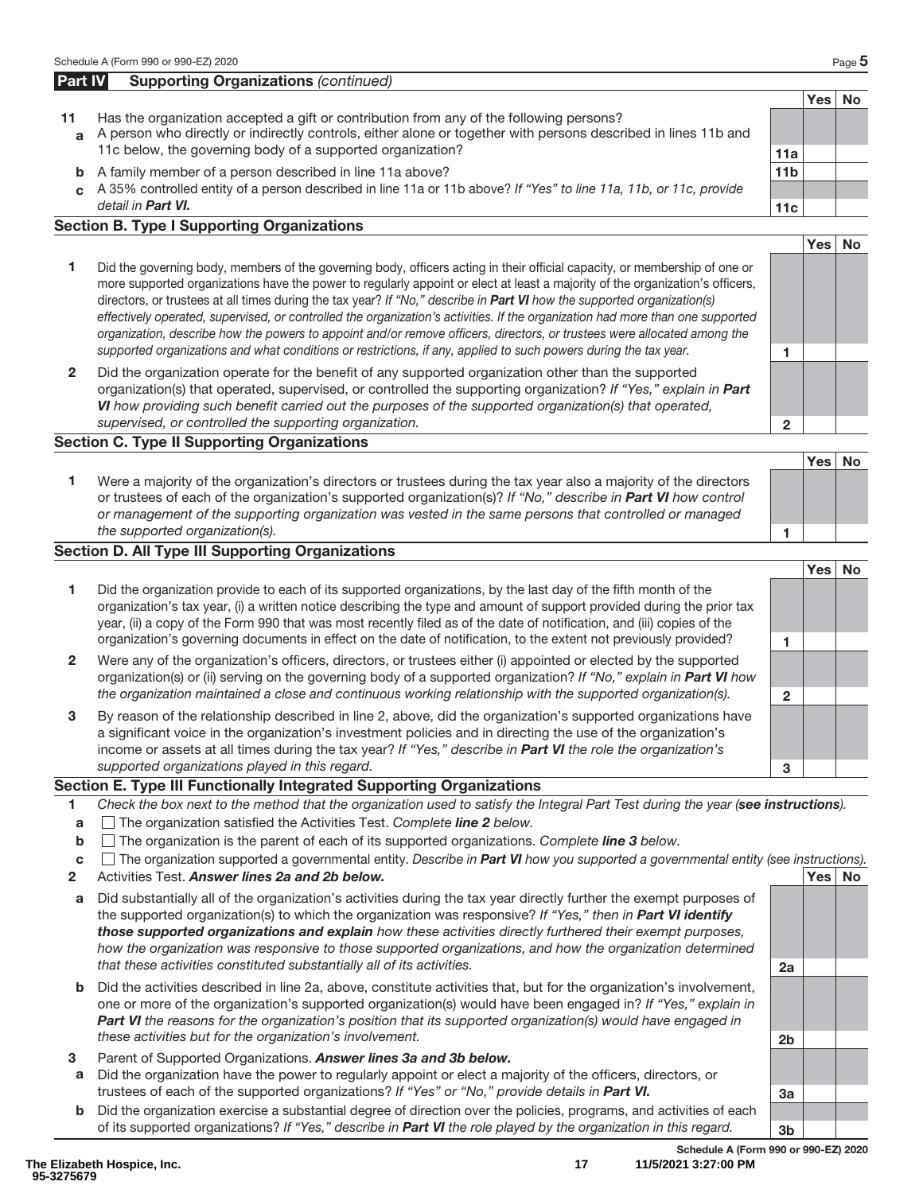## Part IV Supporting Organizations *(continued)*

| | | | Yes | No |
|---|---|---|---|---|
| **11** | Has the organization accepted a gift or contribution from any of the following persons? | | | |
| **a** | A person who directly or indirectly controls, either alone or together with persons described in lines 11b and 11c below, the governing body of a supported organization? | 11a | | |
| **b** | A family member of a person described in line 11a above? | 11b | | |
| **c** | A 35% controlled entity of a person described in line 11a or 11b above? *If "Yes" to line 11a, 11b, or 11c, provide detail in* ***Part VI.*** | 11c | | |

### Section B. Type I Supporting Organizations

| | | | Yes | No |
|---|---|---|---|---|
| **1** | Did the governing body, members of the governing body, officers acting in their official capacity, or membership of one or more supported organizations have the power to regularly appoint or elect at least a majority of the organization's officers, directors, or trustees at all times during the tax year? *If "No," describe in* ***Part VI*** *how the supported organization(s) effectively operated, supervised, or controlled the organization's activities. If the organization had more than one supported organization, describe how the powers to appoint and/or remove officers, directors, or trustees were allocated among the supported organizations and what conditions or restrictions, if any, applied to such powers during the tax year.* | 1 | | |
| **2** | Did the organization operate for the benefit of any supported organization other than the supported organization(s) that operated, supervised, or controlled the supporting organization? *If "Yes," explain in* ***Part VI*** *how providing such benefit carried out the purposes of the supported organization(s) that operated, supervised, or controlled the supporting organization.* | 2 | | |

### Section C. Type II Supporting Organizations

| | | | Yes | No |
|---|---|---|---|---|
| **1** | Were a majority of the organization's directors or trustees during the tax year also a majority of the directors or trustees of each of the organization's supported organization(s)? *If "No," describe in* ***Part VI*** *how control or management of the supporting organization was vested in the same persons that controlled or managed the supported organization(s).* | 1 | | |

### Section D. All Type III Supporting Organizations

| | | | Yes | No |
|---|---|---|---|---|
| **1** | Did the organization provide to each of its supported organizations, by the last day of the fifth month of the organization's tax year, (i) a written notice describing the type and amount of support provided during the prior tax year, (ii) a copy of the Form 990 that was most recently filed as of the date of notification, and (iii) copies of the organization's governing documents in effect on the date of notification, to the extent not previously provided? | 1 | | |
| **2** | Were any of the organization's officers, directors, or trustees either (i) appointed or elected by the supported organization(s) or (ii) serving on the governing body of a supported organization? *If "No," explain in* ***Part VI*** *how the organization maintained a close and continuous working relationship with the supported organization(s).* | 2 | | |
| **3** | By reason of the relationship described in line 2, above, did the organization's supported organizations have a significant voice in the organization's investment policies and in directing the use of the organization's income or assets at all times during the tax year? *If "Yes," describe in* ***Part VI*** *the role the organization's supported organizations played in this regard.* | 3 | | |

### Section E. Type III Functionally Integrated Supporting Organizations

**1** *Check the box next to the method that the organization used to satisfy the Integral Part Test during the year (****see instructions****).*

- **a** ☐ The organization satisfied the Activities Test. *Complete* ***line 2*** *below.*
- **b** ☐ The organization is the parent of each of its supported organizations. *Complete* ***line 3*** *below.*
- **c** ☐ The organization supported a governmental entity. *Describe in* ***Part VI*** *how you supported a governmental entity (see instructions).*

| | | | Yes | No |
|---|---|---|---|---|
| **2** | Activities Test. ***Answer lines 2a and 2b below.*** | | | |
| **a** | Did substantially all of the organization's activities during the tax year directly further the exempt purposes of the supported organization(s) to which the organization was responsive? *If "Yes," then in* ***Part VI identify those supported organizations and explain*** *how these activities directly furthered their exempt purposes, how the organization was responsive to those supported organizations, and how the organization determined that these activities constituted substantially all of its activities.* | 2a | | |
| **b** | Did the activities described in line 2a, above, constitute activities that, but for the organization's involvement, one or more of the organization's supported organization(s) would have been engaged in? *If "Yes," explain in* ***Part VI*** *the reasons for the organization's position that its supported organization(s) would have engaged in these activities but for the organization's involvement.* | 2b | | |
| **3** | Parent of Supported Organizations. ***Answer lines 3a and 3b below.*** | | | |
| **a** | Did the organization have the power to regularly appoint or elect a majority of the officers, directors, or trustees of each of the supported organizations? *If "Yes" or "No," provide details in* ***Part VI.*** | 3a | | |
| **b** | Did the organization exercise a substantial degree of direction over the policies, programs, and activities of each of its supported organizations? *If "Yes," describe in* ***Part VI*** *the role played by the organization in this regard.* | 3b | | |

The Elizabeth Hospice, Inc.
95-3275679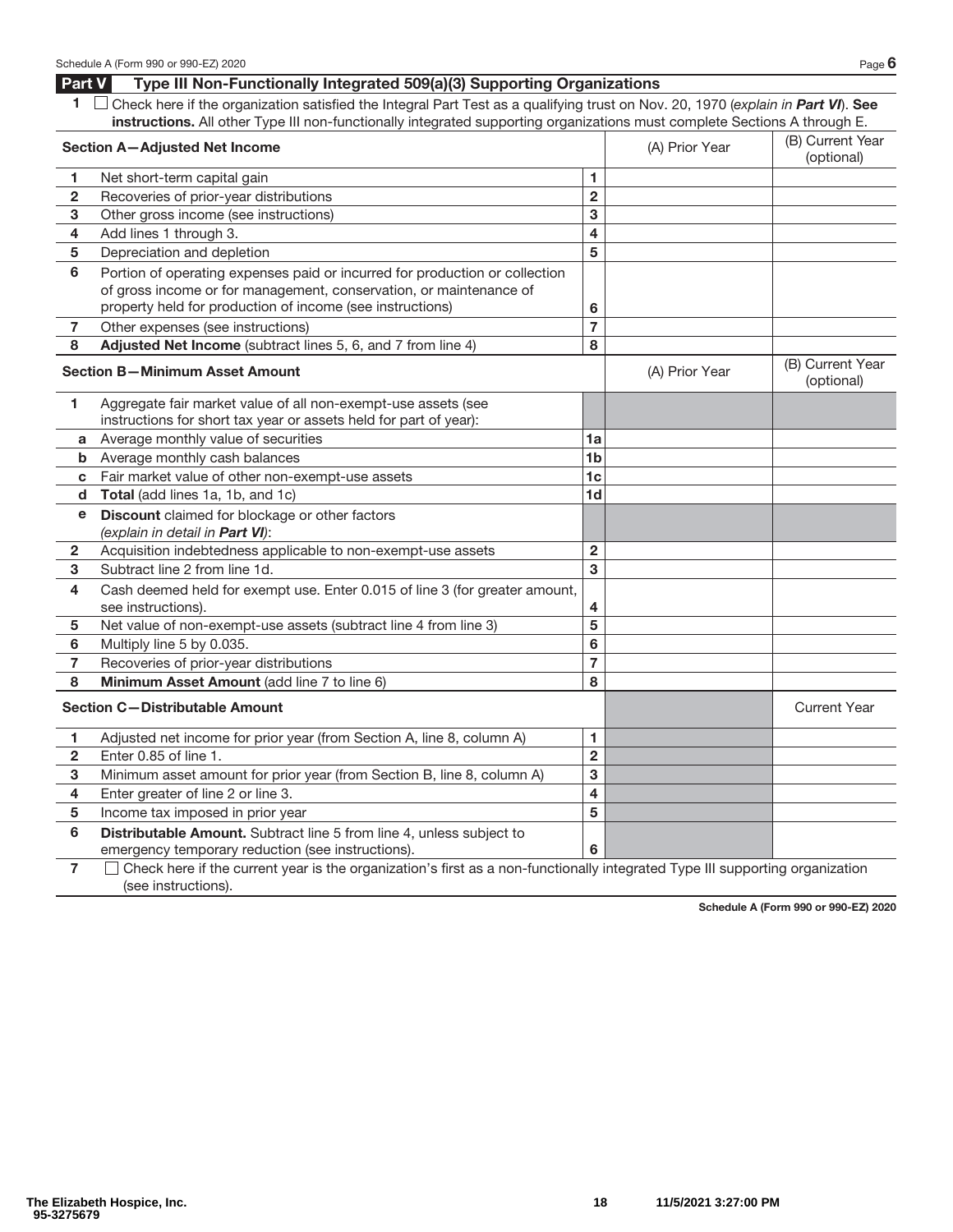## Part V Type III Non-Functionally Integrated 509(a)(3) Supporting Organizations

**1** ☐ Check here if the organization satisfied the Integral Part Test as a qualifying trust on Nov. 20, 1970 (*explain in **Part VI***). **See instructions.** All other Type III non-functionally integrated supporting organizations must complete Sections A through E.

| | **Section A—Adjusted Net Income** | | (A) Prior Year | (B) Current Year (optional) |
|---|---|---|---|---|
| 1 | Net short-term capital gain | 1 | | |
| 2 | Recoveries of prior-year distributions | 2 | | |
| 3 | Other gross income (see instructions) | 3 | | |
| 4 | Add lines 1 through 3. | 4 | | |
| 5 | Depreciation and depletion | 5 | | |
| 6 | Portion of operating expenses paid or incurred for production or collection of gross income or for management, conservation, or maintenance of property held for production of income (see instructions) | 6 | | |
| 7 | Other expenses (see instructions) | 7 | | |
| 8 | **Adjusted Net Income** (subtract lines 5, 6, and 7 from line 4) | 8 | | |

| | **Section B—Minimum Asset Amount** | | (A) Prior Year | (B) Current Year (optional) |
|---|---|---|---|---|
| 1 | Aggregate fair market value of all non-exempt-use assets (see instructions for short tax year or assets held for part of year): | | | |
| a | Average monthly value of securities | 1a | | |
| b | Average monthly cash balances | 1b | | |
| c | Fair market value of other non-exempt-use assets | 1c | | |
| d | **Total** (add lines 1a, 1b, and 1c) | 1d | | |
| e | **Discount** claimed for blockage or other factors *(explain in detail in **Part VI**)*: | | | |
| 2 | Acquisition indebtedness applicable to non-exempt-use assets | 2 | | |
| 3 | Subtract line 2 from line 1d. | 3 | | |
| 4 | Cash deemed held for exempt use. Enter 0.015 of line 3 (for greater amount, see instructions). | 4 | | |
| 5 | Net value of non-exempt-use assets (subtract line 4 from line 3) | 5 | | |
| 6 | Multiply line 5 by 0.035. | 6 | | |
| 7 | Recoveries of prior-year distributions | 7 | | |
| 8 | **Minimum Asset Amount** (add line 7 to line 6) | 8 | | |

| | **Section C—Distributable Amount** | | | Current Year |
|---|---|---|---|---|
| 1 | Adjusted net income for prior year (from Section A, line 8, column A) | 1 | | |
| 2 | Enter 0.85 of line 1. | 2 | | |
| 3 | Minimum asset amount for prior year (from Section B, line 8, column A) | 3 | | |
| 4 | Enter greater of line 2 or line 3. | 4 | | |
| 5 | Income tax imposed in prior year | 5 | | |
| 6 | **Distributable Amount.** Subtract line 5 from line 4, unless subject to emergency temporary reduction (see instructions). | 6 | | |

**7** ☐ Check here if the current year is the organization's first as a non-functionally integrated Type III supporting organization (see instructions).

The Elizabeth Hospice, Inc.
95-3275679

11/5/2021 3:27:00 PM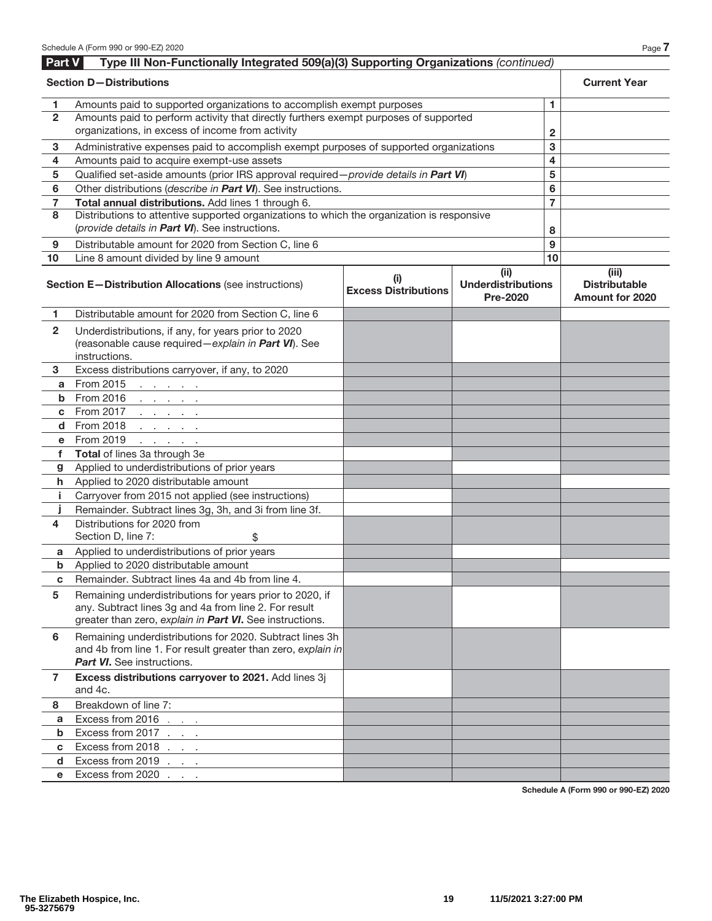## Part V Type III Non-Functionally Integrated 509(a)(3) Supporting Organizations *(continued)*

| **Section D—Distributions** | | | **Current Year** |
|---|---|---|---|
| 1 | Amounts paid to supported organizations to accomplish exempt purposes | 1 | |
| 2 | Amounts paid to perform activity that directly furthers exempt purposes of supported organizations, in excess of income from activity | 2 | |
| 3 | Administrative expenses paid to accomplish exempt purposes of supported organizations | 3 | |
| 4 | Amounts paid to acquire exempt-use assets | 4 | |
| 5 | Qualified set-aside amounts (prior IRS approval required—*provide details in **Part VI***) | 5 | |
| 6 | Other distributions (*describe in **Part VI***). See instructions. | 6 | |
| 7 | **Total annual distributions.** Add lines 1 through 6. | 7 | |
| 8 | Distributions to attentive supported organizations to which the organization is responsive (*provide details in **Part VI***). See instructions. | 8 | |
| 9 | Distributable amount for 2020 from Section C, line 6 | 9 | |
| 10 | Line 8 amount divided by line 9 amount | 10 | |

| **Section E—Distribution Allocations** (see instructions) | | **(i) Excess Distributions** | **(ii) Underdistributions Pre-2020** | **(iii) Distributable Amount for 2020** |
|---|---|---|---|---|
| 1 | Distributable amount for 2020 from Section C, line 6 | | | |
| 2 | Underdistributions, if any, for years prior to 2020 (reasonable cause required—*explain in **Part VI***). See instructions. | | | |
| 3 | Excess distributions carryover, if any, to 2020 | | | |
| a | From 2015 | | | |
| b | From 2016 | | | |
| c | From 2017 | | | |
| d | From 2018 | | | |
| e | From 2019 | | | |
| f | **Total** of lines 3a through 3e | | | |
| g | Applied to underdistributions of prior years | | | |
| h | Applied to 2020 distributable amount | | | |
| i | Carryover from 2015 not applied (see instructions) | | | |
| j | Remainder. Subtract lines 3g, 3h, and 3i from line 3f. | | | |
| 4 | Distributions for 2020 from Section D, line 7: $ | | | |
| a | Applied to underdistributions of prior years | | | |
| b | Applied to 2020 distributable amount | | | |
| c | Remainder. Subtract lines 4a and 4b from line 4. | | | |
| 5 | Remaining underdistributions for years prior to 2020, if any. Subtract lines 3g and 4a from line 2. For result greater than zero, *explain in **Part VI***. See instructions. | | | |
| 6 | Remaining underdistributions for 2020. Subtract lines 3h and 4b from line 1. For result greater than zero, *explain in **Part VI***. See instructions. | | | |
| 7 | **Excess distributions carryover to 2021.** Add lines 3j and 4c. | | | |
| 8 | Breakdown of line 7: | | | |
| a | Excess from 2016 | | | |
| b | Excess from 2017 | | | |
| c | Excess from 2018 | | | |
| d | Excess from 2019 | | | |
| e | Excess from 2020 | | | |

Schedule A (Form 990 or 990-EZ) 2020

The Elizabeth Hospice, Inc.
95-3275679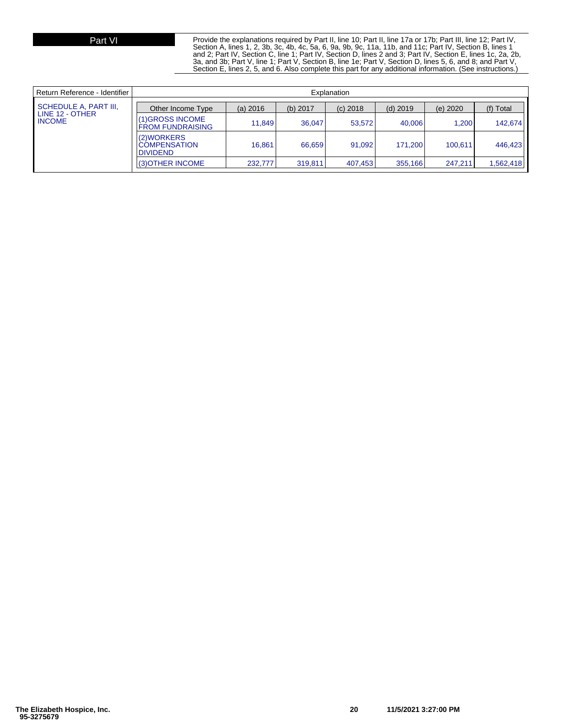## Part VI

Provide the explanations required by Part II, line 10; Part II, line 17a or 17b; Part III, line 12; Part IV, Section A, lines 1, 2, 3b, 3c, 4b, 4c, 5a, 6, 9a, 9b, 9c, 11a, 11b, and 11c; Part IV, Section B, lines 1 and 2; Part IV, Section C, line 1; Part IV, Section D, lines 2 and 3; Part IV, Section E, lines 1c, 2a, 2b, 3a, and 3b; Part V, line 1; Part V, Section B, line 1e; Part V, Section D, lines 5, 6, and 8; and Part V, Section E, lines 2, 5, and 6. Also complete this part for any additional information. (See instructions.)

| Return Reference - Identifier | Explanation |
|---|---|
| SCHEDULE A, PART III, LINE 12 - OTHER INCOME | |

| Other Income Type | (a) 2016 | (b) 2017 | (c) 2018 | (d) 2019 | (e) 2020 | (f) Total |
|---|---|---|---|---|---|---|
| (1)GROSS INCOME FROM FUNDRAISING | 11,849 | 36,047 | 53,572 | 40,006 | 1,200 | 142,674 |
| (2)WORKERS COMPENSATION DIVIDEND | 16,861 | 66,659 | 91,092 | 171,200 | 100,611 | 446,423 |
| (3)OTHER INCOME | 232,777 | 319,811 | 407,453 | 355,166 | 247,211 | 1,562,418 |

The Elizabeth Hospice, Inc.
95-3275679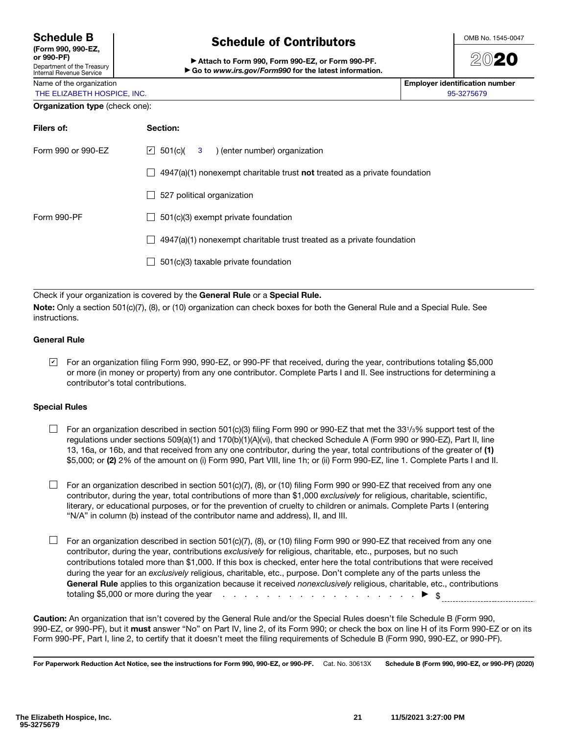**Schedule B**
**(Form 990, 990-EZ, or 990-PF)**
Department of the Treasury
Internal Revenue Service

# Schedule of Contributors

▶ **Attach to Form 990, Form 990-EZ, or Form 990-PF.**
▶ **Go to** ***www.irs.gov/Form990*** **for the latest information.**

OMB No. 1545-0047

**2020**

Name of the organization: THE ELIZABETH HOSPICE, INC.

**Employer identification number:** 95-3275679

**Organization type** (check one):

| **Filers of:** | **Section:** |
|---|---|
| Form 990 or 990-EZ | ☑ 501(c)( 3 ) (enter number) organization |
| | ☐ 4947(a)(1) nonexempt charitable trust **not** treated as a private foundation |
| | ☐ 527 political organization |
| Form 990-PF | ☐ 501(c)(3) exempt private foundation |
| | ☐ 4947(a)(1) nonexempt charitable trust treated as a private foundation |
| | ☐ 501(c)(3) taxable private foundation |

Check if your organization is covered by the **General Rule** or a **Special Rule.**

**Note:** Only a section 501(c)(7), (8), or (10) organization can check boxes for both the General Rule and a Special Rule. See instructions.

### General Rule

☑ For an organization filing Form 990, 990-EZ, or 990-PF that received, during the year, contributions totaling $5,000 or more (in money or property) from any one contributor. Complete Parts I and II. See instructions for determining a contributor's total contributions.

### Special Rules

☐ For an organization described in section 501(c)(3) filing Form 990 or 990-EZ that met the 33 1/3% support test of the regulations under sections 509(a)(1) and 170(b)(1)(A)(vi), that checked Schedule A (Form 990 or 990-EZ), Part II, line 13, 16a, or 16b, and that received from any one contributor, during the year, total contributions of the greater of **(1)** $5,000; or **(2)** 2% of the amount on (i) Form 990, Part VIII, line 1h; or (ii) Form 990-EZ, line 1. Complete Parts I and II.

☐ For an organization described in section 501(c)(7), (8), or (10) filing Form 990 or 990-EZ that received from any one contributor, during the year, total contributions of more than $1,000 *exclusively* for religious, charitable, scientific, literary, or educational purposes, or for the prevention of cruelty to children or animals. Complete Parts I (entering "N/A" in column (b) instead of the contributor name and address), II, and III.

☐ For an organization described in section 501(c)(7), (8), or (10) filing Form 990 or 990-EZ that received from any one contributor, during the year, contributions *exclusively* for religious, charitable, etc., purposes, but no such contributions totaled more than $1,000. If this box is checked, enter here the total contributions that were received during the year for an *exclusively* religious, charitable, etc., purpose. Don't complete any of the parts unless the **General Rule** applies to this organization because it received *nonexclusively* religious, charitable, etc., contributions totaling $5,000 or more during the year . . . . . . . . . . . . . . . . . . . . . ▶ $ ____________

**Caution:** An organization that isn't covered by the General Rule and/or the Special Rules doesn't file Schedule B (Form 990, 990-EZ, or 990-PF), but it **must** answer "No" on Part IV, line 2, of its Form 990; or check the box on line H of its Form 990-EZ or on its Form 990-PF, Part I, line 2, to certify that it doesn't meet the filing requirements of Schedule B (Form 990, 990-EZ, or 990-PF).

**For Paperwork Reduction Act Notice, see the instructions for Form 990, 990-EZ, or 990-PF.** Cat. No. 30613X **Schedule B (Form 990, 990-EZ, or 990-PF) (2020)**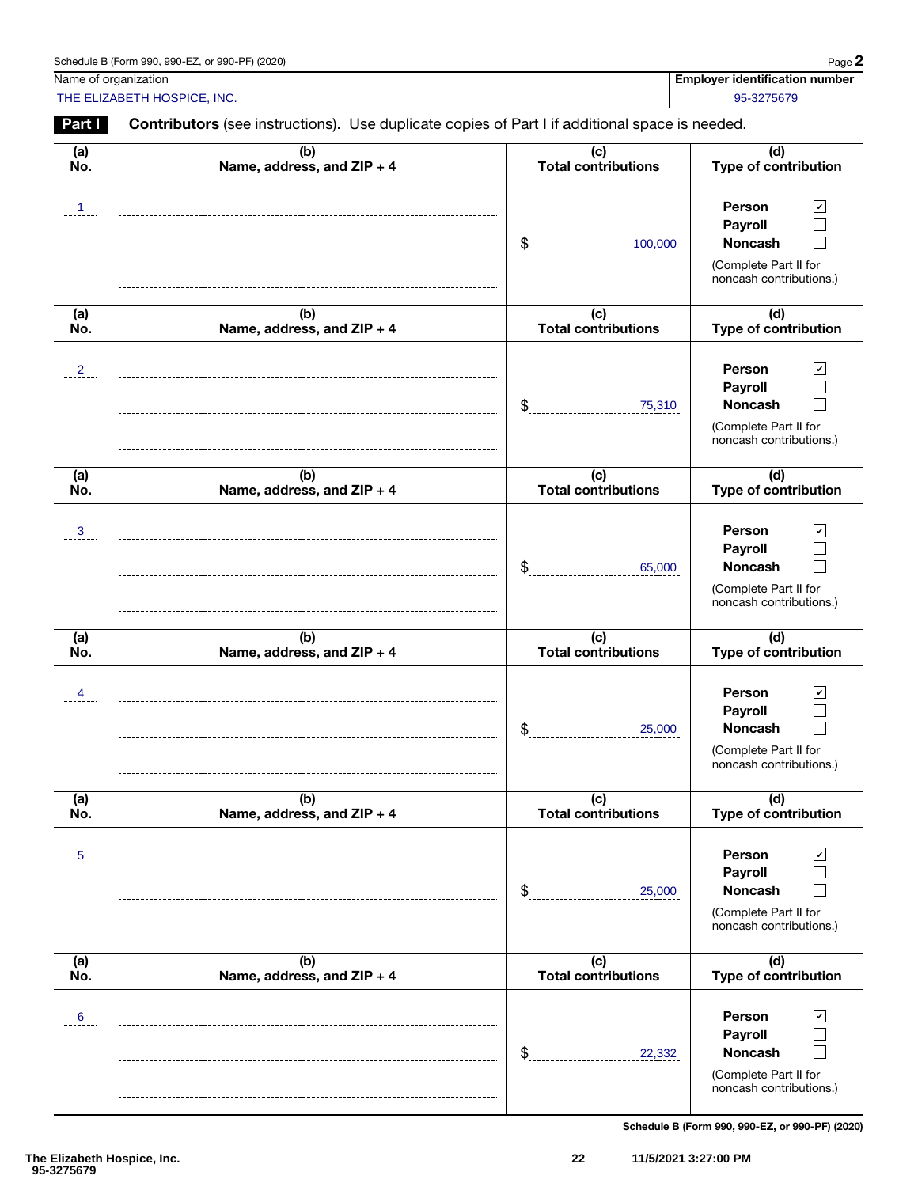Schedule B (Form 990, 990-EZ, or 990-PF) (2020)

| Name of organization | Employer identification number |
|---|---|
| THE ELIZABETH HOSPICE, INC. | 95-3275679 |

**Part I** **Contributors** (see instructions). Use duplicate copies of Part I if additional space is needed.

| (a) No. | (b) Name, address, and ZIP + 4 | (c) Total contributions | (d) Type of contribution |
|---|---|---|---|
| 1 | | $ 100,000 | Person ☑ Payroll ☐ Noncash ☐ (Complete Part II for noncash contributions.) |
| 2 | | $ 75,310 | Person ☑ Payroll ☐ Noncash ☐ (Complete Part II for noncash contributions.) |
| 3 | | $ 65,000 | Person ☑ Payroll ☐ Noncash ☐ (Complete Part II for noncash contributions.) |
| 4 | | $ 25,000 | Person ☑ Payroll ☐ Noncash ☐ (Complete Part II for noncash contributions.) |
| 5 | | $ 25,000 | Person ☑ Payroll ☐ Noncash ☐ (Complete Part II for noncash contributions.) |
| 6 | | $ 22,332 | Person ☑ Payroll ☐ Noncash ☐ (Complete Part II for noncash contributions.) |

Schedule B (Form 990, 990-EZ, or 990-PF) (2020)

The Elizabeth Hospice, Inc.
95-3275679

11/5/2021 3:27:00 PM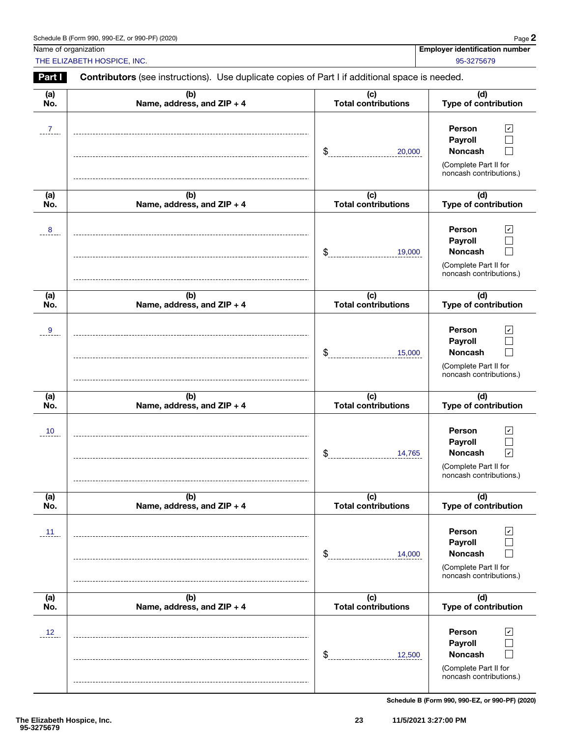Schedule B (Form 990, 990-EZ, or 990-PF) (2020)

| Name of organization | Employer identification number |
|---|---|
| THE ELIZABETH HOSPICE, INC. | 95-3275679 |

**Part I** **Contributors** (see instructions). Use duplicate copies of Part I if additional space is needed.

| (a) No. | (b) Name, address, and ZIP + 4 | (c) Total contributions | (d) Type of contribution |
|---|---|---|---|
| 7 | | $ 20,000 | Person ☑ Payroll ☐ Noncash ☐ (Complete Part II for noncash contributions.) |
| 8 | | $ 19,000 | Person ☑ Payroll ☐ Noncash ☐ (Complete Part II for noncash contributions.) |
| 9 | | $ 15,000 | Person ☑ Payroll ☐ Noncash ☐ (Complete Part II for noncash contributions.) |
| 10 | | $ 14,765 | Person ☑ Payroll ☐ Noncash ☑ (Complete Part II for noncash contributions.) |
| 11 | | $ 14,000 | Person ☑ Payroll ☐ Noncash ☐ (Complete Part II for noncash contributions.) |
| 12 | | $ 12,500 | Person ☑ Payroll ☐ Noncash ☐ (Complete Part II for noncash contributions.) |

Schedule B (Form 990, 990-EZ, or 990-PF) (2020)

The Elizabeth Hospice, Inc.
95-3275679

11/5/2021 3:27:00 PM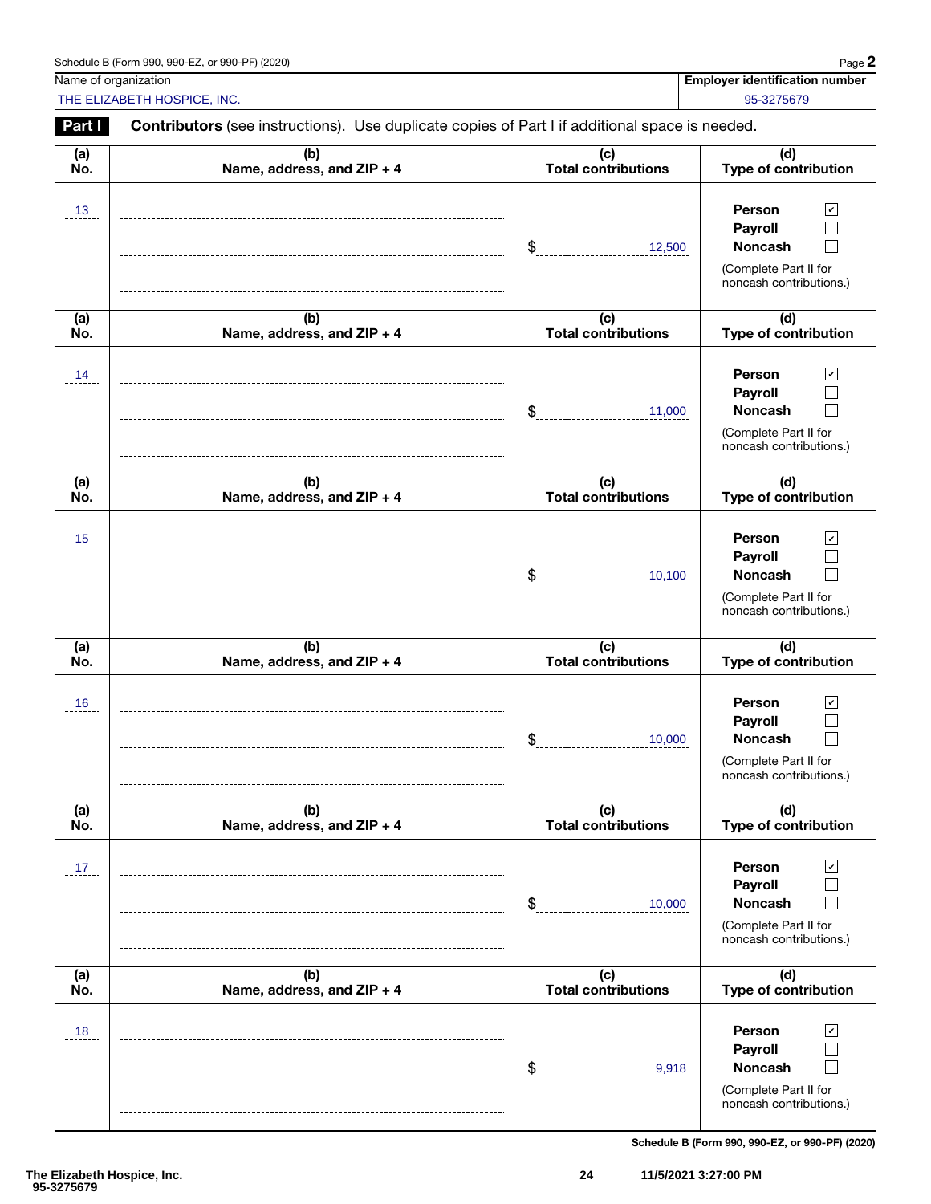Schedule B (Form 990, 990-EZ, or 990-PF) (2020) Page **2**

Name of organization: THE ELIZABETH HOSPICE, INC.

**Employer identification number**: 95-3275679

**Part I** **Contributors** (see instructions). Use duplicate copies of Part I if additional space is needed.

| (a) No. | (b) Name, address, and ZIP + 4 | (c) Total contributions | (d) Type of contribution |
|---|---|---|---|
| 13 | | $ 12,500 | Person ☑ Payroll ☐ Noncash ☐ (Complete Part II for noncash contributions.) |
| 14 | | $ 11,000 | Person ☑ Payroll ☐ Noncash ☐ (Complete Part II for noncash contributions.) |
| 15 | | $ 10,100 | Person ☑ Payroll ☐ Noncash ☐ (Complete Part II for noncash contributions.) |
| 16 | | $ 10,000 | Person ☑ Payroll ☐ Noncash ☐ (Complete Part II for noncash contributions.) |
| 17 | | $ 10,000 | Person ☑ Payroll ☐ Noncash ☐ (Complete Part II for noncash contributions.) |
| 18 | | $ 9,918 | Person ☑ Payroll ☐ Noncash ☐ (Complete Part II for noncash contributions.) |

**Schedule B (Form 990, 990-EZ, or 990-PF) (2020)**

**The Elizabeth Hospice, Inc.**
**95-3275679**

11/5/2021 3:27:00 PM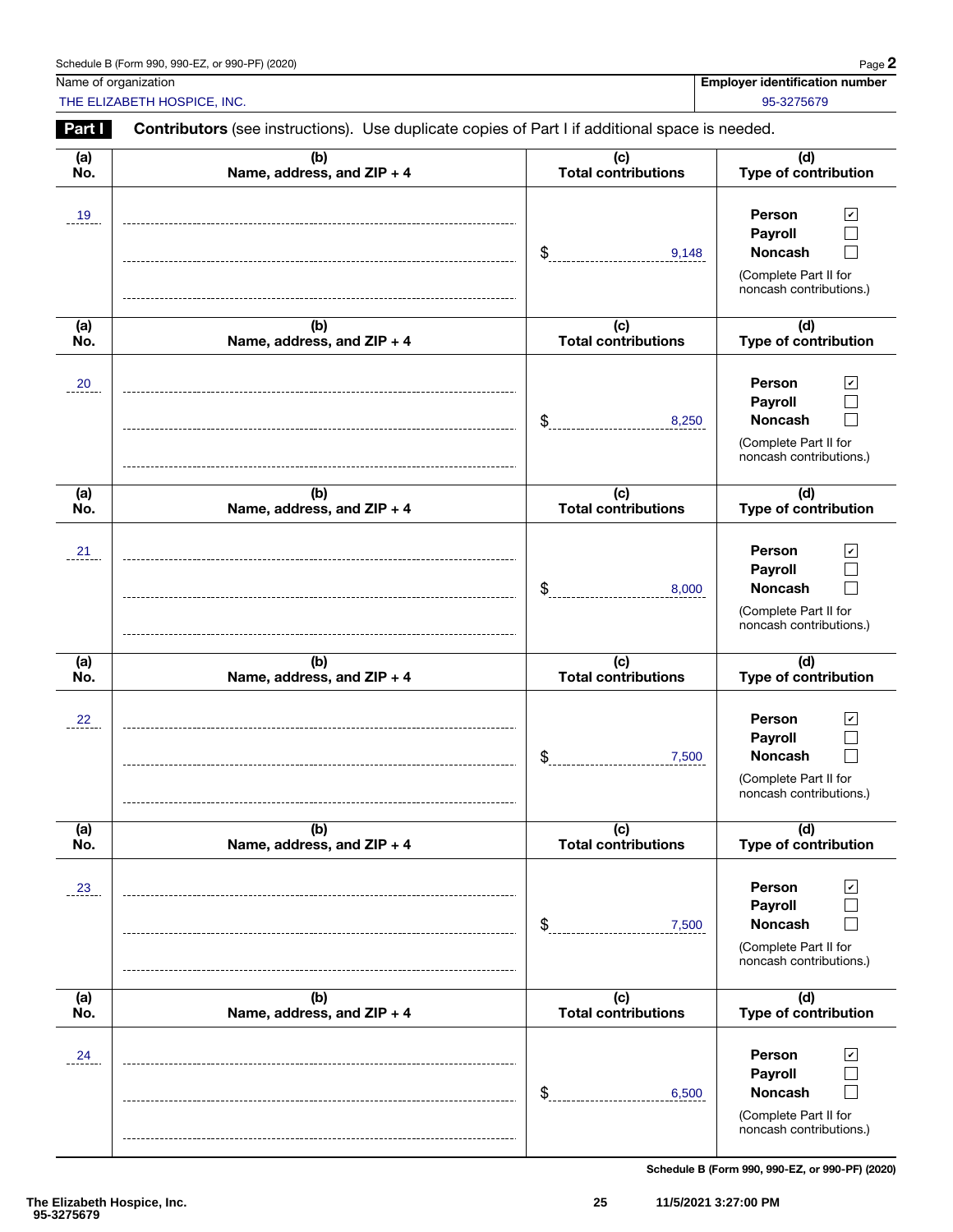Schedule B (Form 990, 990-EZ, or 990-PF) (2020) Page **2**

| Name of organization | Employer identification number |
|---|---|
| THE ELIZABETH HOSPICE, INC. | 95-3275679 |

**Part I** **Contributors** (see instructions). Use duplicate copies of Part I if additional space is needed.

| (a) No. | (b) Name, address, and ZIP + 4 | (c) Total contributions | (d) Type of contribution |
|---|---|---|---|
| 19 | | $ 9,148 | Person ☑ Payroll ☐ Noncash ☐ (Complete Part II for noncash contributions.) |
| 20 | | $ 8,250 | Person ☑ Payroll ☐ Noncash ☐ (Complete Part II for noncash contributions.) |
| 21 | | $ 8,000 | Person ☑ Payroll ☐ Noncash ☐ (Complete Part II for noncash contributions.) |
| 22 | | $ 7,500 | Person ☑ Payroll ☐ Noncash ☐ (Complete Part II for noncash contributions.) |
| 23 | | $ 7,500 | Person ☑ Payroll ☐ Noncash ☐ (Complete Part II for noncash contributions.) |
| 24 | | $ 6,500 | Person ☑ Payroll ☐ Noncash ☐ (Complete Part II for noncash contributions.) |

**Schedule B (Form 990, 990-EZ, or 990-PF) (2020)**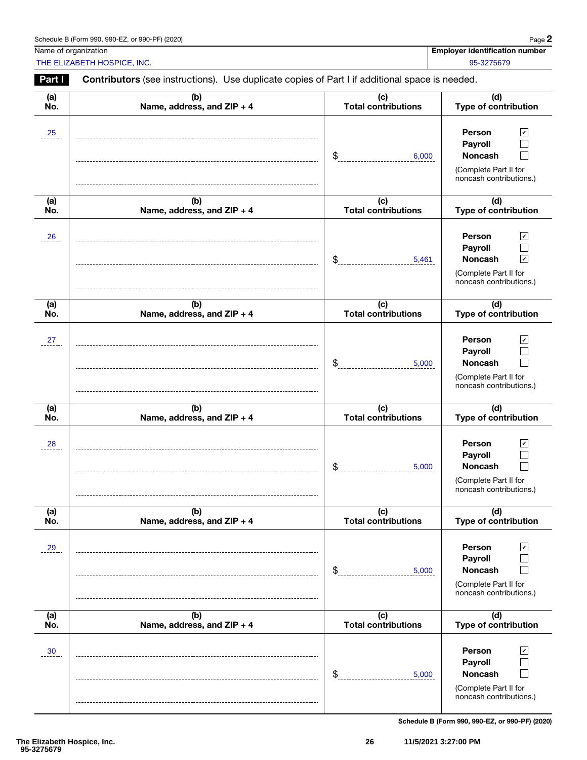Schedule B (Form 990, 990-EZ, or 990-PF) (2020)

| Name of organization | Employer identification number |
|---|---|
| THE ELIZABETH HOSPICE, INC. | 95-3275679 |

**Part I** **Contributors** (see instructions). Use duplicate copies of Part I if additional space is needed.

| (a) No. | (b) Name, address, and ZIP + 4 | (c) Total contributions | (d) Type of contribution |
|---|---|---|---|
| 25 | | $ 6,000 | Person ☑ Payroll ☐ Noncash ☐ (Complete Part II for noncash contributions.) |
| 26 | | $ 5,461 | Person ☑ Payroll ☐ Noncash ☑ (Complete Part II for noncash contributions.) |
| 27 | | $ 5,000 | Person ☑ Payroll ☐ Noncash ☐ (Complete Part II for noncash contributions.) |
| 28 | | $ 5,000 | Person ☑ Payroll ☐ Noncash ☐ (Complete Part II for noncash contributions.) |
| 29 | | $ 5,000 | Person ☑ Payroll ☐ Noncash ☐ (Complete Part II for noncash contributions.) |
| 30 | | $ 5,000 | Person ☑ Payroll ☐ Noncash ☐ (Complete Part II for noncash contributions.) |

Schedule B (Form 990, 990-EZ, or 990-PF) (2020)

The Elizabeth Hospice, Inc.
95-3275679

11/5/2021 3:27:00 PM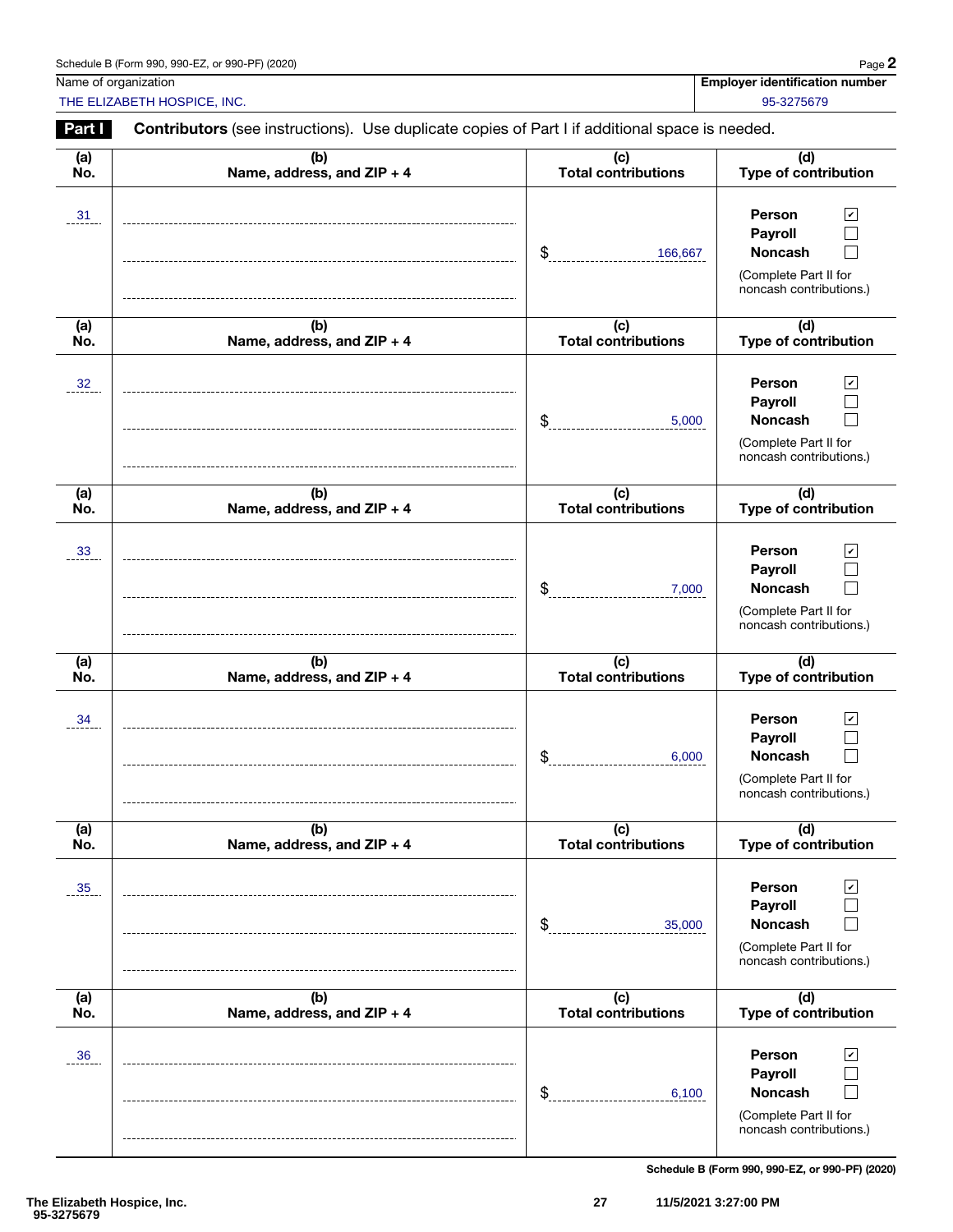Schedule B (Form 990, 990-EZ, or 990-PF) (2020)

| Name of organization | Employer identification number |
| --- | --- |
| THE ELIZABETH HOSPICE, INC. | 95-3275679 |

**Part I** **Contributors** (see instructions). Use duplicate copies of Part I if additional space is needed.

| (a) No. | (b) Name, address, and ZIP + 4 | (c) Total contributions | (d) Type of contribution |
| --- | --- | --- | --- |
| 31 | | $ 166,667 | Person ☑ Payroll ☐ Noncash ☐ (Complete Part II for noncash contributions.) |
| 32 | | $ 5,000 | Person ☑ Payroll ☐ Noncash ☐ (Complete Part II for noncash contributions.) |
| 33 | | $ 7,000 | Person ☑ Payroll ☐ Noncash ☐ (Complete Part II for noncash contributions.) |
| 34 | | $ 6,000 | Person ☑ Payroll ☐ Noncash ☐ (Complete Part II for noncash contributions.) |
| 35 | | $ 35,000 | Person ☑ Payroll ☐ Noncash ☐ (Complete Part II for noncash contributions.) |
| 36 | | $ 6,100 | Person ☑ Payroll ☐ Noncash ☐ (Complete Part II for noncash contributions.) |

Schedule B (Form 990, 990-EZ, or 990-PF) (2020)

The Elizabeth Hospice, Inc.
95-3275679

11/5/2021 3:27:00 PM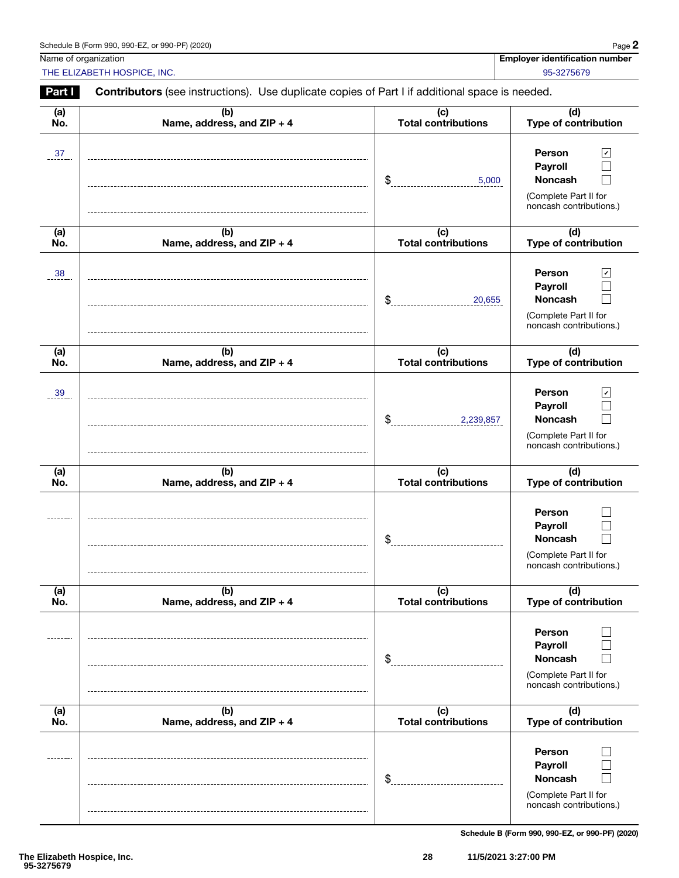Schedule B (Form 990, 990-EZ, or 990-PF) (2020)

| Name of organization | Employer identification number |
|---|---|
| THE ELIZABETH HOSPICE, INC. | 95-3275679 |

**Part I** **Contributors** (see instructions). Use duplicate copies of Part I if additional space is needed.

| (a) No. | (b) Name, address, and ZIP + 4 | (c) Total contributions | (d) Type of contribution |
|---|---|---|---|
| 37 | | $ 5,000 | Person ☑ Payroll ☐ Noncash ☐ (Complete Part II for noncash contributions.) |
| 38 | | $ 20,655 | Person ☑ Payroll ☐ Noncash ☐ (Complete Part II for noncash contributions.) |
| 39 | | $ 2,239,857 | Person ☑ Payroll ☐ Noncash ☐ (Complete Part II for noncash contributions.) |
| | | $ | Person ☐ Payroll ☐ Noncash ☐ (Complete Part II for noncash contributions.) |
| | | $ | Person ☐ Payroll ☐ Noncash ☐ (Complete Part II for noncash contributions.) |
| | | $ | Person ☐ Payroll ☐ Noncash ☐ (Complete Part II for noncash contributions.) |

Schedule B (Form 990, 990-EZ, or 990-PF) (2020)

The Elizabeth Hospice, Inc. 95-3275679 11/5/2021 3:27:00 PM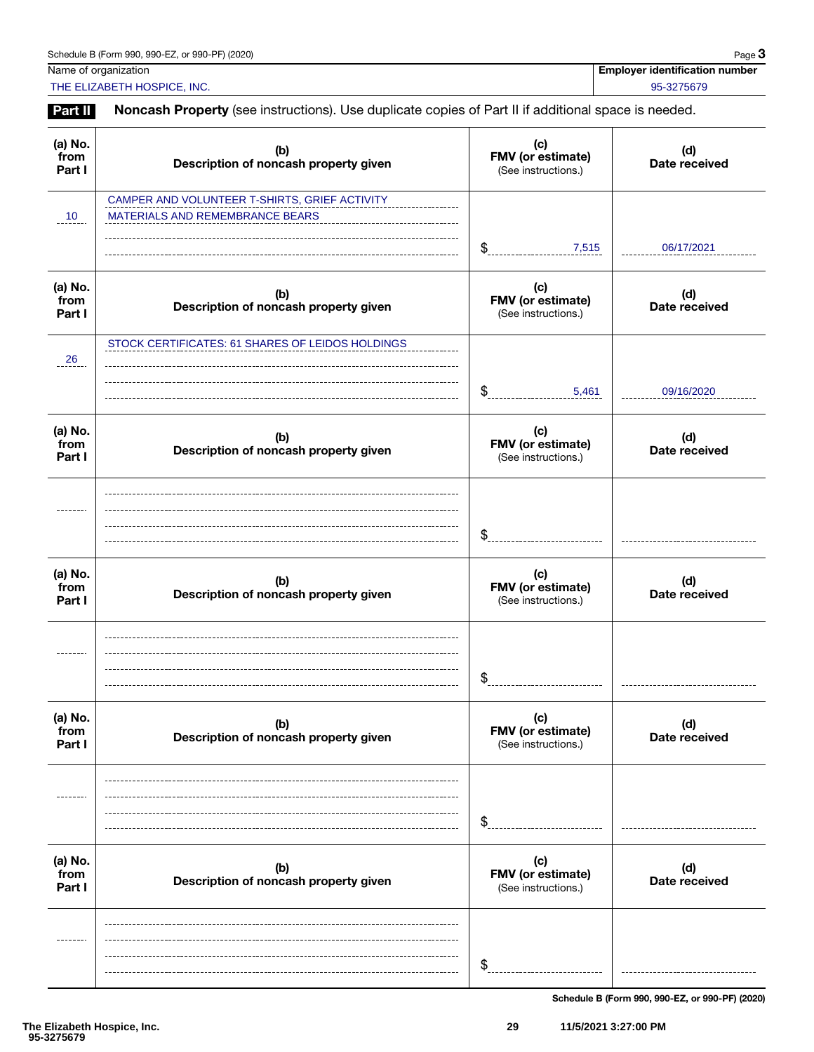Schedule B (Form 990, 990-EZ, or 990-PF) (2020)

| Name of organization | Employer identification number |
|---|---|
| THE ELIZABETH HOSPICE, INC. | 95-3275679 |

## Part II Noncash Property (see instructions). Use duplicate copies of Part II if additional space is needed.

| (a) No. from Part I | (b) Description of noncash property given | (c) FMV (or estimate) (See instructions.) | (d) Date received |
|---|---|---|---|
| 10 | CAMPER AND VOLUNTEER T-SHIRTS, GRIEF ACTIVITY MATERIALS AND REMEMBRANCE BEARS | $ 7,515 | 06/17/2021 |
| 26 | STOCK CERTIFICATES: 61 SHARES OF LEIDOS HOLDINGS | $ 5,461 | 09/16/2020 |
| | | $ | |
| | | $ | |
| | | $ | |
| | | $ | |

Schedule B (Form 990, 990-EZ, or 990-PF) (2020)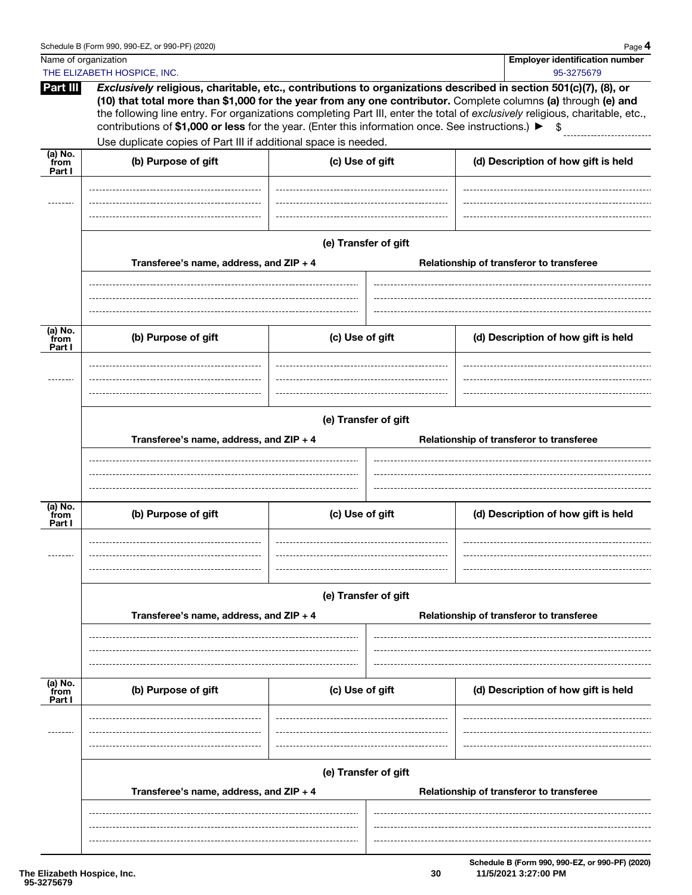Name of organization: THE ELIZABETH HOSPICE, INC.

**Employer identification number** 95-3275679

**Part III** ***Exclusively*** **religious, charitable, etc., contributions to organizations described in section 501(c)(7), (8), or (10) that total more than $1,000 for the year from any one contributor.** Complete columns **(a)** through **(e) and** the following line entry. For organizations completing Part III, enter the total of *exclusively* religious, charitable, etc., contributions of **$1,000 or less** for the year. (Enter this information once. See instructions.) ▶ $

Use duplicate copies of Part III if additional space is needed.

| (a) No. from Part I | (b) Purpose of gift | (c) Use of gift | (d) Description of how gift is held |
|---|---|---|---|
| | | | |

| (e) Transfer of gift | |
|---|---|
| Transferee's name, address, and ZIP + 4 | Relationship of transferor to transferee |
| | |

| (a) No. from Part I | (b) Purpose of gift | (c) Use of gift | (d) Description of how gift is held |
|---|---|---|---|
| | | | |

| (e) Transfer of gift | |
|---|---|
| Transferee's name, address, and ZIP + 4 | Relationship of transferor to transferee |
| | |

| (a) No. from Part I | (b) Purpose of gift | (c) Use of gift | (d) Description of how gift is held |
|---|---|---|---|
| | | | |

| (e) Transfer of gift | |
|---|---|
| Transferee's name, address, and ZIP + 4 | Relationship of transferor to transferee |
| | |

| (a) No. from Part I | (b) Purpose of gift | (c) Use of gift | (d) Description of how gift is held |
|---|---|---|---|
| | | | |

| (e) Transfer of gift | |
|---|---|
| Transferee's name, address, and ZIP + 4 | Relationship of transferor to transferee |
| | |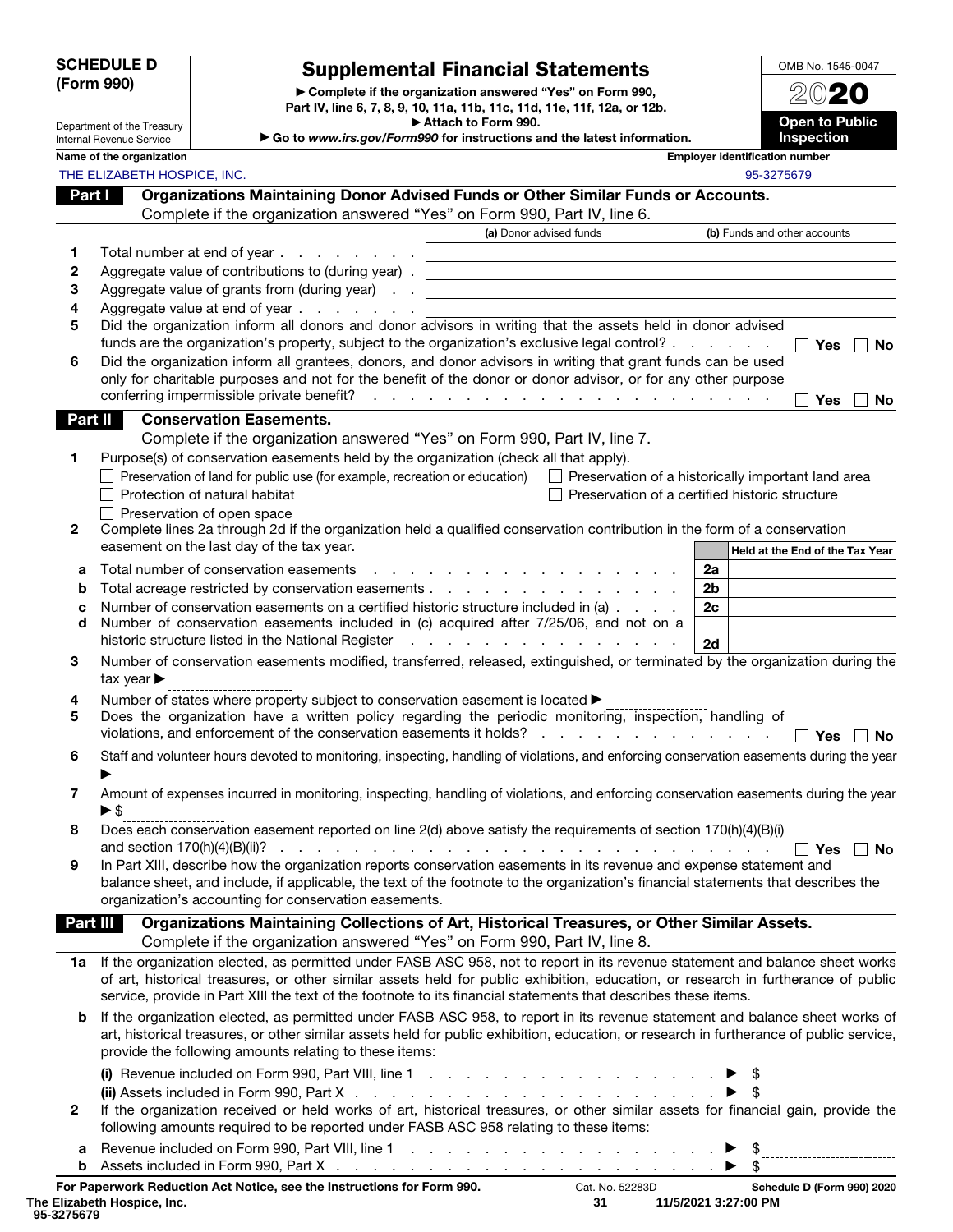**SCHEDULE D (Form 990)**

Department of the Treasury
Internal Revenue Service

# Supplemental Financial Statements

▶ Complete if the organization answered "Yes" on Form 990, Part IV, line 6, 7, 8, 9, 10, 11a, 11b, 11c, 11d, 11e, 11f, 12a, or 12b.
▶ Attach to Form 990.
▶ Go to www.irs.gov/Form990 for instructions and the latest information.

OMB No. 1545-0047
2020
**Open to Public Inspection**

**Name of the organization:** THE ELIZABETH HOSPICE, INC.
**Employer identification number:** 95-3275679

## Part I Organizations Maintaining Donor Advised Funds or Other Similar Funds or Accounts.

Complete if the organization answered "Yes" on Form 990, Part IV, line 6.

| | | (a) Donor advised funds | (b) Funds and other accounts |
|---|---|---|---|
| 1 | Total number at end of year | | |
| 2 | Aggregate value of contributions to (during year) | | |
| 3 | Aggregate value of grants from (during year) | | |
| 4 | Aggregate value at end of year | | |

5 Did the organization inform all donors and donor advisors in writing that the assets held in donor advised funds are the organization's property, subject to the organization's exclusive legal control? ☐ Yes ☐ No

6 Did the organization inform all grantees, donors, and donor advisors in writing that grant funds can be used only for charitable purposes and not for the benefit of the donor or donor advisor, or for any other purpose conferring impermissible private benefit? ☐ Yes ☐ No

## Part II Conservation Easements.

Complete if the organization answered "Yes" on Form 990, Part IV, line 7.

1 Purpose(s) of conservation easements held by the organization (check all that apply).

- ☐ Preservation of land for public use (for example, recreation or education)
- ☐ Preservation of a historically important land area
- ☐ Protection of natural habitat
- ☐ Preservation of a certified historic structure
- ☐ Preservation of open space

2 Complete lines 2a through 2d if the organization held a qualified conservation contribution in the form of a conservation easement on the last day of the tax year.

| | | | Held at the End of the Tax Year |
|---|---|---|---|
| a | Total number of conservation easements | 2a | |
| b | Total acreage restricted by conservation easements | 2b | |
| c | Number of conservation easements on a certified historic structure included in (a) | 2c | |
| d | Number of conservation easements included in (c) acquired after 7/25/06, and not on a historic structure listed in the National Register | 2d | |

3 Number of conservation easements modified, transferred, released, extinguished, or terminated by the organization during the tax year ▶

4 Number of states where property subject to conservation easement is located ▶

5 Does the organization have a written policy regarding the periodic monitoring, inspection, handling of violations, and enforcement of the conservation easements it holds? ☐ Yes ☐ No

6 Staff and volunteer hours devoted to monitoring, inspecting, handling of violations, and enforcing conservation easements during the year ▶

7 Amount of expenses incurred in monitoring, inspecting, handling of violations, and enforcing conservation easements during the year ▶ $

8 Does each conservation easement reported on line 2(d) above satisfy the requirements of section 170(h)(4)(B)(i) and section 170(h)(4)(B)(ii)? ☐ Yes ☐ No

9 In Part XIII, describe how the organization reports conservation easements in its revenue and expense statement and balance sheet, and include, if applicable, the text of the footnote to the organization's financial statements that describes the organization's accounting for conservation easements.

## Part III Organizations Maintaining Collections of Art, Historical Treasures, or Other Similar Assets.

Complete if the organization answered "Yes" on Form 990, Part IV, line 8.

1a If the organization elected, as permitted under FASB ASC 958, not to report in its revenue statement and balance sheet works of art, historical treasures, or other similar assets held for public exhibition, education, or research in furtherance of public service, provide in Part XIII the text of the footnote to its financial statements that describes these items.

b If the organization elected, as permitted under FASB ASC 958, to report in its revenue statement and balance sheet works of art, historical treasures, or other similar assets held for public exhibition, education, or research in furtherance of public service, provide the following amounts relating to these items:

(i) Revenue included on Form 990, Part VIII, line 1 ▶ $

(ii) Assets included in Form 990, Part X ▶ $

2 If the organization received or held works of art, historical treasures, or other similar assets for financial gain, provide the following amounts required to be reported under FASB ASC 958 relating to these items:

a Revenue included on Form 990, Part VIII, line 1 ▶ $

b Assets included in Form 990, Part X ▶ $

**For Paperwork Reduction Act Notice, see the Instructions for Form 990.** Cat. No. 52283D **Schedule D (Form 990) 2020**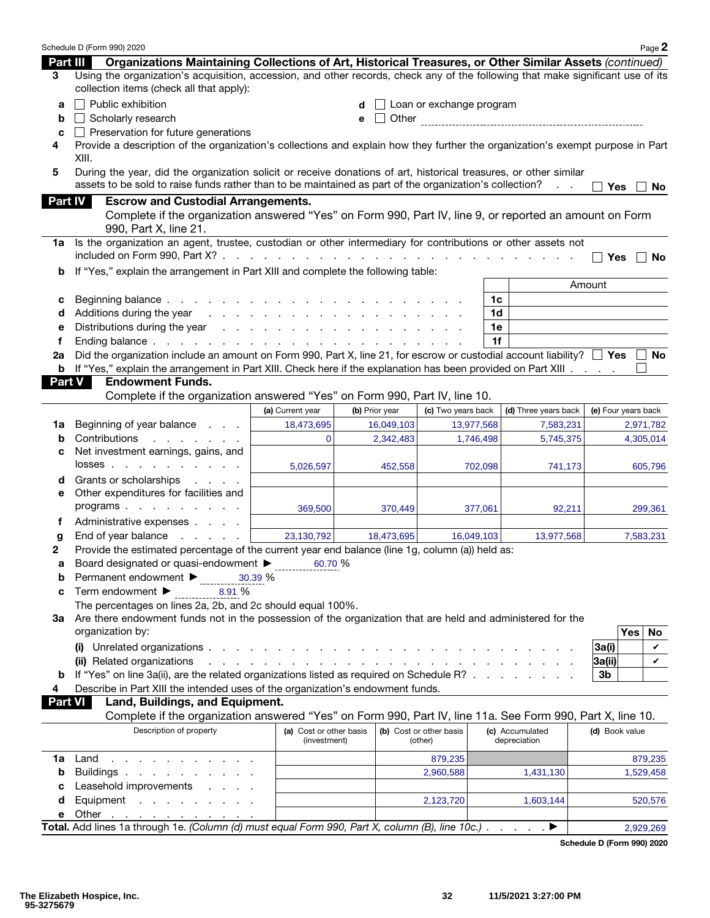Schedule D (Form 990) 2020 Page 2

## Part III Organizations Maintaining Collections of Art, Historical Treasures, or Other Similar Assets *(continued)*

**3** Using the organization's acquisition, accession, and other records, check any of the following that make significant use of its collection items (check all that apply):

- **a** ☐ Public exhibition
- **b** ☐ Scholarly research
- **c** ☐ Preservation for future generations
- **d** ☐ Loan or exchange program
- **e** ☐ Other

**4** Provide a description of the organization's collections and explain how they further the organization's exempt purpose in Part XIII.

**5** During the year, did the organization solicit or receive donations of art, historical treasures, or other similar assets to be sold to raise funds rather than to be maintained as part of the organization's collection? ☐ Yes ☐ No

## Part IV Escrow and Custodial Arrangements.

Complete if the organization answered "Yes" on Form 990, Part IV, line 9, or reported an amount on Form 990, Part X, line 21.

**1a** Is the organization an agent, trustee, custodian or other intermediary for contributions or other assets not included on Form 990, Part X? ☐ Yes ☐ No

**b** If "Yes," explain the arrangement in Part XIII and complete the following table:

| | | | Amount |
|---|---|---|---|
| c | Beginning balance | 1c | |
| d | Additions during the year | 1d | |
| e | Distributions during the year | 1e | |
| f | Ending balance | 1f | |

**2a** Did the organization include an amount on Form 990, Part X, line 21, for escrow or custodial account liability? ☐ Yes ☐ No

**b** If "Yes," explain the arrangement in Part XIII. Check here if the explanation has been provided on Part XIII ☐

## Part V Endowment Funds.

Complete if the organization answered "Yes" on Form 990, Part IV, line 10.

| | | (a) Current year | (b) Prior year | (c) Two years back | (d) Three years back | (e) Four years back |
|---|---|---|---|---|---|---|
| 1a | Beginning of year balance | 18,473,695 | 16,049,103 | 13,977,568 | 7,583,231 | 2,971,782 |
| b | Contributions | 0 | 2,342,483 | 1,746,498 | 5,745,375 | 4,305,014 |
| c | Net investment earnings, gains, and losses | 5,026,597 | 452,558 | 702,098 | 741,173 | 605,796 |
| d | Grants or scholarships | | | | | |
| e | Other expenditures for facilities and programs | 369,500 | 370,449 | 377,061 | 92,211 | 299,361 |
| f | Administrative expenses | | | | | |
| g | End of year balance | 23,130,792 | 18,473,695 | 16,049,103 | 13,977,568 | 7,583,231 |

**2** Provide the estimated percentage of the current year end balance (line 1g, column (a)) held as:

- **a** Board designated or quasi-endowment ► 60.70 %
- **b** Permanent endowment ► 30.39 %
- **c** Term endowment ► 8.91 %

The percentages on lines 2a, 2b, and 2c should equal 100%.

**3a** Are there endowment funds not in the possession of the organization that are held and administered for the organization by:

| | | | Yes | No |
|---|---|---|---|---|
| | (i) Unrelated organizations | 3a(i) | | ✔ |
| | (ii) Related organizations | 3a(ii) | | ✔ |
| b | If "Yes" on line 3a(ii), are the related organizations listed as required on Schedule R? | 3b | | |

**4** Describe in Part XIII the intended uses of the organization's endowment funds.

## Part VI Land, Buildings, and Equipment.

Complete if the organization answered "Yes" on Form 990, Part IV, line 11a. See Form 990, Part X, line 10.

| | Description of property | (a) Cost or other basis (investment) | (b) Cost or other basis (other) | (c) Accumulated depreciation | (d) Book value |
|---|---|---|---|---|---|
| 1a | Land | | 879,235 | | 879,235 |
| b | Buildings | | 2,960,588 | 1,431,130 | 1,529,458 |
| c | Leasehold improvements | | | | |
| d | Equipment | | 2,123,720 | 1,603,144 | 520,576 |
| e | Other | | | | |

**Total.** Add lines 1a through 1e. *(Column (d) must equal Form 990, Part X, column (B), line 10c.)* ► 2,929,269

Schedule D (Form 990) 2020

The Elizabeth Hospice, Inc.
95-3275679
11/5/2021 3:27:00 PM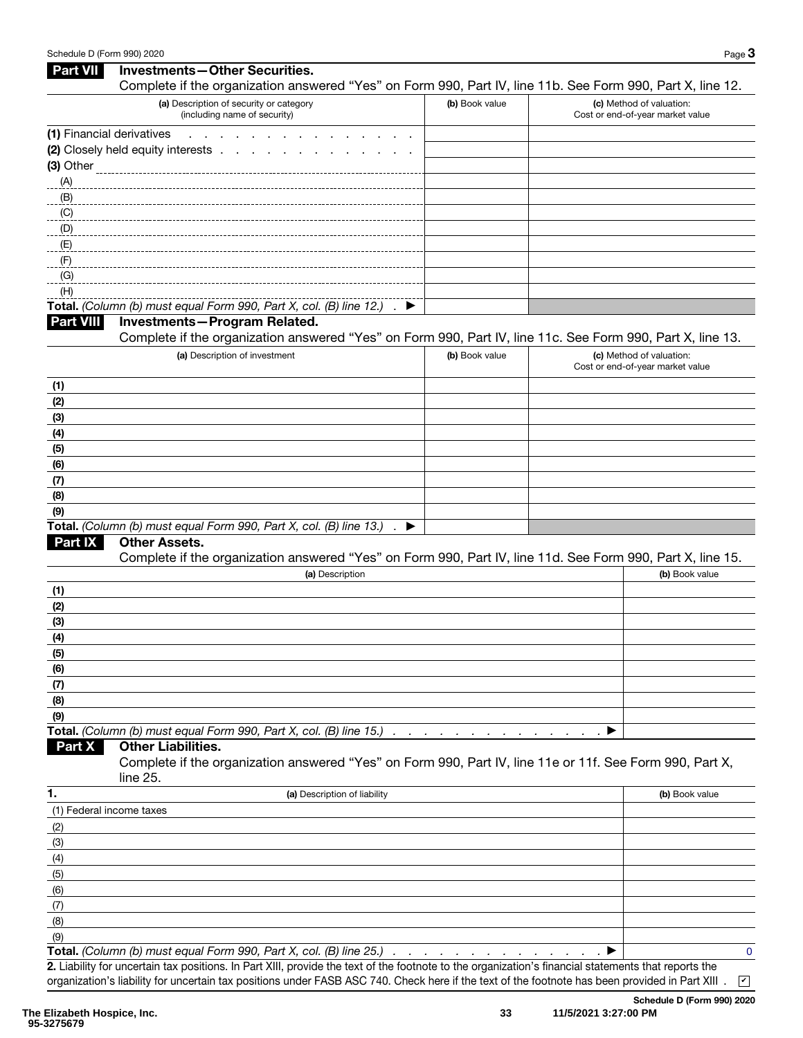## Part VII Investments—Other Securities.

Complete if the organization answered "Yes" on Form 990, Part IV, line 11b. See Form 990, Part X, line 12.

| (a) Description of security or category (including name of security) | (b) Book value | (c) Method of valuation: Cost or end-of-year market value |
|---|---|---|
| (1) Financial derivatives | | |
| (2) Closely held equity interests | | |
| (3) Other | | |
| (A) | | |
| (B) | | |
| (C) | | |
| (D) | | |
| (E) | | |
| (F) | | |
| (G) | | |
| (H) | | |
| **Total.** *(Column (b) must equal Form 990, Part X, col. (B) line 12.)* ▶ | | |

## Part VIII Investments—Program Related.

Complete if the organization answered "Yes" on Form 990, Part IV, line 11c. See Form 990, Part X, line 13.

| (a) Description of investment | (b) Book value | (c) Method of valuation: Cost or end-of-year market value |
|---|---|---|
| (1) | | |
| (2) | | |
| (3) | | |
| (4) | | |
| (5) | | |
| (6) | | |
| (7) | | |
| (8) | | |
| (9) | | |
| **Total.** *(Column (b) must equal Form 990, Part X, col. (B) line 13.)* ▶ | | |

## Part IX Other Assets.

Complete if the organization answered "Yes" on Form 990, Part IV, line 11d. See Form 990, Part X, line 15.

| (a) Description | (b) Book value |
|---|---|
| (1) | |
| (2) | |
| (3) | |
| (4) | |
| (5) | |
| (6) | |
| (7) | |
| (8) | |
| (9) | |
| **Total.** *(Column (b) must equal Form 990, Part X, col. (B) line 15.)* ▶ | |

## Part X Other Liabilities.

Complete if the organization answered "Yes" on Form 990, Part IV, line 11e or 11f. See Form 990, Part X, line 25.

| 1. (a) Description of liability | (b) Book value |
|---|---|
| (1) Federal income taxes | |
| (2) | |
| (3) | |
| (4) | |
| (5) | |
| (6) | |
| (7) | |
| (8) | |
| (9) | |
| **Total.** *(Column (b) must equal Form 990, Part X, col. (B) line 25.)* ▶ | 0 |

**2.** Liability for uncertain tax positions. In Part XIII, provide the text of the footnote to the organization's financial statements that reports the organization's liability for uncertain tax positions under FASB ASC 740. Check here if the text of the footnote has been provided in Part XIII . ☑

**Schedule D (Form 990) 2020**

**The Elizabeth Hospice, Inc.**
**95-3275679**

11/5/2021 3:27:00 PM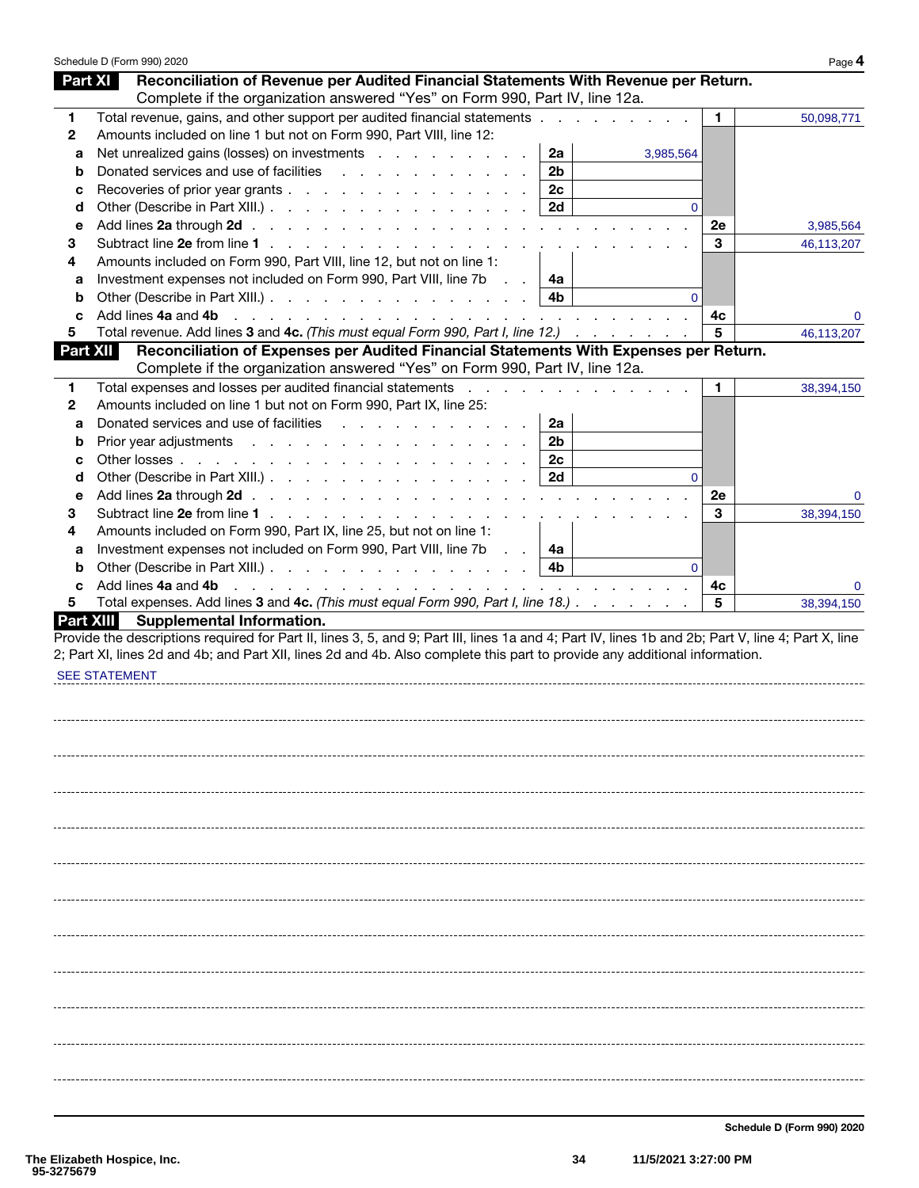Schedule D (Form 990) 2020 Page 4

## Part XI Reconciliation of Revenue per Audited Financial Statements With Revenue per Return.

Complete if the organization answered "Yes" on Form 990, Part IV, line 12a.

| | | | | | |
|---|---|---|---|---|---|
| 1 | Total revenue, gains, and other support per audited financial statements | | | 1 | 50,098,771 |
| 2 | Amounts included on line 1 but not on Form 990, Part VIII, line 12: | | | | |
| a | Net unrealized gains (losses) on investments | 2a | 3,985,564 | | |
| b | Donated services and use of facilities | 2b | | | |
| c | Recoveries of prior year grants | 2c | | | |
| d | Other (Describe in Part XIII.) | 2d | 0 | | |
| e | Add lines **2a** through **2d** | | | 2e | 3,985,564 |
| 3 | Subtract line **2e** from line **1** | | | 3 | 46,113,207 |
| 4 | Amounts included on Form 990, Part VIII, line 12, but not on line 1: | | | | |
| a | Investment expenses not included on Form 990, Part VIII, line 7b | 4a | | | |
| b | Other (Describe in Part XIII.) | 4b | 0 | | |
| c | Add lines **4a** and **4b** | | | 4c | 0 |
| 5 | Total revenue. Add lines **3** and **4c.** *(This must equal Form 990, Part I, line 12.)* | | | 5 | 46,113,207 |

## Part XII Reconciliation of Expenses per Audited Financial Statements With Expenses per Return.

Complete if the organization answered "Yes" on Form 990, Part IV, line 12a.

| | | | | | |
|---|---|---|---|---|---|
| 1 | Total expenses and losses per audited financial statements | | | 1 | 38,394,150 |
| 2 | Amounts included on line 1 but not on Form 990, Part IX, line 25: | | | | |
| a | Donated services and use of facilities | 2a | | | |
| b | Prior year adjustments | 2b | | | |
| c | Other losses | 2c | | | |
| d | Other (Describe in Part XIII.) | 2d | 0 | | |
| e | Add lines **2a** through **2d** | | | 2e | 0 |
| 3 | Subtract line **2e** from line **1** | | | 3 | 38,394,150 |
| 4 | Amounts included on Form 990, Part IX, line 25, but not on line 1: | | | | |
| a | Investment expenses not included on Form 990, Part VIII, line 7b | 4a | | | |
| b | Other (Describe in Part XIII.) | 4b | 0 | | |
| c | Add lines **4a** and **4b** | | | 4c | 0 |
| 5 | Total expenses. Add lines **3** and **4c.** *(This must equal Form 990, Part I, line 18.)* | | | 5 | 38,394,150 |

## Part XIII Supplemental Information.

Provide the descriptions required for Part II, lines 3, 5, and 9; Part III, lines 1a and 4; Part IV, lines 1b and 2b; Part V, line 4; Part X, line 2; Part XI, lines 2d and 4b; and Part XII, lines 2d and 4b. Also complete this part to provide any additional information.

SEE STATEMENT

Schedule D (Form 990) 2020

The Elizabeth Hospice, Inc.
95-3275679

11/5/2021 3:27:00 PM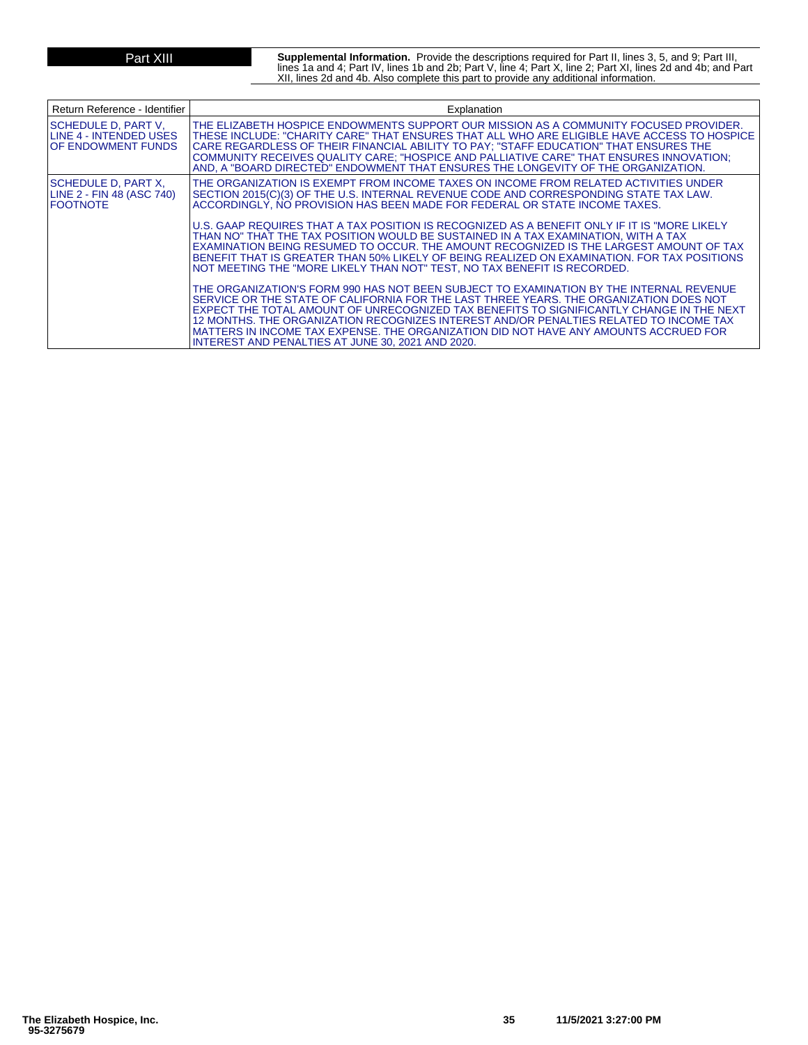**Part XIII** **Supplemental Information.** Provide the descriptions required for Part II, lines 3, 5, and 9; Part III, lines 1a and 4; Part IV, lines 1b and 2b; Part V, line 4; Part X, line 2; Part XI, lines 2d and 4b; and Part XII, lines 2d and 4b. Also complete this part to provide any additional information.

| Return Reference - Identifier | Explanation |
| --- | --- |
| SCHEDULE D, PART V, LINE 4 - INTENDED USES OF ENDOWMENT FUNDS | THE ELIZABETH HOSPICE ENDOWMENTS SUPPORT OUR MISSION AS A COMMUNITY FOCUSED PROVIDER. THESE INCLUDE: "CHARITY CARE" THAT ENSURES THAT ALL WHO ARE ELIGIBLE HAVE ACCESS TO HOSPICE CARE REGARDLESS OF THEIR FINANCIAL ABILITY TO PAY; "STAFF EDUCATION" THAT ENSURES THE COMMUNITY RECEIVES QUALITY CARE; "HOSPICE AND PALLIATIVE CARE" THAT ENSURES INNOVATION; AND, A "BOARD DIRECTED" ENDOWMENT THAT ENSURES THE LONGEVITY OF THE ORGANIZATION. |
| SCHEDULE D, PART X, LINE 2 - FIN 48 (ASC 740) FOOTNOTE | THE ORGANIZATION IS EXEMPT FROM INCOME TAXES ON INCOME FROM RELATED ACTIVITIES UNDER SECTION 2015(C)(3) OF THE U.S. INTERNAL REVENUE CODE AND CORRESPONDING STATE TAX LAW. ACCORDINGLY, NO PROVISION HAS BEEN MADE FOR FEDERAL OR STATE INCOME TAXES.<br><br>U.S. GAAP REQUIRES THAT A TAX POSITION IS RECOGNIZED AS A BENEFIT ONLY IF IT IS "MORE LIKELY THAN NO" THAT THE TAX POSITION WOULD BE SUSTAINED IN A TAX EXAMINATION, WITH A TAX EXAMINATION BEING RESUMED TO OCCUR. THE AMOUNT RECOGNIZED IS THE LARGEST AMOUNT OF TAX BENEFIT THAT IS GREATER THAN 50% LIKELY OF BEING REALIZED ON EXAMINATION. FOR TAX POSITIONS NOT MEETING THE "MORE LIKELY THAN NOT" TEST, NO TAX BENEFIT IS RECORDED.<br><br>THE ORGANIZATION'S FORM 990 HAS NOT BEEN SUBJECT TO EXAMINATION BY THE INTERNAL REVENUE SERVICE OR THE STATE OF CALIFORNIA FOR THE LAST THREE YEARS. THE ORGANIZATION DOES NOT EXPECT THE TOTAL AMOUNT OF UNRECOGNIZED TAX BENEFITS TO SIGNIFICANTLY CHANGE IN THE NEXT 12 MONTHS. THE ORGANIZATION RECOGNIZES INTEREST AND/OR PENALTIES RELATED TO INCOME TAX MATTERS IN INCOME TAX EXPENSE. THE ORGANIZATION DID NOT HAVE ANY AMOUNTS ACCRUED FOR INTEREST AND PENALTIES AT JUNE 30, 2021 AND 2020. |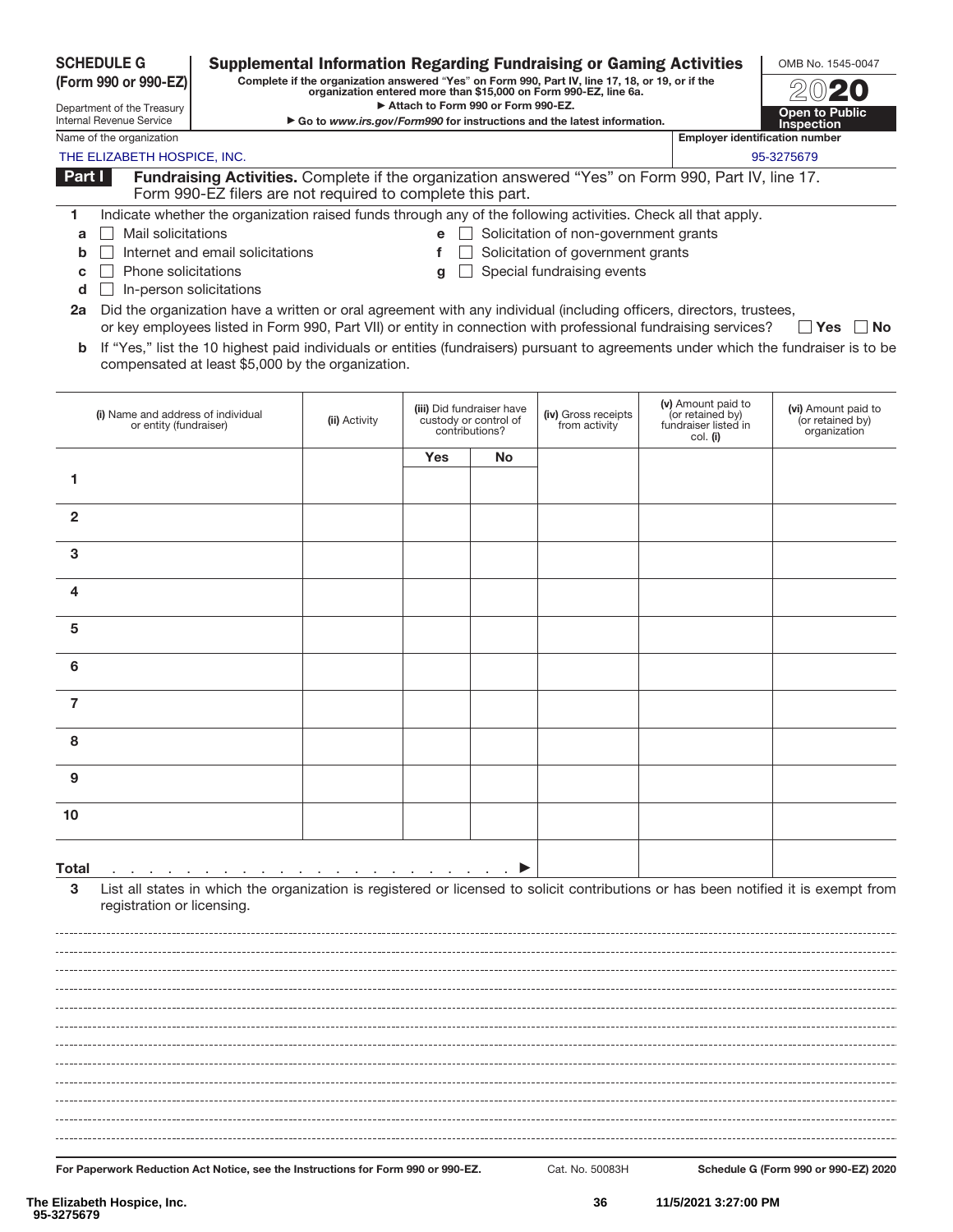**SCHEDULE G**
**(Form 990 or 990-EZ)**

Department of the Treasury
Internal Revenue Service

# Supplemental Information Regarding Fundraising or Gaming Activities

**Complete if the organization answered "Yes" on Form 990, Part IV, line 17, 18, or 19, or if the organization entered more than $15,000 on Form 990-EZ, line 6a.**
**▶ Attach to Form 990 or Form 990-EZ.**
**▶ Go to *www.irs.gov/Form990* for instructions and the latest information.**

OMB No. 1545-0047
**2020**
**Open to Public Inspection**

Name of the organization: THE ELIZABETH HOSPICE, INC.
Employer identification number: 95-3275679

## Part I Fundraising Activities. Complete if the organization answered "Yes" on Form 990, Part IV, line 17. Form 990-EZ filers are not required to complete this part.

**1** Indicate whether the organization raised funds through any of the following activities. Check all that apply.

- **a** ☐ Mail solicitations
- **b** ☐ Internet and email solicitations
- **c** ☐ Phone solicitations
- **d** ☐ In-person solicitations
- **e** ☐ Solicitation of non-government grants
- **f** ☐ Solicitation of government grants
- **g** ☐ Special fundraising events

**2a** Did the organization have a written or oral agreement with any individual (including officers, directors, trustees, or key employees listed in Form 990, Part VII) or entity in connection with professional fundraising services? ☐ Yes ☐ No

**b** If "Yes," list the 10 highest paid individuals or entities (fundraisers) pursuant to agreements under which the fundraiser is to be compensated at least $5,000 by the organization.

| (i) Name and address of individual or entity (fundraiser) | (ii) Activity | (iii) Did fundraiser have custody or control of contributions? | | (iv) Gross receipts from activity | (v) Amount paid to (or retained by) fundraiser listed in col. (i) | (vi) Amount paid to (or retained by) organization |
|---|---|---|---|---|---|---|
| | | Yes | No | | | |
| 1 | | | | | | |
| 2 | | | | | | |
| 3 | | | | | | |
| 4 | | | | | | |
| 5 | | | | | | |
| 6 | | | | | | |
| 7 | | | | | | |
| 8 | | | | | | |
| 9 | | | | | | |
| 10 | | | | | | |
| **Total** . . . . . . . . . . . . . . . . . . . . . . ▶ | | | | | | |

**3** List all states in which the organization is registered or licensed to solicit contributions or has been notified it is exempt from registration or licensing.

For Paperwork Reduction Act Notice, see the Instructions for Form 990 or 990-EZ.    Cat. No. 50083H    Schedule G (Form 990 or 990-EZ) 2020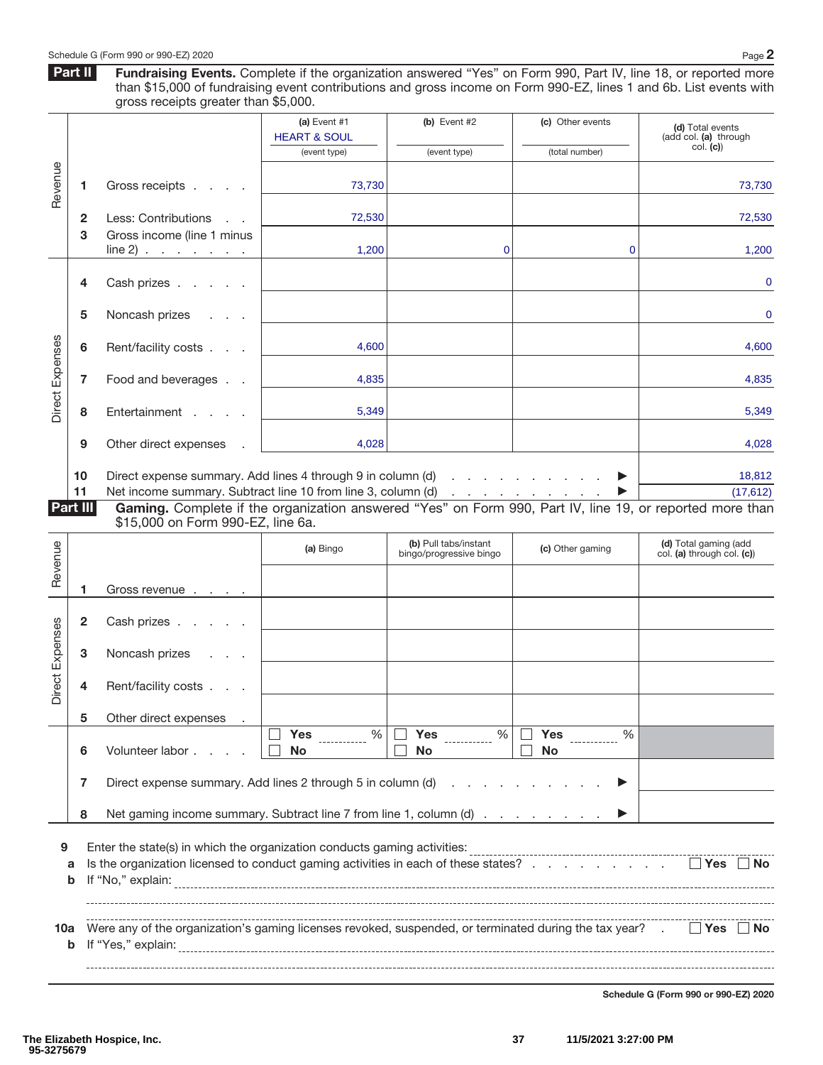Schedule G (Form 990 or 990-EZ) 2020

## Part II Fundraising Events.

Complete if the organization answered "Yes" on Form 990, Part IV, line 18, or reported more than $15,000 of fundraising event contributions and gross income on Form 990-EZ, lines 1 and 6b. List events with gross receipts greater than $5,000.

| | | | (a) Event #1 HEART & SOUL (event type) | (b) Event #2 (event type) | (c) Other events (total number) | (d) Total events (add col. (a) through col. (c)) |
|---|---|---|---|---|---|---|
| Revenue | 1 | Gross receipts | 73,730 | | | 73,730 |
| | 2 | Less: Contributions | 72,530 | | | 72,530 |
| | 3 | Gross income (line 1 minus line 2) | 1,200 | 0 | 0 | 1,200 |
| Direct Expenses | 4 | Cash prizes | | | | 0 |
| | 5 | Noncash prizes | | | | 0 |
| | 6 | Rent/facility costs | 4,600 | | | 4,600 |
| | 7 | Food and beverages | 4,835 | | | 4,835 |
| | 8 | Entertainment | 5,349 | | | 5,349 |
| | 9 | Other direct expenses | 4,028 | | | 4,028 |
| | 10 | Direct expense summary. Add lines 4 through 9 in column (d) ▶ | | | | 18,812 |
| | 11 | Net income summary. Subtract line 10 from line 3, column (d) ▶ | | | | (17,612) |

## Part III Gaming.

Complete if the organization answered "Yes" on Form 990, Part IV, line 19, or reported more than $15,000 on Form 990-EZ, line 6a.

| | | | (a) Bingo | (b) Pull tabs/instant bingo/progressive bingo | (c) Other gaming | (d) Total gaming (add col. (a) through col. (c)) |
|---|---|---|---|---|---|---|
| Revenue | 1 | Gross revenue | | | | |
| Direct Expenses | 2 | Cash prizes | | | | |
| | 3 | Noncash prizes | | | | |
| | 4 | Rent/facility costs | | | | |
| | 5 | Other direct expenses | | | | |
| | 6 | Volunteer labor | ☐ Yes ____ % ☐ No | ☐ Yes ____ % ☐ No | ☐ Yes ____ % ☐ No | |
| | 7 | Direct expense summary. Add lines 2 through 5 in column (d) ▶ | | | | |
| | 8 | Net gaming income summary. Subtract line 7 from line 1, column (d) ▶ | | | | |

9 Enter the state(s) in which the organization conducts gaming activities: ____________

a Is the organization licensed to conduct gaming activities in each of these states? ☐ Yes ☐ No

b If "No," explain: ____________

10a Were any of the organization's gaming licenses revoked, suspended, or terminated during the tax year? ☐ Yes ☐ No

b If "Yes," explain: ____________

Schedule G (Form 990 or 990-EZ) 2020

The Elizabeth Hospice, Inc.
95-3275679

11/5/2021 3:27:00 PM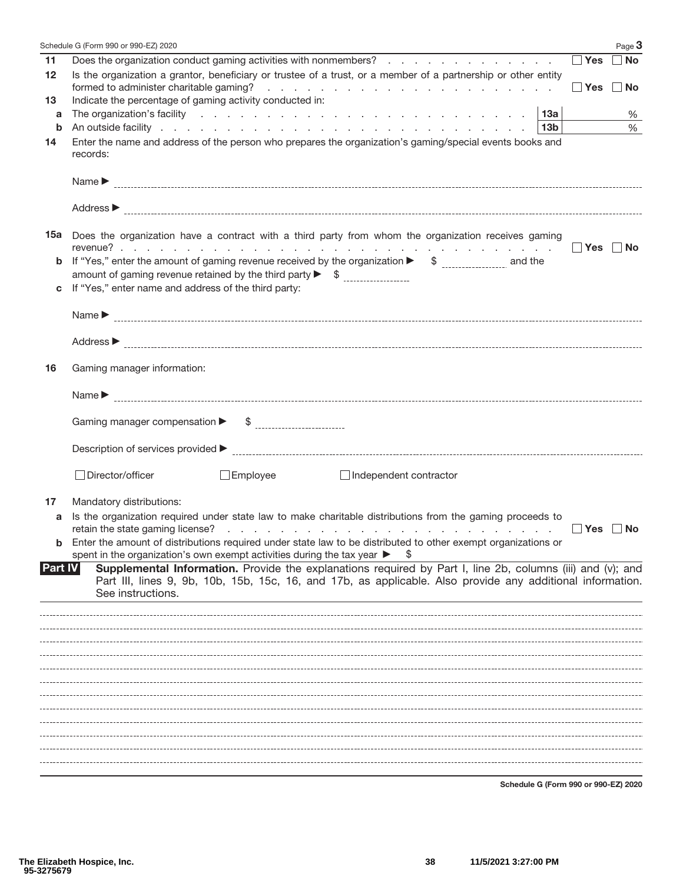**11** Does the organization conduct gaming activities with nonmembers? ☐ Yes ☐ No

**12** Is the organization a grantor, beneficiary or trustee of a trust, or a member of a partnership or other entity formed to administer charitable gaming? ☐ Yes ☐ No

**13** Indicate the percentage of gaming activity conducted in:

**a** The organization's facility **13a** %

**b** An outside facility **13b** %

**14** Enter the name and address of the person who prepares the organization's gaming/special events books and records:

Name ▶

Address ▶

**15a** Does the organization have a contract with a third party from whom the organization receives gaming revenue? ☐ Yes ☐ No

**b** If "Yes," enter the amount of gaming revenue received by the organization ▶ $ and the amount of gaming revenue retained by the third party ▶ $

**c** If "Yes," enter name and address of the third party:

Name ▶

Address ▶

**16** Gaming manager information:

Name ▶

Gaming manager compensation ▶ $

Description of services provided ▶

☐ Director/officer ☐ Employee ☐ Independent contractor

**17** Mandatory distributions:

**a** Is the organization required under state law to make charitable distributions from the gaming proceeds to retain the state gaming license? ☐ Yes ☐ No

**b** Enter the amount of distributions required under state law to be distributed to other exempt organizations or spent in the organization's own exempt activities during the tax year ▶ $

## Part IV Supplemental Information.

**Supplemental Information.** Provide the explanations required by Part I, line 2b, columns (iii) and (v); and Part III, lines 9, 9b, 10b, 15b, 15c, 16, and 17b, as applicable. Also provide any additional information. See instructions.

The Elizabeth Hospice, Inc.
95-3275679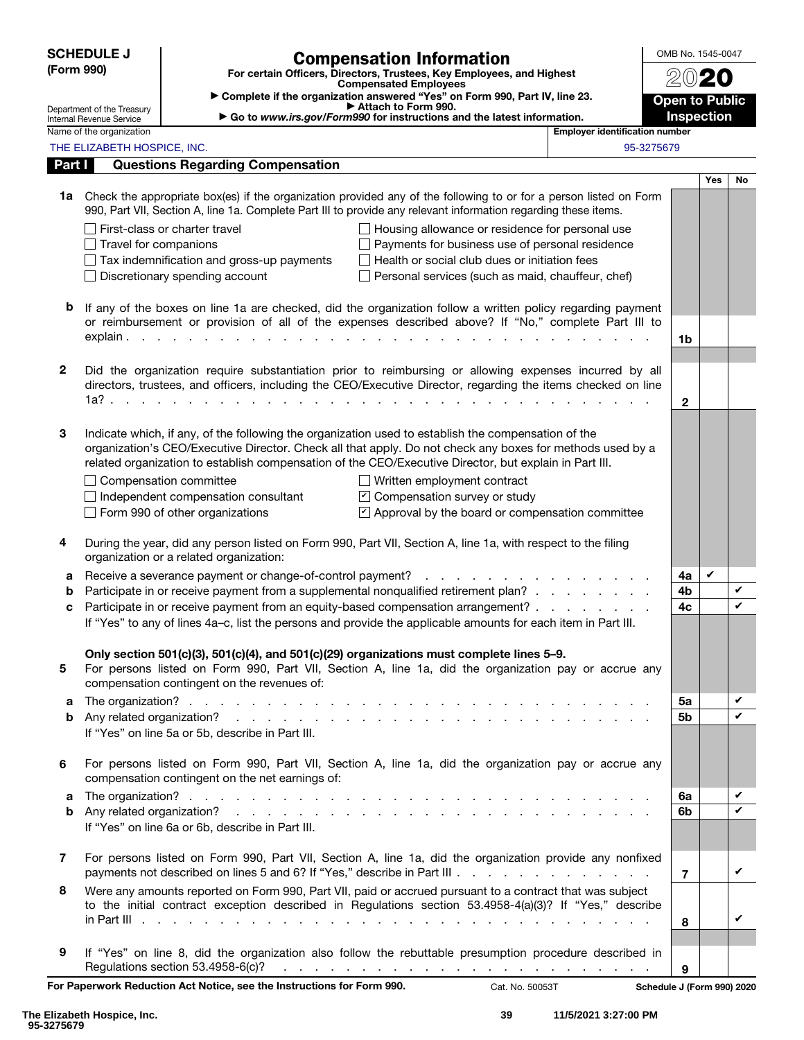**SCHEDULE J**
**(Form 990)**

Department of the Treasury
Internal Revenue Service

# Compensation Information

**For certain Officers, Directors, Trustees, Key Employees, and Highest Compensated Employees**

▶ Complete if the organization answered "Yes" on Form 990, Part IV, line 23.
▶ Attach to Form 990.
▶ Go to *www.irs.gov/Form990* for instructions and the latest information.

OMB No. 1545-0047

**2020**

**Open to Public Inspection**

Name of the organization: THE ELIZABETH HOSPICE, INC.

Employer identification number: 95-3275679

## Part I — Questions Regarding Compensation

| | | | Yes | No |
|---|---|---|---|---|
| **1a** | Check the appropriate box(es) if the organization provided any of the following to or for a person listed on Form 990, Part VII, Section A, line 1a. Complete Part III to provide any relevant information regarding these items.<br>☐ First-class or charter travel ☐ Housing allowance or residence for personal use<br>☐ Travel for companions ☐ Payments for business use of personal residence<br>☐ Tax indemnification and gross-up payments ☐ Health or social club dues or initiation fees<br>☐ Discretionary spending account ☐ Personal services (such as maid, chauffeur, chef) | | | |
| **b** | If any of the boxes on line 1a are checked, did the organization follow a written policy regarding payment or reimbursement or provision of all of the expenses described above? If "No," complete Part III to explain | 1b | | |
| **2** | Did the organization require substantiation prior to reimbursing or allowing expenses incurred by all directors, trustees, and officers, including the CEO/Executive Director, regarding the items checked on line 1a? | 2 | | |
| **3** | Indicate which, if any, of the following the organization used to establish the compensation of the organization's CEO/Executive Director. Check all that apply. Do not check any boxes for methods used by a related organization to establish compensation of the CEO/Executive Director, but explain in Part III.<br>☐ Compensation committee ☐ Written employment contract<br>☐ Independent compensation consultant ☑ Compensation survey or study<br>☐ Form 990 of other organizations ☑ Approval by the board or compensation committee | | | |
| **4** | During the year, did any person listed on Form 990, Part VII, Section A, line 1a, with respect to the filing organization or a related organization: | | | |
| **a** | Receive a severance payment or change-of-control payment? | 4a | ✔ | |
| **b** | Participate in or receive payment from a supplemental nonqualified retirement plan? | 4b | | ✔ |
| **c** | Participate in or receive payment from an equity-based compensation arrangement? | 4c | | ✔ |
| | If "Yes" to any of lines 4a–c, list the persons and provide the applicable amounts for each item in Part III. | | | |
| | **Only section 501(c)(3), 501(c)(4), and 501(c)(29) organizations must complete lines 5–9.** | | | |
| **5** | For persons listed on Form 990, Part VII, Section A, line 1a, did the organization pay or accrue any compensation contingent on the revenues of: | | | |
| **a** | The organization? | 5a | | ✔ |
| **b** | Any related organization? | 5b | | ✔ |
| | If "Yes" on line 5a or 5b, describe in Part III. | | | |
| **6** | For persons listed on Form 990, Part VII, Section A, line 1a, did the organization pay or accrue any compensation contingent on the net earnings of: | | | |
| **a** | The organization? | 6a | | ✔ |
| **b** | Any related organization? | 6b | | ✔ |
| | If "Yes" on line 6a or 6b, describe in Part III. | | | |
| **7** | For persons listed on Form 990, Part VII, Section A, line 1a, did the organization provide any nonfixed payments not described on lines 5 and 6? If "Yes," describe in Part III | 7 | | ✔ |
| **8** | Were any amounts reported on Form 990, Part VII, paid or accrued pursuant to a contract that was subject to the initial contract exception described in Regulations section 53.4958-4(a)(3)? If "Yes," describe in Part III | 8 | | ✔ |
| **9** | If "Yes" on line 8, did the organization also follow the rebuttable presumption procedure described in Regulations section 53.4958-6(c)? | 9 | | |

**For Paperwork Reduction Act Notice, see the Instructions for Form 990.** Cat. No. 50053T **Schedule J (Form 990) 2020**

The Elizabeth Hospice, Inc.
95-3275679
11/5/2021 3:27:00 PM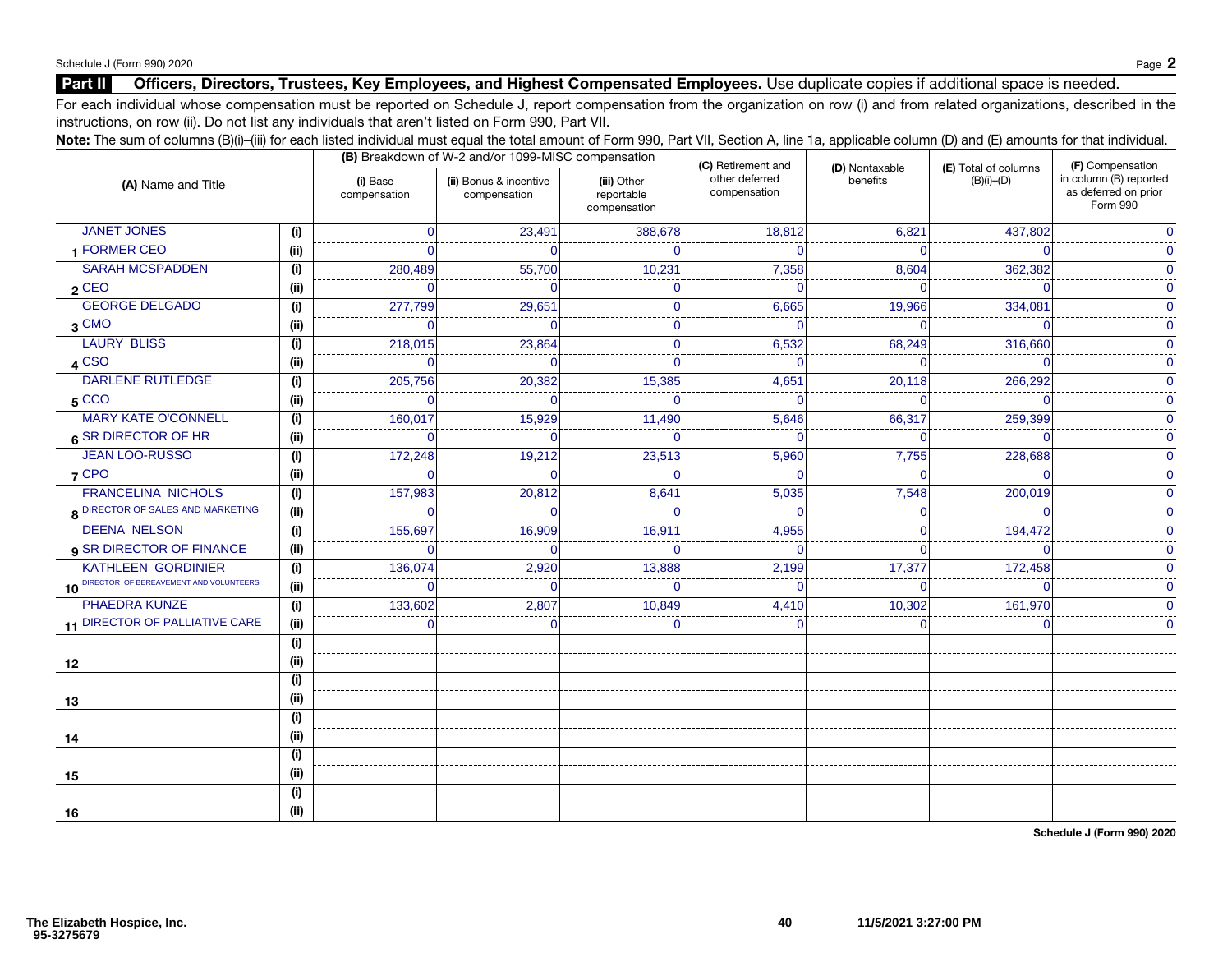Schedule J (Form 990) 2020

## Part II Officers, Directors, Trustees, Key Employees, and Highest Compensated Employees. Use duplicate copies if additional space is needed.

For each individual whose compensation must be reported on Schedule J, report compensation from the organization on row (i) and from related organizations, described in the instructions, on row (ii). Do not list any individuals that aren't listed on Form 990, Part VII.

**Note:** The sum of columns (B)(i)–(iii) for each listed individual must equal the total amount of Form 990, Part VII, Section A, line 1a, applicable column (D) and (E) amounts for that individual.

| (A) Name and Title | | (B) Breakdown of W-2 and/or 1099-MISC compensation | | | (C) Retirement and other deferred compensation | (D) Nontaxable benefits | (E) Total of columns (B)(i)–(D) | (F) Compensation in column (B) reported as deferred on prior Form 990 |
|---|---|---|---|---|---|---|---|---|
| | | (i) Base compensation | (ii) Bonus & incentive compensation | (iii) Other reportable compensation | | | | |
| 1 JANET JONES | (i) | 0 | 23,491 | 388,678 | 18,812 | 6,821 | 437,802 | 0 |
| FORMER CEO | (ii) | 0 | 0 | 0 | 0 | 0 | 0 | 0 |
| 2 SARAH MCSPADDEN | (i) | 280,489 | 55,700 | 10,231 | 7,358 | 8,604 | 362,382 | 0 |
| CEO | (ii) | 0 | 0 | 0 | 0 | 0 | 0 | 0 |
| 3 GEORGE DELGADO | (i) | 277,799 | 29,651 | 0 | 6,665 | 19,966 | 334,081 | 0 |
| CMO | (ii) | 0 | 0 | 0 | 0 | 0 | 0 | 0 |
| 4 LAURY BLISS | (i) | 218,015 | 23,864 | 0 | 6,532 | 68,249 | 316,660 | 0 |
| CSO | (ii) | 0 | 0 | 0 | 0 | 0 | 0 | 0 |
| 5 DARLENE RUTLEDGE | (i) | 205,756 | 20,382 | 15,385 | 4,651 | 20,118 | 266,292 | 0 |
| CCO | (ii) | 0 | 0 | 0 | 0 | 0 | 0 | 0 |
| 6 MARY KATE O'CONNELL | (i) | 160,017 | 15,929 | 11,490 | 5,646 | 66,317 | 259,399 | 0 |
| SR DIRECTOR OF HR | (ii) | 0 | 0 | 0 | 0 | 0 | 0 | 0 |
| 7 JEAN LOO-RUSSO | (i) | 172,248 | 19,212 | 23,513 | 5,960 | 7,755 | 228,688 | 0 |
| CPO | (ii) | 0 | 0 | 0 | 0 | 0 | 0 | 0 |
| 8 FRANCELINA NICHOLS | (i) | 157,983 | 20,812 | 8,641 | 5,035 | 7,548 | 200,019 | 0 |
| DIRECTOR OF SALES AND MARKETING | (ii) | 0 | 0 | 0 | 0 | 0 | 0 | 0 |
| 9 DEENA NELSON | (i) | 155,697 | 16,909 | 16,911 | 4,955 | 0 | 194,472 | 0 |
| SR DIRECTOR OF FINANCE | (ii) | 0 | 0 | 0 | 0 | 0 | 0 | 0 |
| 10 KATHLEEN GORDINIER | (i) | 136,074 | 2,920 | 13,888 | 2,199 | 17,377 | 172,458 | 0 |
| DIRECTOR OF BEREAVEMENT AND VOLUNTEERS | (ii) | 0 | 0 | 0 | 0 | 0 | 0 | 0 |
| 11 PHAEDRA KUNZE | (i) | 133,602 | 2,807 | 10,849 | 4,410 | 10,302 | 161,970 | 0 |
| DIRECTOR OF PALLIATIVE CARE | (ii) | 0 | 0 | 0 | 0 | 0 | 0 | 0 |
| 12 | (i) | | | | | | | |
| | (ii) | | | | | | | |
| 13 | (i) | | | | | | | |
| | (ii) | | | | | | | |
| 14 | (i) | | | | | | | |
| | (ii) | | | | | | | |
| 15 | (i) | | | | | | | |
| | (ii) | | | | | | | |
| 16 | (i) | | | | | | | |
| | (ii) | | | | | | | |

**Schedule J (Form 990) 2020**

The Elizabeth Hospice, Inc.
95-3275679

11/5/2021 3:27:00 PM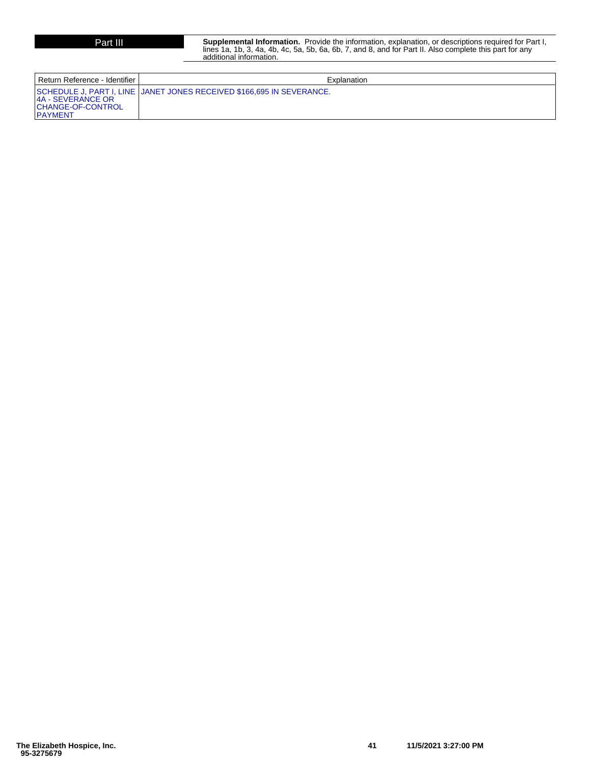**Part III** **Supplemental Information.** Provide the information, explanation, or descriptions required for Part I, lines 1a, 1b, 3, 4a, 4b, 4c, 5a, 5b, 6a, 6b, 7, and 8, and for Part II. Also complete this part for any additional information.

| Return Reference - Identifier | Explanation |
|---|---|
| SCHEDULE J, PART I, LINE 4A - SEVERANCE OR CHANGE-OF-CONTROL PAYMENT | JANET JONES RECEIVED $166,695 IN SEVERANCE. |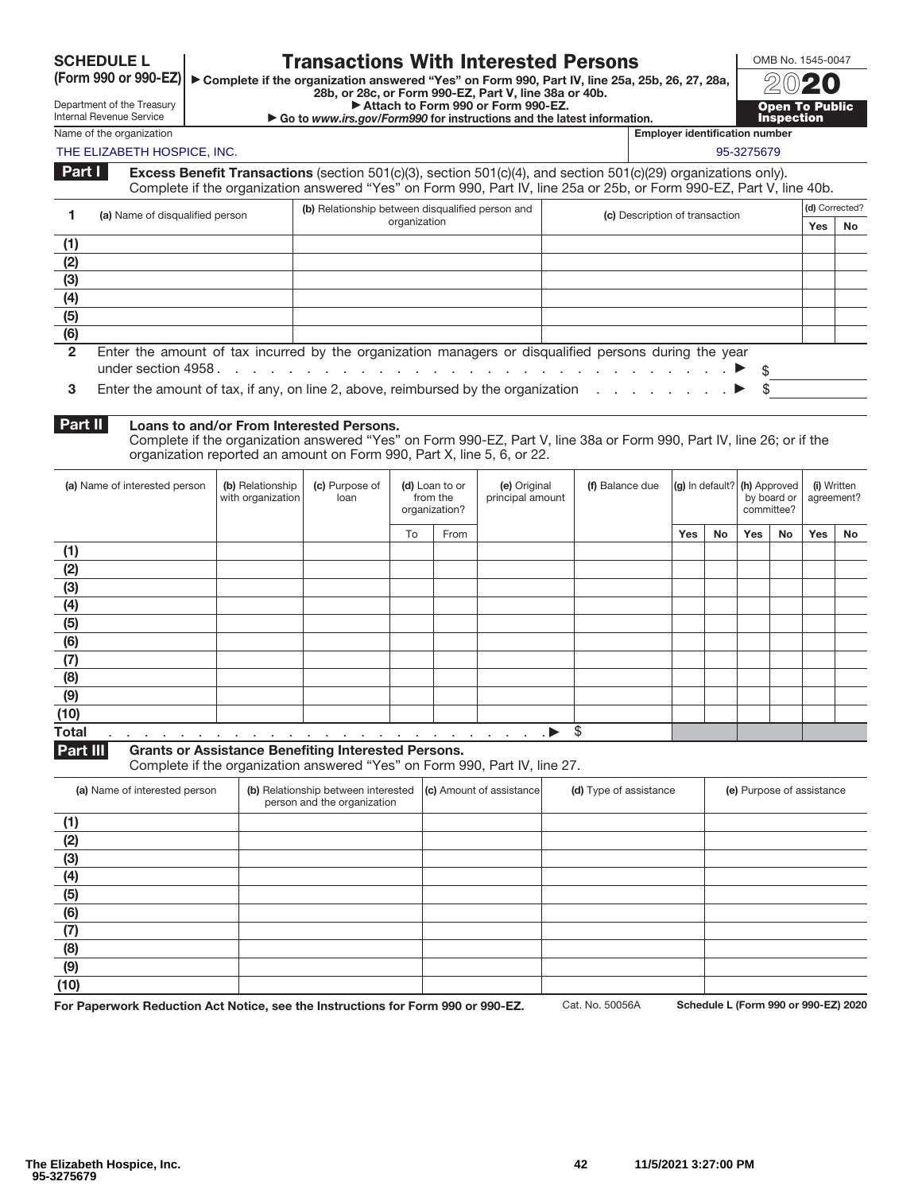**SCHEDULE L (Form 990 or 990-EZ)**

Department of the Treasury
Internal Revenue Service

# Transactions With Interested Persons

▶ Complete if the organization answered "Yes" on Form 990, Part IV, line 25a, 25b, 26, 27, 28a, 28b, or 28c, or Form 990-EZ, Part V, line 38a or 40b.
▶ Attach to Form 990 or Form 990-EZ.
▶ Go to *www.irs.gov/Form990* for instructions and the latest information.

OMB No. 1545-0047

**2020**

**Open To Public Inspection**

Name of the organization: THE ELIZABETH HOSPICE, INC.

Employer identification number: 95-3275679

## Part I Excess Benefit Transactions (section 501(c)(3), section 501(c)(4), and section 501(c)(29) organizations only).

Complete if the organization answered "Yes" on Form 990, Part IV, line 25a or 25b, or Form 990-EZ, Part V, line 40b.

| 1 | (a) Name of disqualified person | (b) Relationship between disqualified person and organization | (c) Description of transaction | (d) Corrected? | |
|---|---|---|---|---|---|
| | | | | Yes | No |
| (1) | | | | | |
| (2) | | | | | |
| (3) | | | | | |
| (4) | | | | | |
| (5) | | | | | |
| (6) | | | | | |

**2** Enter the amount of tax incurred by the organization managers or disqualified persons during the year under section 4958 . . . ▶ $

**3** Enter the amount of tax, if any, on line 2, above, reimbursed by the organization . . . ▶ $

## Part II Loans to and/or From Interested Persons.

Complete if the organization answered "Yes" on Form 990-EZ, Part V, line 38a or Form 990, Part IV, line 26; or if the organization reported an amount on Form 990, Part X, line 5, 6, or 22.

| | (a) Name of interested person | (b) Relationship with organization | (c) Purpose of loan | (d) Loan to or from the organization? | | (e) Original principal amount | (f) Balance due | (g) In default? | | (h) Approved by board or committee? | | (i) Written agreement? | |
|---|---|---|---|---|---|---|---|---|---|---|---|---|---|
| | | | | To | From | | | Yes | No | Yes | No | Yes | No |
| (1) | | | | | | | | | | | | | |
| (2) | | | | | | | | | | | | | |
| (3) | | | | | | | | | | | | | |
| (4) | | | | | | | | | | | | | |
| (5) | | | | | | | | | | | | | |
| (6) | | | | | | | | | | | | | |
| (7) | | | | | | | | | | | | | |
| (8) | | | | | | | | | | | | | |
| (9) | | | | | | | | | | | | | |
| (10) | | | | | | | | | | | | | |
| **Total** | | | | | | ▶ | $ | | | | | | |

## Part III Grants or Assistance Benefiting Interested Persons.

Complete if the organization answered "Yes" on Form 990, Part IV, line 27.

| | (a) Name of interested person | (b) Relationship between interested person and the organization | (c) Amount of assistance | (d) Type of assistance | (e) Purpose of assistance |
|---|---|---|---|---|---|
| (1) | | | | | |
| (2) | | | | | |
| (3) | | | | | |
| (4) | | | | | |
| (5) | | | | | |
| (6) | | | | | |
| (7) | | | | | |
| (8) | | | | | |
| (9) | | | | | |
| (10) | | | | | |

**For Paperwork Reduction Act Notice, see the Instructions for Form 990 or 990-EZ.** Cat. No. 50056A **Schedule L (Form 990 or 990-EZ) 2020**

The Elizabeth Hospice, Inc.
95-3275679

11/5/2021 3:27:00 PM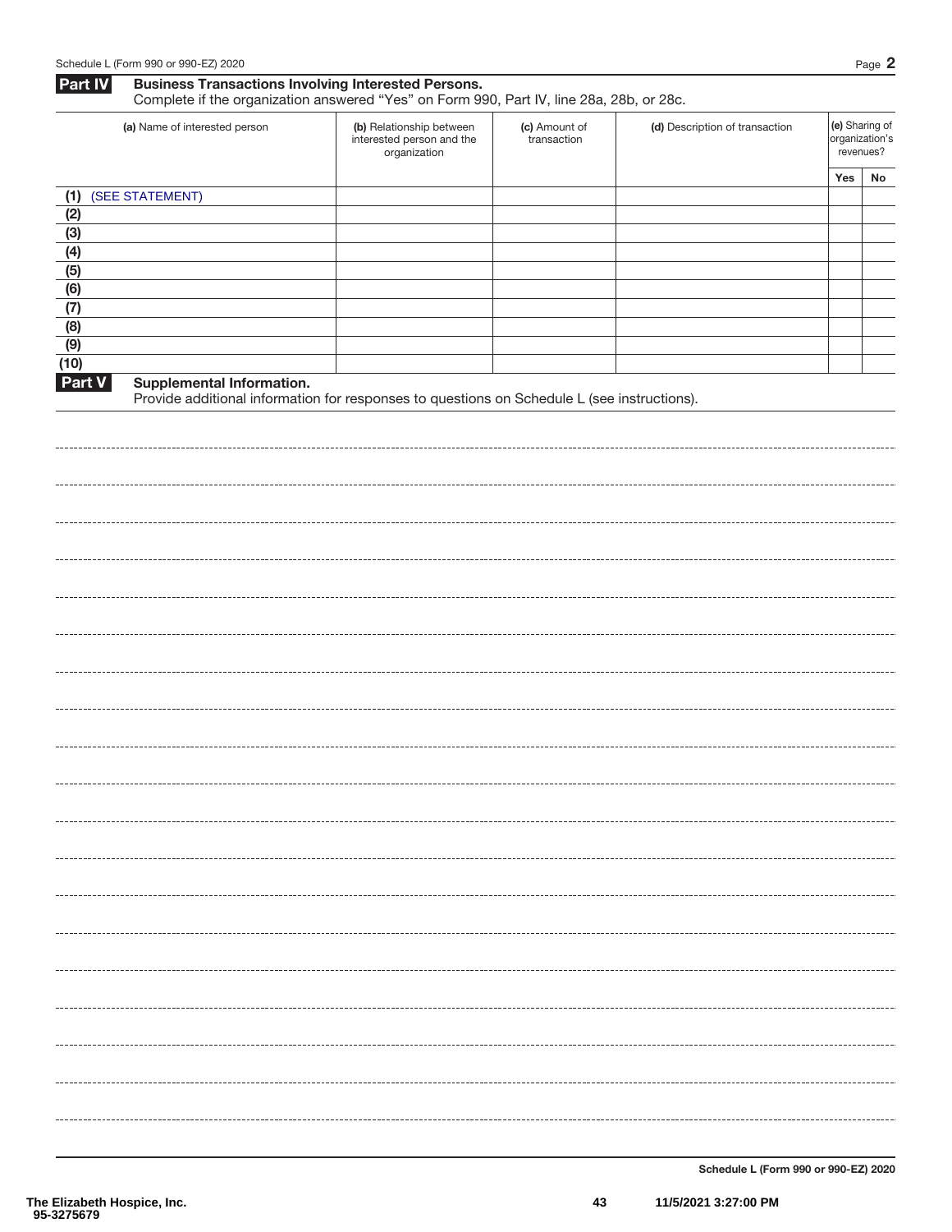**Part IV** **Business Transactions Involving Interested Persons.**
Complete if the organization answered "Yes" on Form 990, Part IV, line 28a, 28b, or 28c.

| (a) Name of interested person | (b) Relationship between interested person and the organization | (c) Amount of transaction | (d) Description of transaction | (e) Sharing of organization's revenues? | |
|---|---|---|---|---|---|
| | | | | Yes | No |
| (1) (SEE STATEMENT) | | | | | |
| (2) | | | | | |
| (3) | | | | | |
| (4) | | | | | |
| (5) | | | | | |
| (6) | | | | | |
| (7) | | | | | |
| (8) | | | | | |
| (9) | | | | | |
| (10) | | | | | |

**Part V** **Supplemental Information.**
Provide additional information for responses to questions on Schedule L (see instructions).

Schedule L (Form 990 or 990-EZ) 2020

The Elizabeth Hospice, Inc.
95-3275679

11/5/2021 3:27:00 PM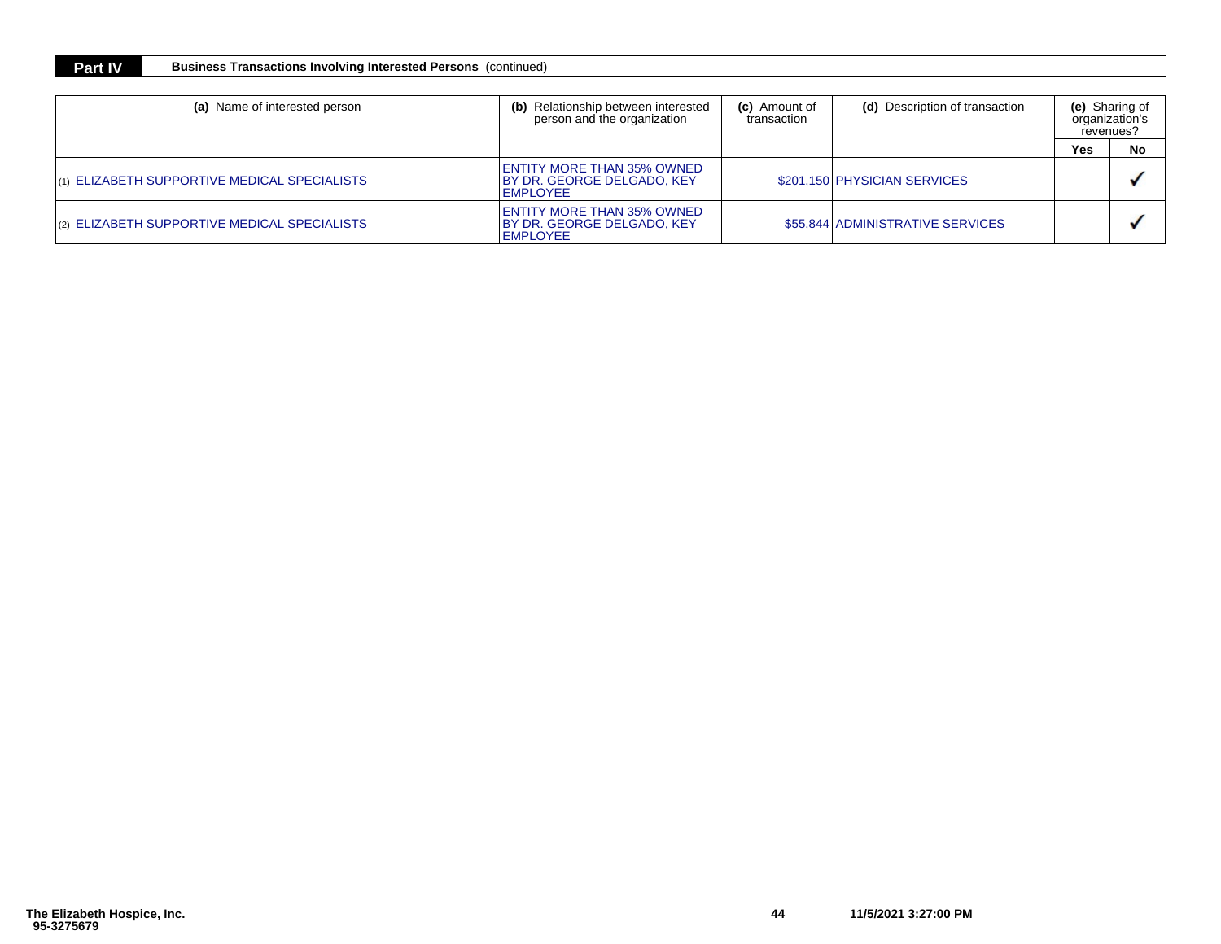**Part IV** **Business Transactions Involving Interested Persons** (continued)

| (a) Name of interested person | (b) Relationship between interested person and the organization | (c) Amount of transaction | (d) Description of transaction | (e) Sharing of organization's revenues? | |
|---|---|---|---|---|---|
| | | | | Yes | No |
| (1) ELIZABETH SUPPORTIVE MEDICAL SPECIALISTS | ENTITY MORE THAN 35% OWNED BY DR. GEORGE DELGADO, KEY EMPLOYEE | $201,150 | PHYSICIAN SERVICES | | ✓ |
| (2) ELIZABETH SUPPORTIVE MEDICAL SPECIALISTS | ENTITY MORE THAN 35% OWNED BY DR. GEORGE DELGADO, KEY EMPLOYEE | $55,844 | ADMINISTRATIVE SERVICES | | ✓ |

**The Elizabeth Hospice, Inc.**
**95-3275679**

**11/5/2021 3:27:00 PM**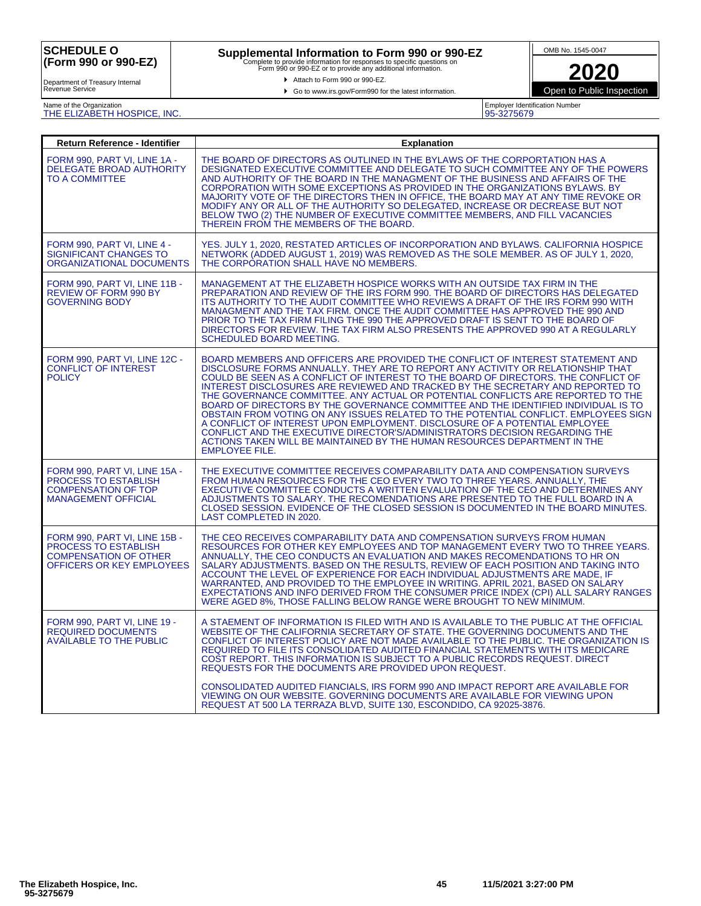**SCHEDULE O (Form 990 or 990-EZ)**

Department of Treasury Internal Revenue Service

# Supplemental Information to Form 990 or 990-EZ

Complete to provide information for responses to specific questions on Form 990 or 990-EZ or to provide any additional information.

▶ Attach to Form 990 or 990-EZ.

▶ Go to www.irs.gov/Form990 for the latest information.

OMB No. 1545-0047

**2020**

Open to Public Inspection

Name of the Organization: THE ELIZABETH HOSPICE, INC.

Employer Identification Number: 95-3275679

| Return Reference - Identifier | Explanation |
|---|---|
| FORM 990, PART VI, LINE 1A - DELEGATE BROAD AUTHORITY TO A COMMITTEE | THE BOARD OF DIRECTORS AS OUTLINED IN THE BYLAWS OF THE CORPORTATION HAS A DESIGNATED EXECUTIVE COMMITTEE AND DELEGATE TO SUCH COMMITTEE ANY OF THE POWERS AND AUTHORITY OF THE BOARD IN THE MANAGMENT OF THE BUSINESS AND AFFAIRS OF THE CORPORATION WITH SOME EXCEPTIONS AS PROVIDED IN THE ORGANIZATIONS BYLAWS. BY MAJORITY VOTE OF THE DIRECTORS THEN IN OFFICE, THE BOARD MAY AT ANY TIME REVOKE OR MODIFY ANY OR ALL OF THE AUTHORITY SO DELEGATED, INCREASE OR DECREASE BUT NOT BELOW TWO (2) THE NUMBER OF EXECUTIVE COMMITTEE MEMBERS, AND FILL VACANCIES THEREIN FROM THE MEMBERS OF THE BOARD. |
| FORM 990, PART VI, LINE 4 - SIGNIFICANT CHANGES TO ORGANIZATIONAL DOCUMENTS | YES. JULY 1, 2020, RESTATED ARTICLES OF INCORPORATION AND BYLAWS. CALIFORNIA HOSPICE NETWORK (ADDED AUGUST 1, 2019) WAS REMOVED AS THE SOLE MEMBER. AS OF JULY 1, 2020, THE CORPORATION SHALL HAVE NO MEMBERS. |
| FORM 990, PART VI, LINE 11B - REVIEW OF FORM 990 BY GOVERNING BODY | MANAGEMENT AT THE ELIZABETH HOSPICE WORKS WITH AN OUTSIDE TAX FIRM IN THE PREPARATION AND REVIEW OF THE IRS FORM 990. THE BOARD OF DIRECTORS HAS DELEGATED ITS AUTHORITY TO THE AUDIT COMMITTEE WHO REVIEWS A DRAFT OF THE IRS FORM 990 WITH MANAGMENT AND THE TAX FIRM. ONCE THE AUDIT COMMITTEE HAS APPROVED THE 990 AND PRIOR TO THE TAX FIRM FILING THE 990 THE APPROVED DRAFT IS SENT TO THE BOARD OF DIRECTORS FOR REVIEW. THE TAX FIRM ALSO PRESENTS THE APPROVED 990 AT A REGULARLY SCHEDULED BOARD MEETING. |
| FORM 990, PART VI, LINE 12C - CONFLICT OF INTEREST POLICY | BOARD MEMBERS AND OFFICERS ARE PROVIDED THE CONFLICT OF INTEREST STATEMENT AND DISCLOSURE FORMS ANNUALLY. THEY ARE TO REPORT ANY ACTIVITY OR RELATIONSHIP THAT COULD BE SEEN AS A CONFLICT OF INTEREST TO THE BOARD OF DIRECTORS. THE CONFLICT OF INTEREST DISCLOSURES ARE REVIEWED AND TRACKED BY THE SECRETARY AND REPORTED TO THE GOVERNANCE COMMITTEE. ANY ACTUAL OR POTENTIAL CONFLICTS ARE REPORTED TO THE BOARD OF DIRECTORS BY THE GOVERNANCE COMMITTEE AND THE IDENTIFIED INDIVIDUAL IS TO OBSTAIN FROM VOTING ON ANY ISSUES RELATED TO THE POTENTIAL CONFLICT. EMPLOYEES SIGN A CONFLICT OF INTEREST UPON EMPLOYMENT. DISCLOSURE OF A POTENTIAL EMPLOYEE CONFLICT AND THE EXECUTIVE DIRECTOR'S/ADMINISTRATORS DECISION REGARDING THE ACTIONS TAKEN WILL BE MAINTAINED BY THE HUMAN RESOURCES DEPARTMENT IN THE EMPLOYEE FILE. |
| FORM 990, PART VI, LINE 15A - PROCESS TO ESTABLISH COMPENSATION OF TOP MANAGEMENT OFFICIAL | THE EXECUTIVE COMMITTEE RECEIVES COMPARABILITY DATA AND COMPENSATION SURVEYS FROM HUMAN RESOURCES FOR THE CEO EVERY TWO TO THREE YEARS. ANNUALLY, THE EXECUTIVE COMMITTEE CONDUCTS A WRITTEN EVALUATION OF THE CEO AND DETERMINES ANY ADJUSTMENTS TO SALARY. THE RECOMENDATIONS ARE PRESENTED TO THE FULL BOARD IN A CLOSED SESSION. EVIDENCE OF THE CLOSED SESSION IS DOCUMENTED IN THE BOARD MINUTES. LAST COMPLETED IN 2020. |
| FORM 990, PART VI, LINE 15B - PROCESS TO ESTABLISH COMPENSATION OF OTHER OFFICERS OR KEY EMPLOYEES | THE CEO RECEIVES COMPARABILITY DATA AND COMPENSATION SURVEYS FROM HUMAN RESOURCES FOR OTHER KEY EMPLOYEES AND TOP MANAGEMENT EVERY TWO TO THREE YEARS. ANNUALLY, THE CEO CONDUCTS AN EVALUATION AND MAKES RECOMENDATIONS TO HR ON SALARY ADJUSTMENTS. BASED ON THE RESULTS, REVIEW OF EACH POSITION AND TAKING INTO ACCOUNT THE LEVEL OF EXPERIENCE FOR EACH INDIVIDUAL ADJUSTMENTS ARE MADE, IF WARRANTED, AND PROVIDED TO THE EMPLOYEE IN WRITING. APRIL 2021, BASED ON SALARY EXPECTATIONS AND INFO DERIVED FROM THE CONSUMER PRICE INDEX (CPI) ALL SALARY RANGES WERE AGED 8%, THOSE FALLING BELOW RANGE WERE BROUGHT TO NEW MINIMUM. |
| FORM 990, PART VI, LINE 19 - REQUIRED DOCUMENTS AVAILABLE TO THE PUBLIC | A STAEMENT OF INFORMATION IS FILED WITH AND IS AVAILABLE TO THE PUBLIC AT THE OFFICIAL WEBSITE OF THE CALIFORNIA SECRETARY OF STATE. THE GOVERNING DOCUMENTS AND THE CONFLICT OF INTEREST POLICY ARE NOT MADE AVAILABLE TO THE PUBLIC. THE ORGANIZATION IS REQUIRED TO FILE ITS CONSOLIDATED AUDITED FINANCIAL STATEMENTS WITH ITS MEDICARE COST REPORT. THIS INFORMATION IS SUBJECT TO A PUBLIC RECORDS REQUEST. DIRECT REQUESTS FOR THE DOCUMENTS ARE PROVIDED UPON REQUEST.<br><br>CONSOLIDATED AUDITED FIANCIALS, IRS FORM 990 AND IMPACT REPORT ARE AVAILABLE FOR VIEWING ON OUR WEBSITE. GOVERNING DOCUMENTS ARE AVAILABLE FOR VIEWING UPON REQUEST AT 500 LA TERRAZA BLVD, SUITE 130, ESCONDIDO, CA 92025-3876. |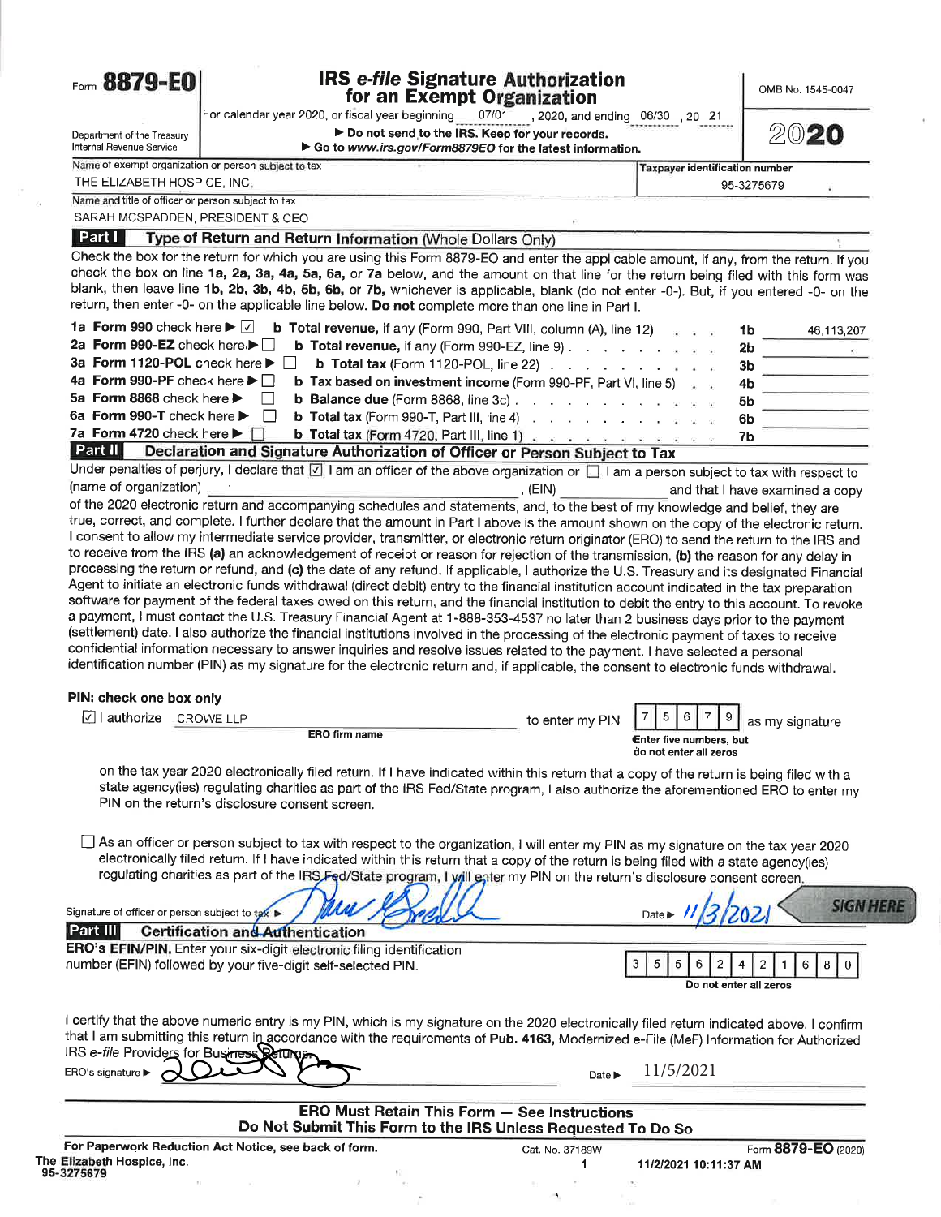Form **8879-EO**

Department of the Treasury
Internal Revenue Service

# IRS *e-file* Signature Authorization for an Exempt Organization

For calendar year 2020, or fiscal year beginning 07/01 , 2020, and ending 06/30 , 20 21

▶ **Do not send to the IRS. Keep for your records.**

▶ **Go to *www.irs.gov/Form8879EO* for the latest information.**

OMB No. 1545-0047

**2020**

Name of exempt organization or person subject to tax: THE ELIZABETH HOSPICE, INC.

Taxpayer identification number: 95-3275679

Name and title of officer or person subject to tax: SARAH MCSPADDEN, PRESIDENT & CEO

## Part I — Type of Return and Return Information (Whole Dollars Only)

Check the box for the return for which you are using this Form 8879-EO and enter the applicable amount, if any, from the return. If you check the box on line **1a, 2a, 3a, 4a, 5a, 6a,** or **7a** below, and the amount on that line for the return being filed with this form was blank, then leave line **1b, 2b, 3b, 4b, 5b, 6b,** or **7b,** whichever is applicable, blank (do not enter -0-). But, if you entered -0- on the return, then enter -0- on the applicable line below. **Do not** complete more than one line in Part I.

| | | | |
|---|---|---|---|
| **1a Form 990** check here ▶ ☑ | **b Total revenue,** if any (Form 990, Part VIII, column (A), line 12) | **1b** | 46,113,207 |
| **2a Form 990-EZ** check here ▶ ☐ | **b Total revenue,** if any (Form 990-EZ, line 9) | **2b** | |
| **3a Form 1120-POL** check here ▶ ☐ | **b Total tax** (Form 1120-POL, line 22) | **3b** | |
| **4a Form 990-PF** check here ▶ ☐ | **b Tax based on investment income** (Form 990-PF, Part VI, line 5) | **4b** | |
| **5a Form 8868** check here ▶ ☐ | **b Balance due** (Form 8868, line 3c) | **5b** | |
| **6a Form 990-T** check here ▶ ☐ | **b Total tax** (Form 990-T, Part III, line 4) | **6b** | |
| **7a Form 4720** check here ▶ ☐ | **b Total tax** (Form 4720, Part III, line 1) | **7b** | |

## Part II — Declaration and Signature Authorization of Officer or Person Subject to Tax

Under penalties of perjury, I declare that ☑ I am an officer of the above organization or ☐ I am a person subject to tax with respect to (name of organization) ______________________, (EIN) ____________ and that I have examined a copy of the 2020 electronic return and accompanying schedules and statements, and, to the best of my knowledge and belief, they are true, correct, and complete. I further declare that the amount in Part I above is the amount shown on the copy of the electronic return. I consent to allow my intermediate service provider, transmitter, or electronic return originator (ERO) to send the return to the IRS and to receive from the IRS **(a)** an acknowledgement of receipt or reason for rejection of the transmission, **(b)** the reason for any delay in processing the return or refund, and **(c)** the date of any refund. If applicable, I authorize the U.S. Treasury and its designated Financial Agent to initiate an electronic funds withdrawal (direct debit) entry to the financial institution account indicated in the tax preparation software for payment of the federal taxes owed on this return, and the financial institution to debit the entry to this account. To revoke a payment, I must contact the U.S. Treasury Financial Agent at 1-888-353-4537 no later than 2 business days prior to the payment (settlement) date. I also authorize the financial institutions involved in the processing of the electronic payment of taxes to receive confidential information necessary to answer inquiries and resolve issues related to the payment. I have selected a personal identification number (PIN) as my signature for the electronic return and, if applicable, the consent to electronic funds withdrawal.

**PIN: check one box only**

☑ I authorize CROWE LLP (ERO firm name) to enter my PIN 7 5 6 7 9 (Enter five numbers, but do not enter all zeros) as my signature on the tax year 2020 electronically filed return. If I have indicated within this return that a copy of the return is being filed with a state agency(ies) regulating charities as part of the IRS Fed/State program, I also authorize the aforementioned ERO to enter my PIN on the return's disclosure consent screen.

☐ As an officer or person subject to tax with respect to the organization, I will enter my PIN as my signature on the tax year 2020 electronically filed return. If I have indicated within this return that a copy of the return is being filed with a state agency(ies) regulating charities as part of the IRS Fed/State program, I will enter my PIN on the return's disclosure consent screen.

Signature of officer or person subject to tax ▶ [signature] Date ▶ 11/3/2021 **SIGN HERE**

## Part III — Certification and Authentication

**ERO's EFIN/PIN.** Enter your six-digit electronic filing identification number (EFIN) followed by your five-digit self-selected PIN.

3 5 5 6 2 4 2 1 6 8 0

Do not enter all zeros

I certify that the above numeric entry is my PIN, which is my signature on the 2020 electronically filed return indicated above. I confirm that I am submitting this return in accordance with the requirements of **Pub. 4163,** Modernized e-File (MeF) Information for Authorized IRS *e-file* Providers for Business Returns.

ERO's signature ▶ [signature] Date ▶ 11/5/2021

**ERO Must Retain This Form — See Instructions**
**Do Not Submit This Form to the IRS Unless Requested To Do So**

**For Paperwork Reduction Act Notice, see back of form.** Cat. No. 37189W Form **8879-EO** (2020)

The Elizabeth Hospice, Inc.
95-3275679

11/2/2021 10:11:37 AM